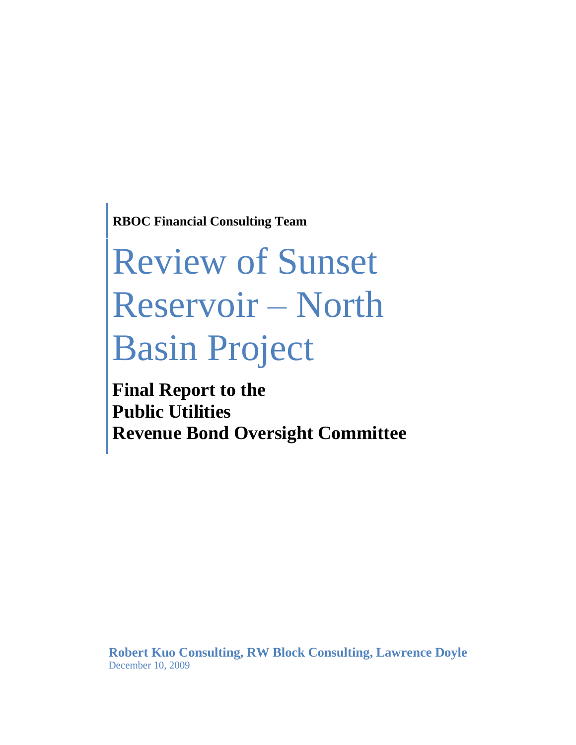**RBOC Financial Consulting Team**

# Review of Sunset Reservoir – North Basin Project

**Final Report to the Public Utilities Revenue Bond Oversight Committee**

**Robert Kuo Consulting, RW Block Consulting, Lawrence Doyle**
December 10, 2009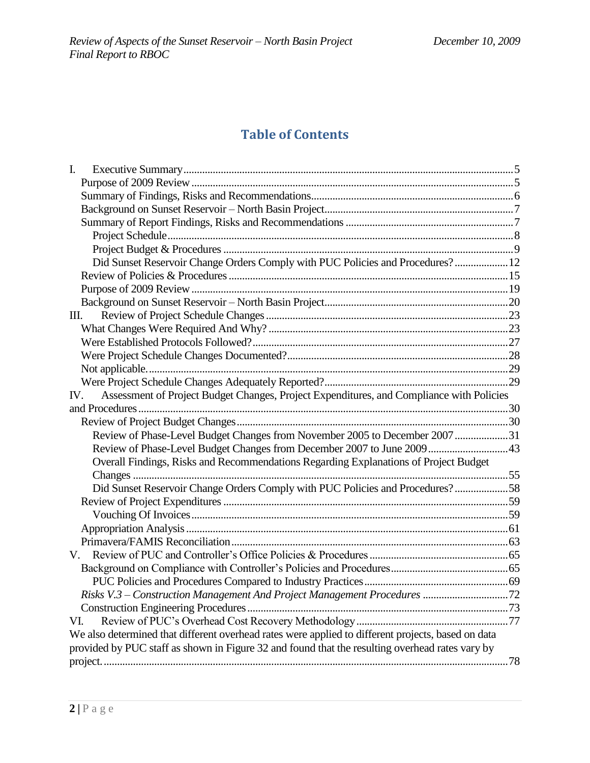# Table of Contents

I. Executive Summary ....................................................................................................5

Purpose of 2009 Review ....................................................................................................5

Summary of Findings, Risks and Recommendations ....................................................................................................6

Background on Sunset Reservoir – North Basin Project ....................................................................................................7

Summary of Report Findings, Risks and Recommendations ....................................................................................................7

Project Schedule ....................................................................................................8

Project Budget & Procedures ....................................................................................................9

Did Sunset Reservoir Change Orders Comply with PUC Policies and Procedures? ....................12

Review of Policies & Procedures ....................................................................................................15

Purpose of 2009 Review ....................................................................................................19

Background on Sunset Reservoir – North Basin Project ....................................................................................................20

III. Review of Project Schedule Changes ....................................................................................................23

What Changes Were Required And Why? ....................................................................................................23

Were Established Protocols Followed? ....................................................................................................27

Were Project Schedule Changes Documented? ....................................................................................................28

Not applicable. ....................................................................................................29

Were Project Schedule Changes Adequately Reported? ....................................................................................................29

IV. Assessment of Project Budget Changes, Project Expenditures, and Compliance with Policies and Procedures ....................................................................................................30

Review of Project Budget Changes ....................................................................................................30

Review of Phase-Level Budget Changes from November 2005 to December 2007 ....................31

Review of Phase-Level Budget Changes from December 2007 to June 2009 ....................................................................................................43

Overall Findings, Risks and Recommendations Regarding Explanations of Project Budget Changes ....................................................................................................55

Did Sunset Reservoir Change Orders Comply with PUC Policies and Procedures? ....................58

Review of Project Expenditures ....................................................................................................59

Vouching Of Invoices ....................................................................................................59

Appropriation Analysis ....................................................................................................61

Primavera/FAMIS Reconciliation ....................................................................................................63

V. Review of PUC and Controller's Office Policies & Procedures ....................................................................................................65

Background on Compliance with Controller's Policies and Procedures ....................................................................................................65

PUC Policies and Procedures Compared to Industry Practices ....................................................................................................69

*Risks V.3 – Construction Management And Project Management Procedures* ....................................................................................................72

Construction Engineering Procedures ....................................................................................................73

VI. Review of PUC's Overhead Cost Recovery Methodology ....................................................................................................77

We also determined that different overhead rates were applied to different projects, based on data provided by PUC staff as shown in Figure 32 and found that the resulting overhead rates vary by project. ....................................................................................................78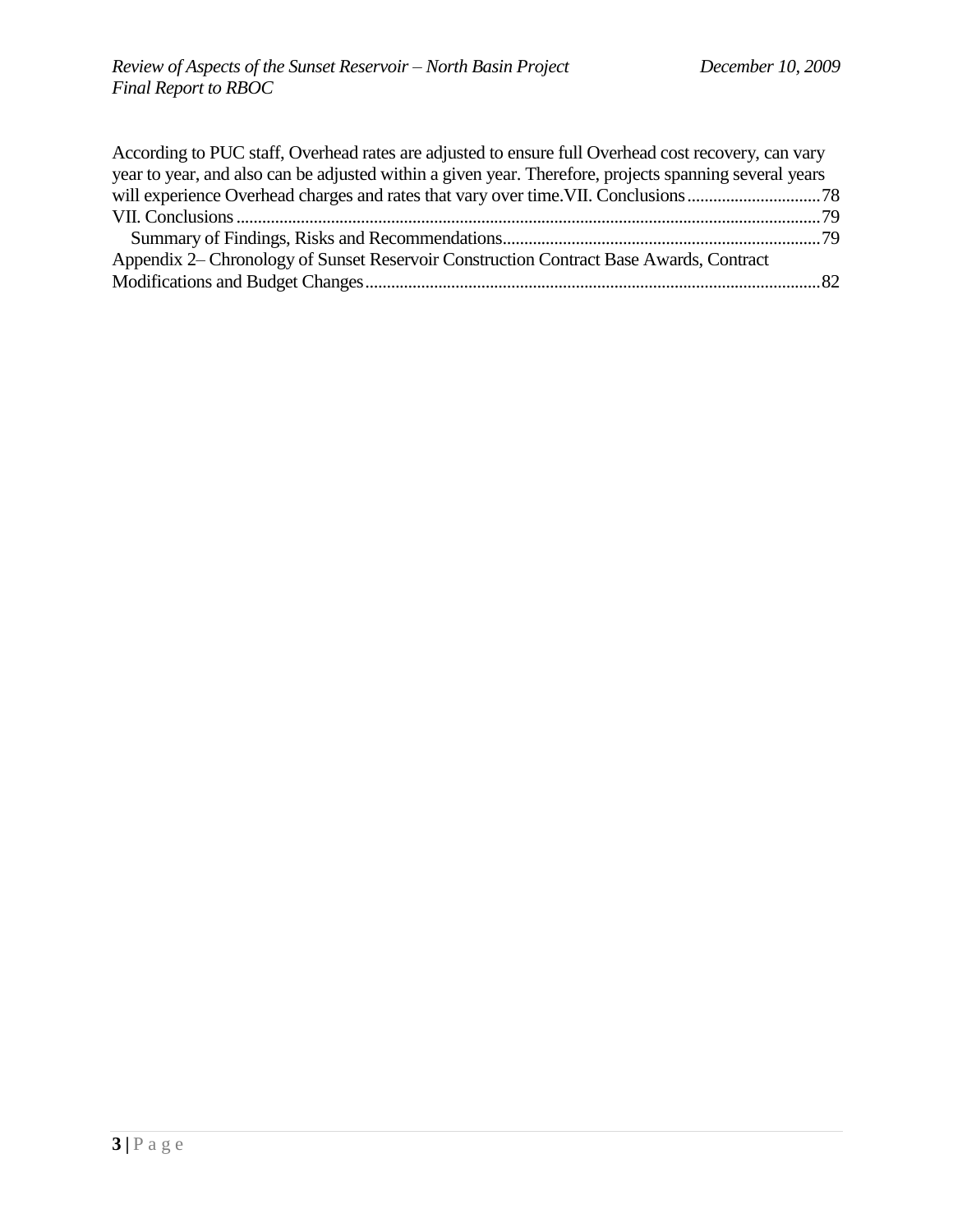According to PUC staff, Overhead rates are adjusted to ensure full Overhead cost recovery, can vary year to year, and also can be adjusted within a given year. Therefore, projects spanning several years will experience Overhead charges and rates that vary over time.VII. Conclusions...............................78

VII. Conclusions.......................................................................................................................79

Summary of Findings, Risks and Recommendations..........................................................................79

Appendix 2– Chronology of Sunset Reservoir Construction Contract Base Awards, Contract Modifications and Budget Changes.........................................................................................................82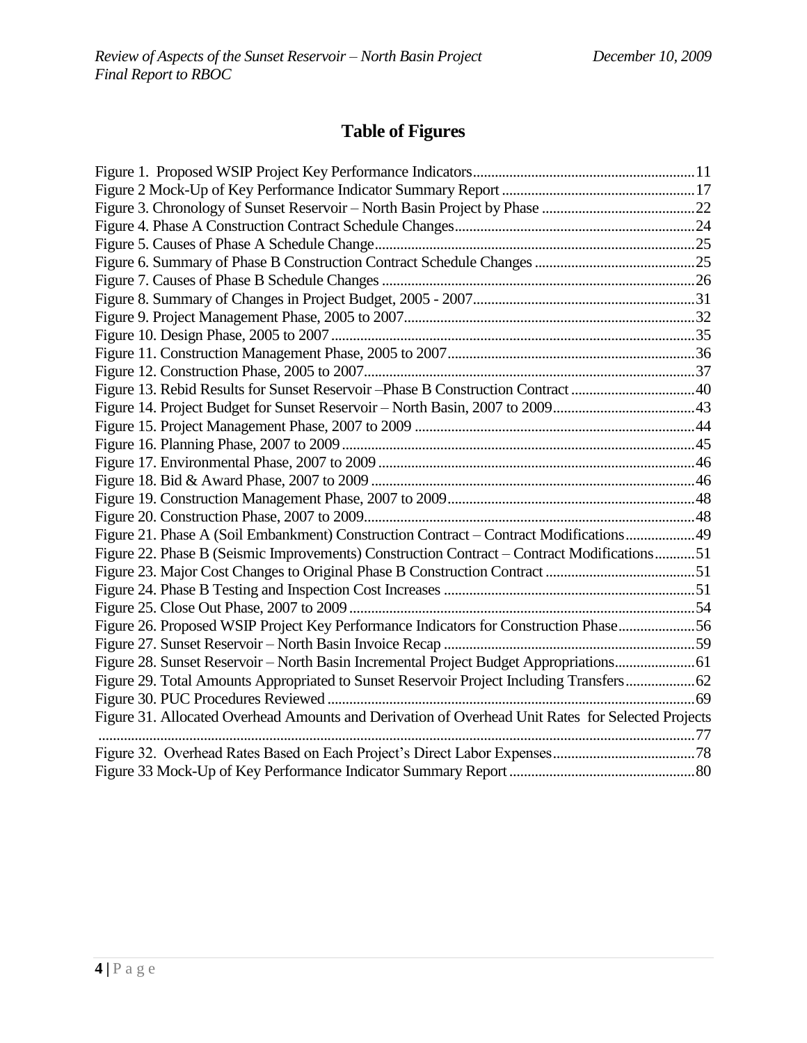# Table of Figures

Figure 1. Proposed WSIP Project Key Performance Indicators ........ 11
Figure 2 Mock-Up of Key Performance Indicator Summary Report ........ 17
Figure 3. Chronology of Sunset Reservoir – North Basin Project by Phase ........ 22
Figure 4. Phase A Construction Contract Schedule Changes ........ 24
Figure 5. Causes of Phase A Schedule Change ........ 25
Figure 6. Summary of Phase B Construction Contract Schedule Changes ........ 25
Figure 7. Causes of Phase B Schedule Changes ........ 26
Figure 8. Summary of Changes in Project Budget, 2005 - 2007 ........ 31
Figure 9. Project Management Phase, 2005 to 2007 ........ 32
Figure 10. Design Phase, 2005 to 2007 ........ 35
Figure 11. Construction Management Phase, 2005 to 2007 ........ 36
Figure 12. Construction Phase, 2005 to 2007 ........ 37
Figure 13. Rebid Results for Sunset Reservoir –Phase B Construction Contract ........ 40
Figure 14. Project Budget for Sunset Reservoir – North Basin, 2007 to 2009 ........ 43
Figure 15. Project Management Phase, 2007 to 2009 ........ 44
Figure 16. Planning Phase, 2007 to 2009 ........ 45
Figure 17. Environmental Phase, 2007 to 2009 ........ 46
Figure 18. Bid & Award Phase, 2007 to 2009 ........ 46
Figure 19. Construction Management Phase, 2007 to 2009 ........ 48
Figure 20. Construction Phase, 2007 to 2009 ........ 48
Figure 21. Phase A (Soil Embankment) Construction Contract – Contract Modifications ........ 49
Figure 22. Phase B (Seismic Improvements) Construction Contract – Contract Modifications ........ 51
Figure 23. Major Cost Changes to Original Phase B Construction Contract ........ 51
Figure 24. Phase B Testing and Inspection Cost Increases ........ 51
Figure 25. Close Out Phase, 2007 to 2009 ........ 54
Figure 26. Proposed WSIP Project Key Performance Indicators for Construction Phase ........ 56
Figure 27. Sunset Reservoir – North Basin Invoice Recap ........ 59
Figure 28. Sunset Reservoir – North Basin Incremental Project Budget Appropriations ........ 61
Figure 29. Total Amounts Appropriated to Sunset Reservoir Project Including Transfers ........ 62
Figure 30. PUC Procedures Reviewed ........ 69
Figure 31. Allocated Overhead Amounts and Derivation of Overhead Unit Rates for Selected Projects ........ 77
Figure 32. Overhead Rates Based on Each Project's Direct Labor Expenses ........ 78
Figure 33 Mock-Up of Key Performance Indicator Summary Report ........ 80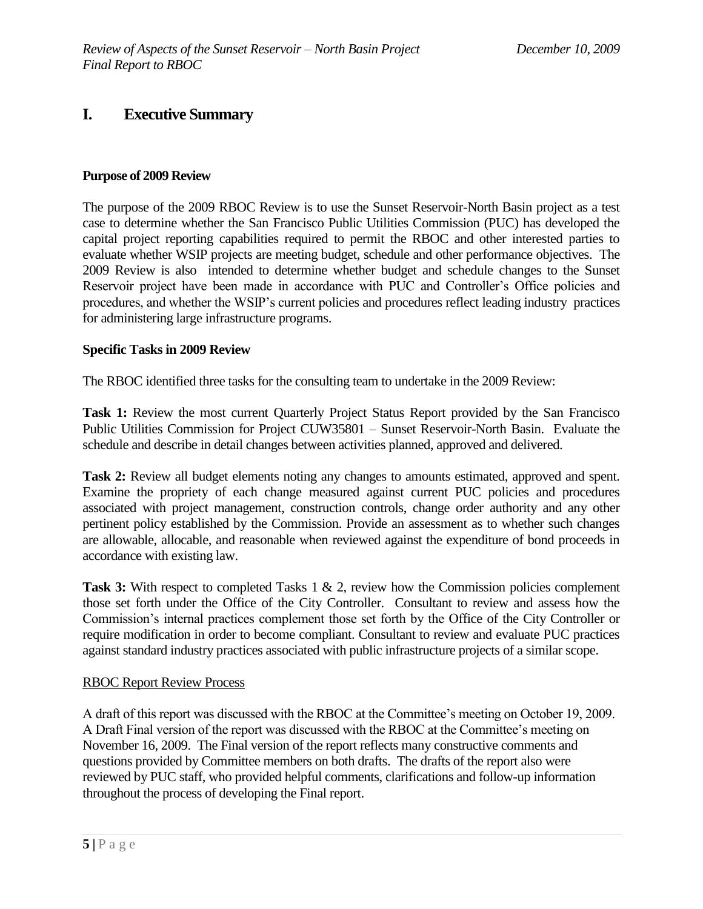# I. Executive Summary

**Purpose of 2009 Review**

The purpose of the 2009 RBOC Review is to use the Sunset Reservoir-North Basin project as a test case to determine whether the San Francisco Public Utilities Commission (PUC) has developed the capital project reporting capabilities required to permit the RBOC and other interested parties to evaluate whether WSIP projects are meeting budget, schedule and other performance objectives. The 2009 Review is also intended to determine whether budget and schedule changes to the Sunset Reservoir project have been made in accordance with PUC and Controller's Office policies and procedures, and whether the WSIP's current policies and procedures reflect leading industry practices for administering large infrastructure programs.

**Specific Tasks in 2009 Review**

The RBOC identified three tasks for the consulting team to undertake in the 2009 Review:

**Task 1:** Review the most current Quarterly Project Status Report provided by the San Francisco Public Utilities Commission for Project CUW35801 – Sunset Reservoir-North Basin. Evaluate the schedule and describe in detail changes between activities planned, approved and delivered.

**Task 2:** Review all budget elements noting any changes to amounts estimated, approved and spent. Examine the propriety of each change measured against current PUC policies and procedures associated with project management, construction controls, change order authority and any other pertinent policy established by the Commission. Provide an assessment as to whether such changes are allowable, allocable, and reasonable when reviewed against the expenditure of bond proceeds in accordance with existing law.

**Task 3:** With respect to completed Tasks 1 & 2, review how the Commission policies complement those set forth under the Office of the City Controller. Consultant to review and assess how the Commission's internal practices complement those set forth by the Office of the City Controller or require modification in order to become compliant. Consultant to review and evaluate PUC practices against standard industry practices associated with public infrastructure projects of a similar scope.

RBOC Report Review Process

A draft of this report was discussed with the RBOC at the Committee's meeting on October 19, 2009. A Draft Final version of the report was discussed with the RBOC at the Committee's meeting on November 16, 2009. The Final version of the report reflects many constructive comments and questions provided by Committee members on both drafts. The drafts of the report also were reviewed by PUC staff, who provided helpful comments, clarifications and follow-up information throughout the process of developing the Final report.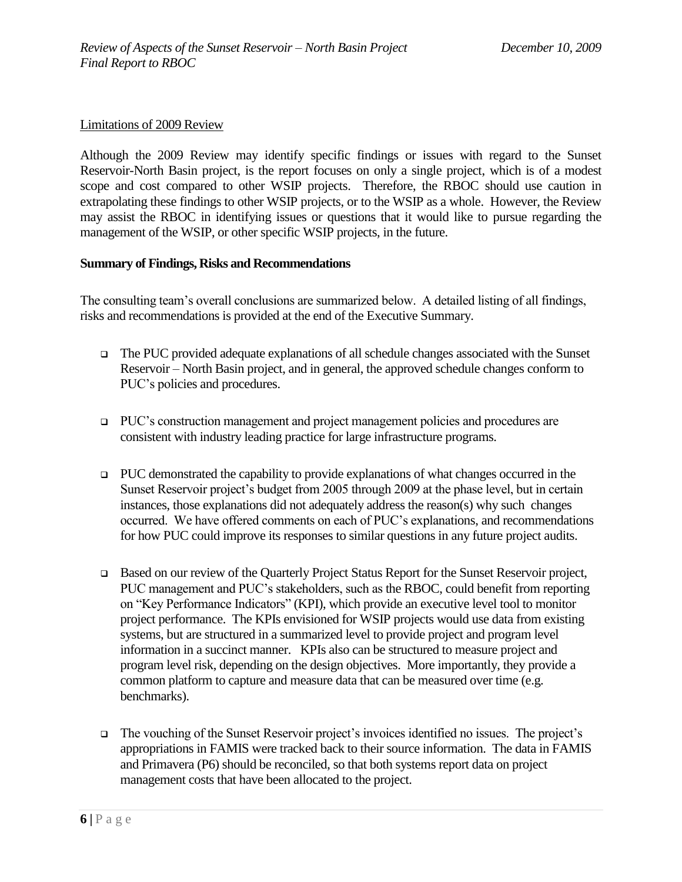Limitations of 2009 Review

Although the 2009 Review may identify specific findings or issues with regard to the Sunset Reservoir-North Basin project, is the report focuses on only a single project, which is of a modest scope and cost compared to other WSIP projects. Therefore, the RBOC should use caution in extrapolating these findings to other WSIP projects, or to the WSIP as a whole. However, the Review may assist the RBOC in identifying issues or questions that it would like to pursue regarding the management of the WSIP, or other specific WSIP projects, in the future.

**Summary of Findings, Risks and Recommendations**

The consulting team's overall conclusions are summarized below. A detailed listing of all findings, risks and recommendations is provided at the end of the Executive Summary.

- The PUC provided adequate explanations of all schedule changes associated with the Sunset Reservoir – North Basin project, and in general, the approved schedule changes conform to PUC's policies and procedures.

- PUC's construction management and project management policies and procedures are consistent with industry leading practice for large infrastructure programs.

- PUC demonstrated the capability to provide explanations of what changes occurred in the Sunset Reservoir project's budget from 2005 through 2009 at the phase level, but in certain instances, those explanations did not adequately address the reason(s) why such changes occurred. We have offered comments on each of PUC's explanations, and recommendations for how PUC could improve its responses to similar questions in any future project audits.

- Based on our review of the Quarterly Project Status Report for the Sunset Reservoir project, PUC management and PUC's stakeholders, such as the RBOC, could benefit from reporting on "Key Performance Indicators" (KPI), which provide an executive level tool to monitor project performance. The KPIs envisioned for WSIP projects would use data from existing systems, but are structured in a summarized level to provide project and program level information in a succinct manner. KPIs also can be structured to measure project and program level risk, depending on the design objectives. More importantly, they provide a common platform to capture and measure data that can be measured over time (e.g. benchmarks).

- The vouching of the Sunset Reservoir project's invoices identified no issues. The project's appropriations in FAMIS were tracked back to their source information. The data in FAMIS and Primavera (P6) should be reconciled, so that both systems report data on project management costs that have been allocated to the project.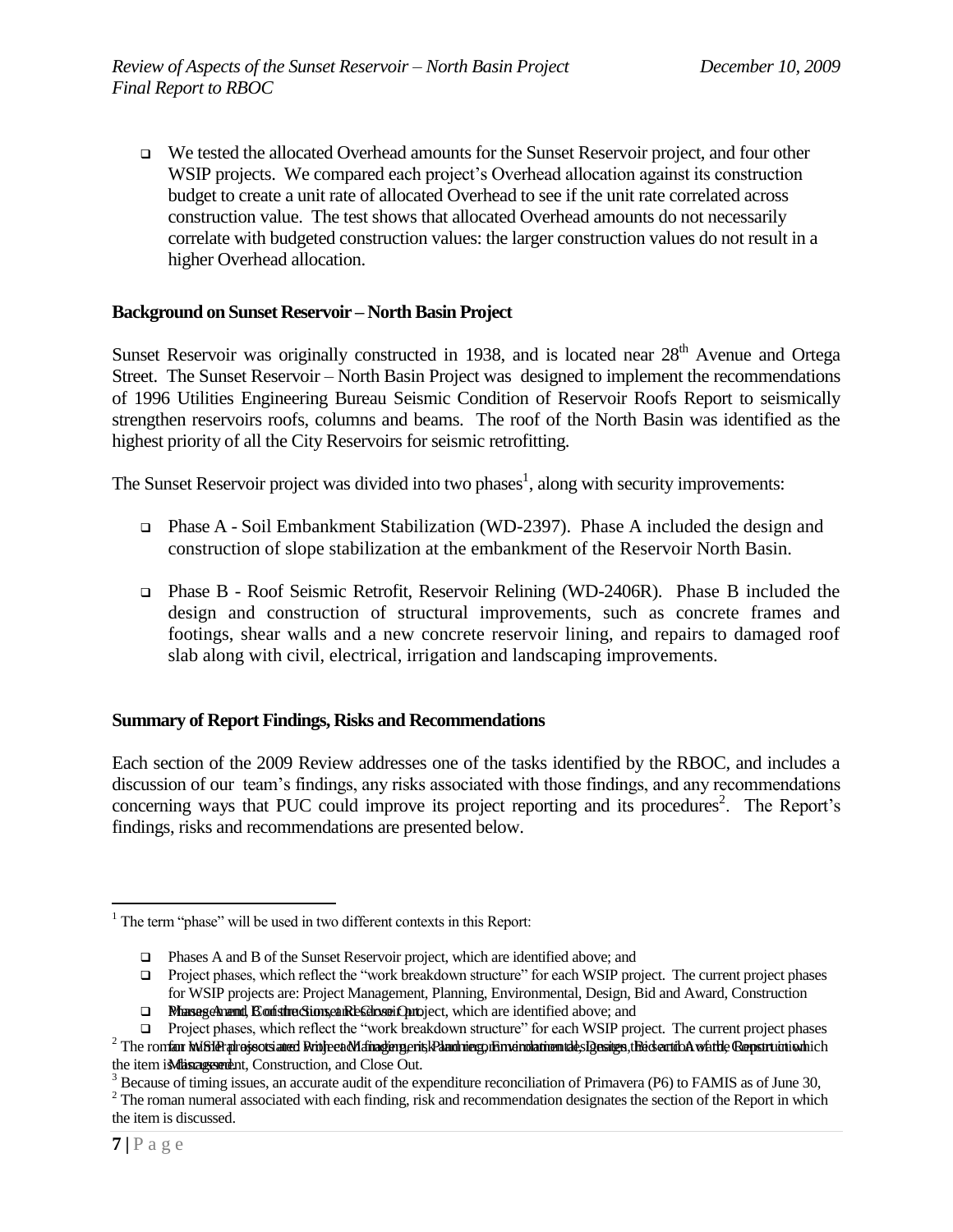- We tested the allocated Overhead amounts for the Sunset Reservoir project, and four other WSIP projects. We compared each project's Overhead allocation against its construction budget to create a unit rate of allocated Overhead to see if the unit rate correlated across construction value. The test shows that allocated Overhead amounts do not necessarily correlate with budgeted construction values: the larger construction values do not result in a higher Overhead allocation.

**Background on Sunset Reservoir – North Basin Project**

Sunset Reservoir was originally constructed in 1938, and is located near 28th Avenue and Ortega Street. The Sunset Reservoir – North Basin Project was designed to implement the recommendations of 1996 Utilities Engineering Bureau Seismic Condition of Reservoir Roofs Report to seismically strengthen reservoirs roofs, columns and beams. The roof of the North Basin was identified as the highest priority of all the City Reservoirs for seismic retrofitting.

The Sunset Reservoir project was divided into two phases[1], along with security improvements:

- Phase A - Soil Embankment Stabilization (WD-2397). Phase A included the design and construction of slope stabilization at the embankment of the Reservoir North Basin.
- Phase B - Roof Seismic Retrofit, Reservoir Relining (WD-2406R). Phase B included the design and construction of structural improvements, such as concrete frames and footings, shear walls and a new concrete reservoir lining, and repairs to damaged roof slab along with civil, electrical, irrigation and landscaping improvements.

**Summary of Report Findings, Risks and Recommendations**

Each section of the 2009 Review addresses one of the tasks identified by the RBOC, and includes a discussion of our team's findings, any risks associated with those findings, and any recommendations concerning ways that PUC could improve its project reporting and its procedures[2]. The Report's findings, risks and recommendations are presented below.

---

[1] The term "phase" will be used in two different contexts in this Report:

- Phases A and B of the Sunset Reservoir project, which are identified above; and
- Project phases, which reflect the "work breakdown structure" for each WSIP project. The current project phases for WSIP projects are: Project Management, Planning, Environmental, Design, Bid and Award, Construction Management, Construction, and Close Out.

[2] The roman numeral associated with each finding, risk and recommendation designates the section of the Report in which the item is discussed.

[3] Because of timing issues, an accurate audit of the expenditure reconciliation of Primavera (P6) to FAMIS as of June 30,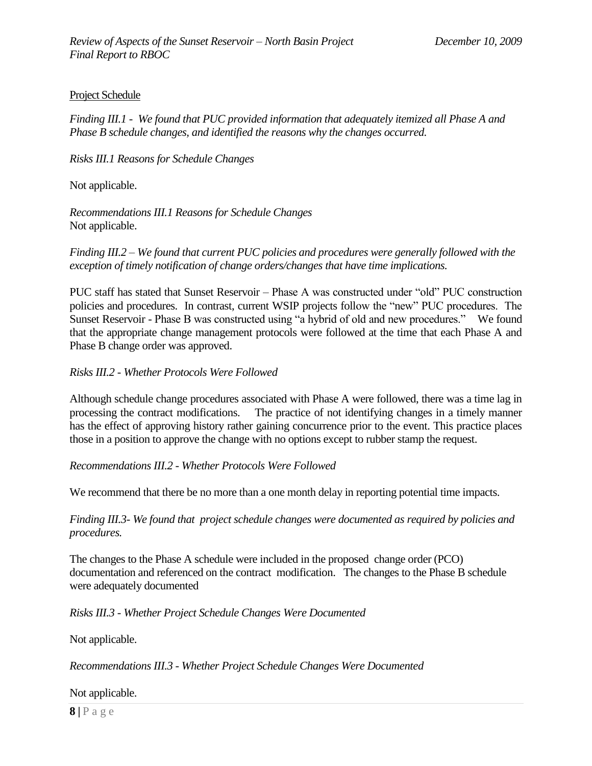Project Schedule

*Finding III.1 - We found that PUC provided information that adequately itemized all Phase A and Phase B schedule changes, and identified the reasons why the changes occurred.*

*Risks III.1 Reasons for Schedule Changes*

Not applicable.

*Recommendations III.1 Reasons for Schedule Changes*
Not applicable.

*Finding III.2 – We found that current PUC policies and procedures were generally followed with the exception of timely notification of change orders/changes that have time implications.*

PUC staff has stated that Sunset Reservoir – Phase A was constructed under "old" PUC construction policies and procedures. In contrast, current WSIP projects follow the "new" PUC procedures. The Sunset Reservoir - Phase B was constructed using "a hybrid of old and new procedures." We found that the appropriate change management protocols were followed at the time that each Phase A and Phase B change order was approved.

*Risks III.2 - Whether Protocols Were Followed*

Although schedule change procedures associated with Phase A were followed, there was a time lag in processing the contract modifications. The practice of not identifying changes in a timely manner has the effect of approving history rather gaining concurrence prior to the event. This practice places those in a position to approve the change with no options except to rubber stamp the request.

*Recommendations III.2 - Whether Protocols Were Followed*

We recommend that there be no more than a one month delay in reporting potential time impacts.

*Finding III.3- We found that project schedule changes were documented as required by policies and procedures.*

The changes to the Phase A schedule were included in the proposed change order (PCO) documentation and referenced on the contract modification. The changes to the Phase B schedule were adequately documented

*Risks III.3 - Whether Project Schedule Changes Were Documented*

Not applicable.

*Recommendations III.3 - Whether Project Schedule Changes Were Documented*

Not applicable.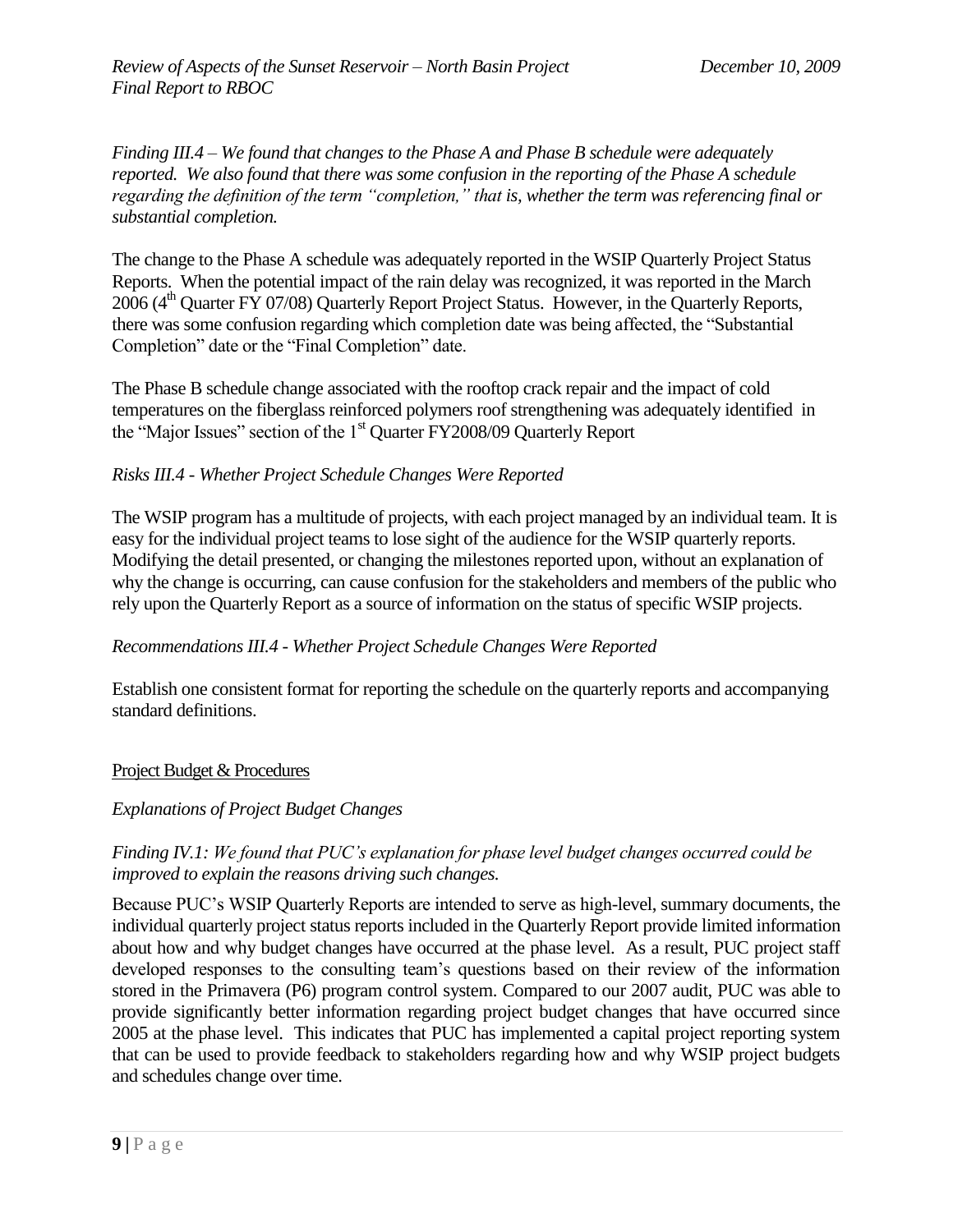*Finding III.4 – We found that changes to the Phase A and Phase B schedule were adequately reported. We also found that there was some confusion in the reporting of the Phase A schedule regarding the definition of the term "completion," that is, whether the term was referencing final or substantial completion.*

The change to the Phase A schedule was adequately reported in the WSIP Quarterly Project Status Reports. When the potential impact of the rain delay was recognized, it was reported in the March 2006 (4th Quarter FY 07/08) Quarterly Report Project Status. However, in the Quarterly Reports, there was some confusion regarding which completion date was being affected, the "Substantial Completion" date or the "Final Completion" date.

The Phase B schedule change associated with the rooftop crack repair and the impact of cold temperatures on the fiberglass reinforced polymers roof strengthening was adequately identified in the "Major Issues" section of the 1st Quarter FY2008/09 Quarterly Report

*Risks III.4 - Whether Project Schedule Changes Were Reported*

The WSIP program has a multitude of projects, with each project managed by an individual team. It is easy for the individual project teams to lose sight of the audience for the WSIP quarterly reports. Modifying the detail presented, or changing the milestones reported upon, without an explanation of why the change is occurring, can cause confusion for the stakeholders and members of the public who rely upon the Quarterly Report as a source of information on the status of specific WSIP projects.

*Recommendations III.4 - Whether Project Schedule Changes Were Reported*

Establish one consistent format for reporting the schedule on the quarterly reports and accompanying standard definitions.

Project Budget & Procedures

*Explanations of Project Budget Changes*

*Finding IV.1: We found that PUC's explanation for phase level budget changes occurred could be improved to explain the reasons driving such changes.*

Because PUC's WSIP Quarterly Reports are intended to serve as high-level, summary documents, the individual quarterly project status reports included in the Quarterly Report provide limited information about how and why budget changes have occurred at the phase level. As a result, PUC project staff developed responses to the consulting team's questions based on their review of the information stored in the Primavera (P6) program control system. Compared to our 2007 audit, PUC was able to provide significantly better information regarding project budget changes that have occurred since 2005 at the phase level. This indicates that PUC has implemented a capital project reporting system that can be used to provide feedback to stakeholders regarding how and why WSIP project budgets and schedules change over time.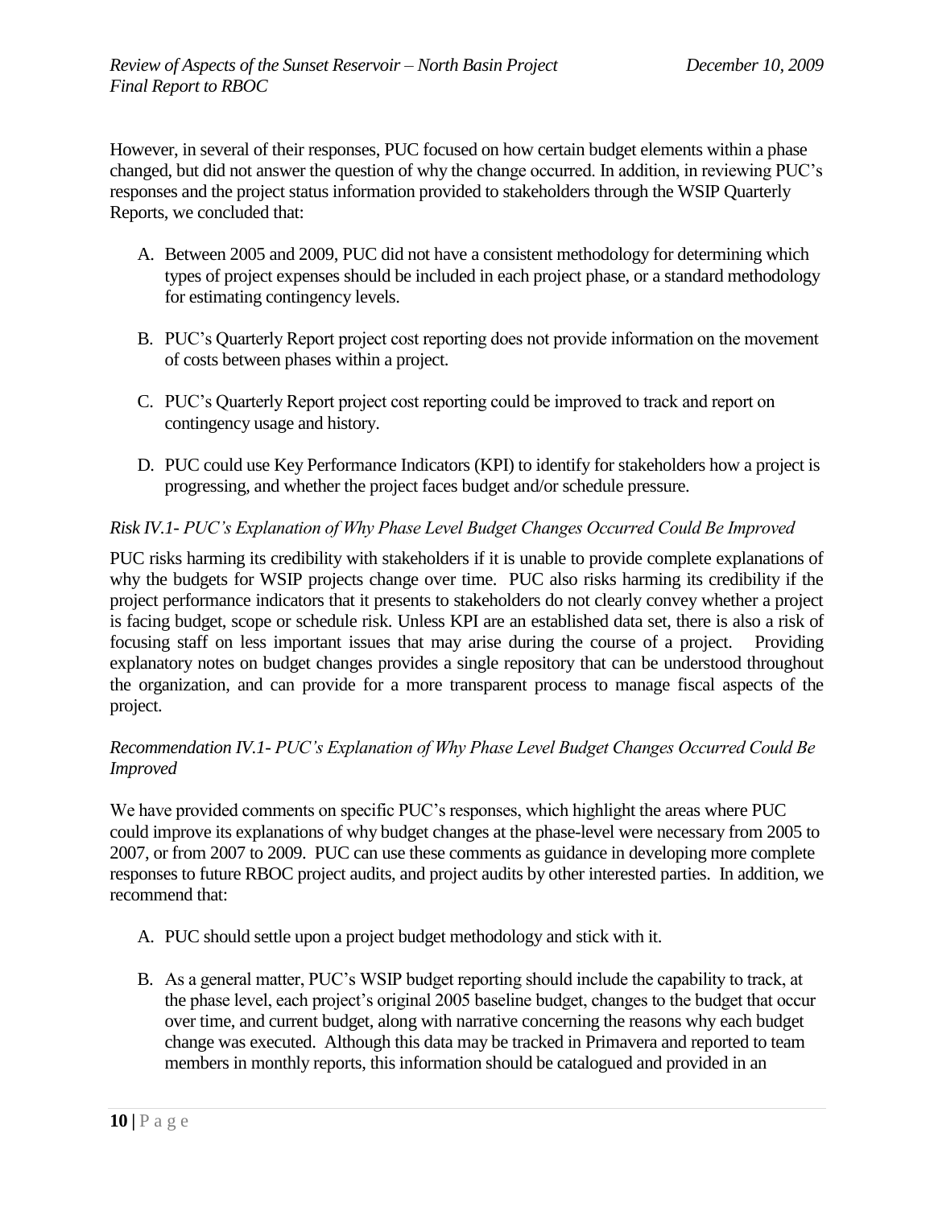However, in several of their responses, PUC focused on how certain budget elements within a phase changed, but did not answer the question of why the change occurred. In addition, in reviewing PUC's responses and the project status information provided to stakeholders through the WSIP Quarterly Reports, we concluded that:

A. Between 2005 and 2009, PUC did not have a consistent methodology for determining which types of project expenses should be included in each project phase, or a standard methodology for estimating contingency levels.

B. PUC's Quarterly Report project cost reporting does not provide information on the movement of costs between phases within a project.

C. PUC's Quarterly Report project cost reporting could be improved to track and report on contingency usage and history.

D. PUC could use Key Performance Indicators (KPI) to identify for stakeholders how a project is progressing, and whether the project faces budget and/or schedule pressure.

*Risk IV.1- PUC's Explanation of Why Phase Level Budget Changes Occurred Could Be Improved*

PUC risks harming its credibility with stakeholders if it is unable to provide complete explanations of why the budgets for WSIP projects change over time. PUC also risks harming its credibility if the project performance indicators that it presents to stakeholders do not clearly convey whether a project is facing budget, scope or schedule risk. Unless KPI are an established data set, there is also a risk of focusing staff on less important issues that may arise during the course of a project. Providing explanatory notes on budget changes provides a single repository that can be understood throughout the organization, and can provide for a more transparent process to manage fiscal aspects of the project.

*Recommendation IV.1- PUC's Explanation of Why Phase Level Budget Changes Occurred Could Be Improved*

We have provided comments on specific PUC's responses, which highlight the areas where PUC could improve its explanations of why budget changes at the phase-level were necessary from 2005 to 2007, or from 2007 to 2009. PUC can use these comments as guidance in developing more complete responses to future RBOC project audits, and project audits by other interested parties. In addition, we recommend that:

A. PUC should settle upon a project budget methodology and stick with it.

B. As a general matter, PUC's WSIP budget reporting should include the capability to track, at the phase level, each project's original 2005 baseline budget, changes to the budget that occur over time, and current budget, along with narrative concerning the reasons why each budget change was executed. Although this data may be tracked in Primavera and reported to team members in monthly reports, this information should be catalogued and provided in an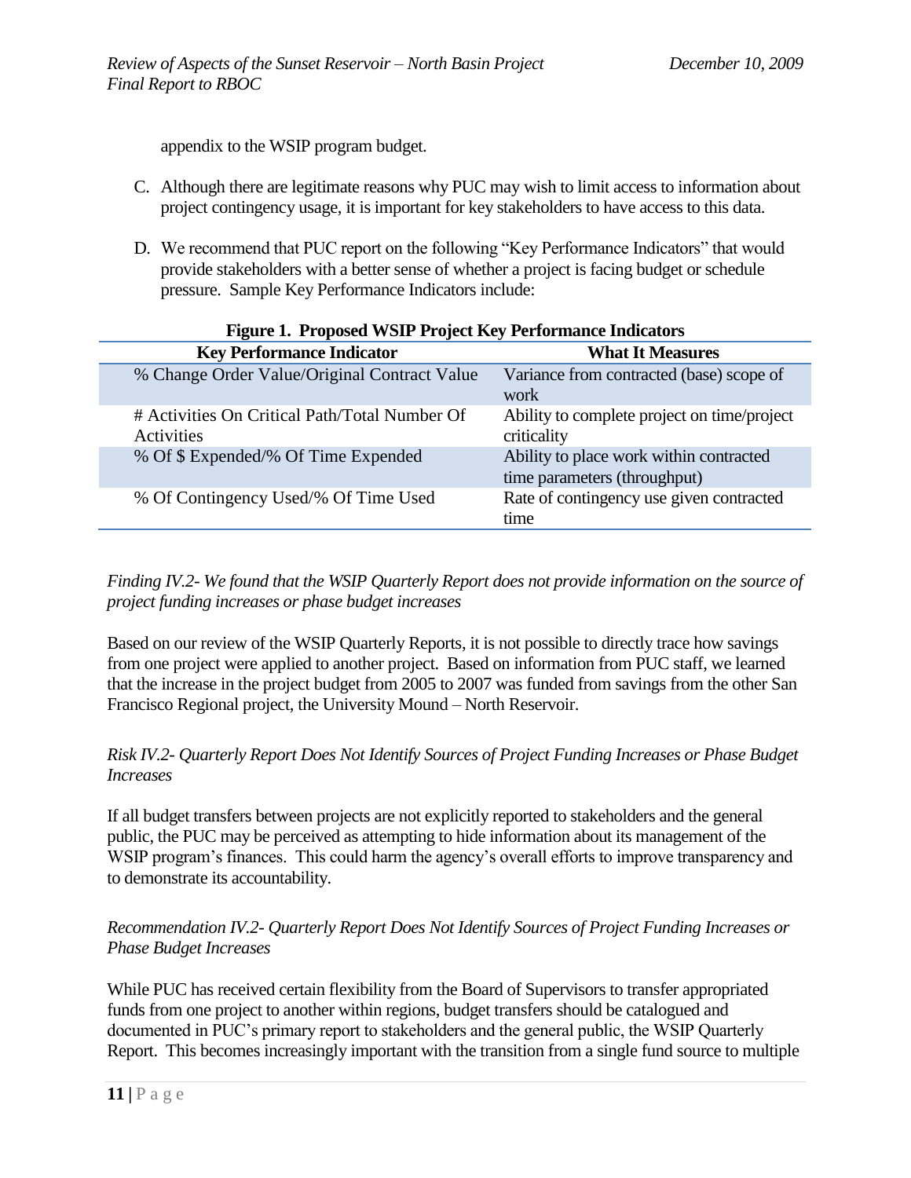appendix to the WSIP program budget.

C. Although there are legitimate reasons why PUC may wish to limit access to information about project contingency usage, it is important for key stakeholders to have access to this data.

D. We recommend that PUC report on the following "Key Performance Indicators" that would provide stakeholders with a better sense of whether a project is facing budget or schedule pressure. Sample Key Performance Indicators include:

**Figure 1. Proposed WSIP Project Key Performance Indicators**

| Key Performance Indicator | What It Measures |
|---|---|
| % Change Order Value/Original Contract Value | Variance from contracted (base) scope of work |
| # Activities On Critical Path/Total Number Of Activities | Ability to complete project on time/project criticality |
| % Of $ Expended/% Of Time Expended | Ability to place work within contracted time parameters (throughput) |
| % Of Contingency Used/% Of Time Used | Rate of contingency use given contracted time |

*Finding IV.2- We found that the WSIP Quarterly Report does not provide information on the source of project funding increases or phase budget increases*

Based on our review of the WSIP Quarterly Reports, it is not possible to directly trace how savings from one project were applied to another project. Based on information from PUC staff, we learned that the increase in the project budget from 2005 to 2007 was funded from savings from the other San Francisco Regional project, the University Mound – North Reservoir.

*Risk IV.2- Quarterly Report Does Not Identify Sources of Project Funding Increases or Phase Budget Increases*

If all budget transfers between projects are not explicitly reported to stakeholders and the general public, the PUC may be perceived as attempting to hide information about its management of the WSIP program's finances. This could harm the agency's overall efforts to improve transparency and to demonstrate its accountability.

*Recommendation IV.2- Quarterly Report Does Not Identify Sources of Project Funding Increases or Phase Budget Increases*

While PUC has received certain flexibility from the Board of Supervisors to transfer appropriated funds from one project to another within regions, budget transfers should be catalogued and documented in PUC's primary report to stakeholders and the general public, the WSIP Quarterly Report. This becomes increasingly important with the transition from a single fund source to multiple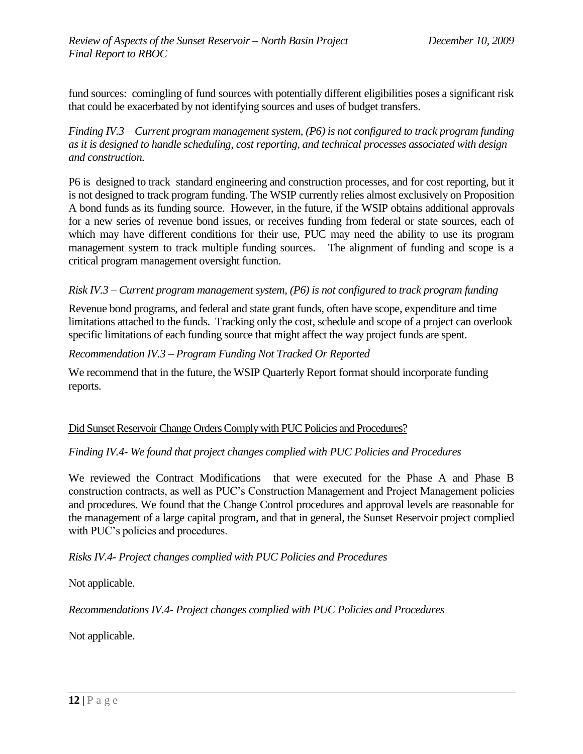fund sources: comingling of fund sources with potentially different eligibilities poses a significant risk that could be exacerbated by not identifying sources and uses of budget transfers.

*Finding IV.3 – Current program management system, (P6) is not configured to track program funding as it is designed to handle scheduling, cost reporting, and technical processes associated with design and construction.*

P6 is designed to track standard engineering and construction processes, and for cost reporting, but it is not designed to track program funding. The WSIP currently relies almost exclusively on Proposition A bond funds as its funding source. However, in the future, if the WSIP obtains additional approvals for a new series of revenue bond issues, or receives funding from federal or state sources, each of which may have different conditions for their use, PUC may need the ability to use its program management system to track multiple funding sources. The alignment of funding and scope is a critical program management oversight function.

*Risk IV.3 – Current program management system, (P6) is not configured to track program funding*

Revenue bond programs, and federal and state grant funds, often have scope, expenditure and time limitations attached to the funds. Tracking only the cost, schedule and scope of a project can overlook specific limitations of each funding source that might affect the way project funds are spent.

*Recommendation IV.3 – Program Funding Not Tracked Or Reported*

We recommend that in the future, the WSIP Quarterly Report format should incorporate funding reports.

Did Sunset Reservoir Change Orders Comply with PUC Policies and Procedures?

*Finding IV.4- We found that project changes complied with PUC Policies and Procedures*

We reviewed the Contract Modifications that were executed for the Phase A and Phase B construction contracts, as well as PUC's Construction Management and Project Management policies and procedures. We found that the Change Control procedures and approval levels are reasonable for the management of a large capital program, and that in general, the Sunset Reservoir project complied with PUC's policies and procedures.

*Risks IV.4- Project changes complied with PUC Policies and Procedures*

Not applicable.

*Recommendations IV.4- Project changes complied with PUC Policies and Procedures*

Not applicable.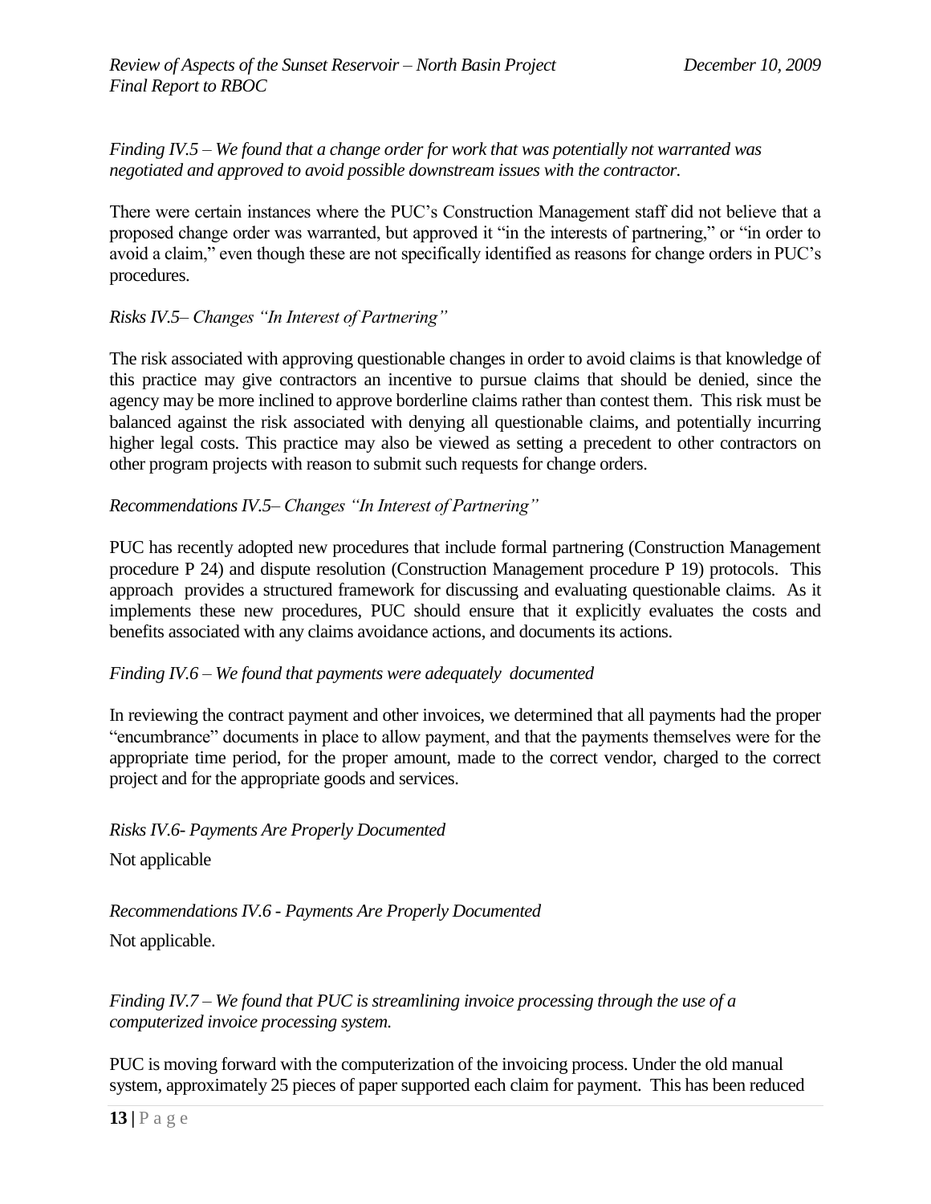*Finding IV.5 – We found that a change order for work that was potentially not warranted was negotiated and approved to avoid possible downstream issues with the contractor.*

There were certain instances where the PUC's Construction Management staff did not believe that a proposed change order was warranted, but approved it "in the interests of partnering," or "in order to avoid a claim," even though these are not specifically identified as reasons for change orders in PUC's procedures.

*Risks IV.5– Changes "In Interest of Partnering"*

The risk associated with approving questionable changes in order to avoid claims is that knowledge of this practice may give contractors an incentive to pursue claims that should be denied, since the agency may be more inclined to approve borderline claims rather than contest them. This risk must be balanced against the risk associated with denying all questionable claims, and potentially incurring higher legal costs. This practice may also be viewed as setting a precedent to other contractors on other program projects with reason to submit such requests for change orders.

*Recommendations IV.5– Changes "In Interest of Partnering"*

PUC has recently adopted new procedures that include formal partnering (Construction Management procedure P 24) and dispute resolution (Construction Management procedure P 19) protocols. This approach provides a structured framework for discussing and evaluating questionable claims. As it implements these new procedures, PUC should ensure that it explicitly evaluates the costs and benefits associated with any claims avoidance actions, and documents its actions.

*Finding IV.6 – We found that payments were adequately documented*

In reviewing the contract payment and other invoices, we determined that all payments had the proper "encumbrance" documents in place to allow payment, and that the payments themselves were for the appropriate time period, for the proper amount, made to the correct vendor, charged to the correct project and for the appropriate goods and services.

*Risks IV.6- Payments Are Properly Documented*

Not applicable

*Recommendations IV.6 - Payments Are Properly Documented*

Not applicable.

*Finding IV.7 – We found that PUC is streamlining invoice processing through the use of a computerized invoice processing system.*

PUC is moving forward with the computerization of the invoicing process. Under the old manual system, approximately 25 pieces of paper supported each claim for payment. This has been reduced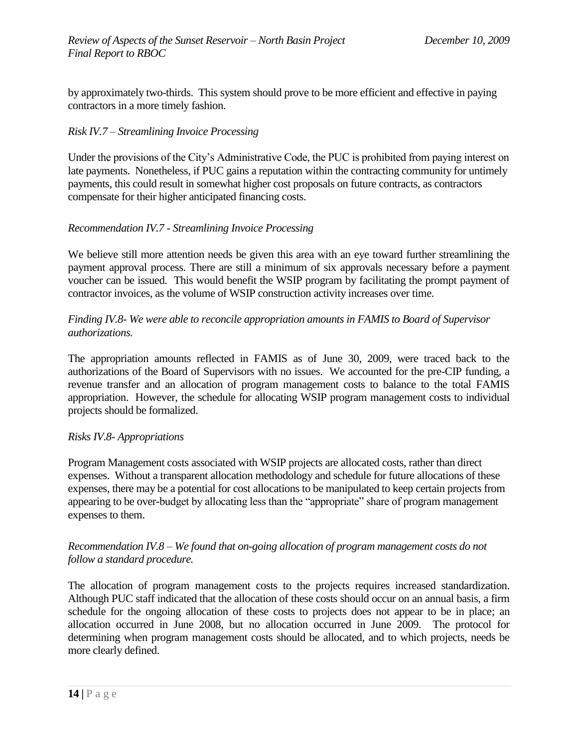by approximately two-thirds. This system should prove to be more efficient and effective in paying contractors in a more timely fashion.

*Risk IV.7 – Streamlining Invoice Processing*

Under the provisions of the City's Administrative Code, the PUC is prohibited from paying interest on late payments. Nonetheless, if PUC gains a reputation within the contracting community for untimely payments, this could result in somewhat higher cost proposals on future contracts, as contractors compensate for their higher anticipated financing costs.

*Recommendation IV.7 - Streamlining Invoice Processing*

We believe still more attention needs be given this area with an eye toward further streamlining the payment approval process. There are still a minimum of six approvals necessary before a payment voucher can be issued. This would benefit the WSIP program by facilitating the prompt payment of contractor invoices, as the volume of WSIP construction activity increases over time.

*Finding IV.8- We were able to reconcile appropriation amounts in FAMIS to Board of Supervisor authorizations.*

The appropriation amounts reflected in FAMIS as of June 30, 2009, were traced back to the authorizations of the Board of Supervisors with no issues. We accounted for the pre-CIP funding, a revenue transfer and an allocation of program management costs to balance to the total FAMIS appropriation. However, the schedule for allocating WSIP program management costs to individual projects should be formalized.

*Risks IV.8- Appropriations*

Program Management costs associated with WSIP projects are allocated costs, rather than direct expenses. Without a transparent allocation methodology and schedule for future allocations of these expenses, there may be a potential for cost allocations to be manipulated to keep certain projects from appearing to be over-budget by allocating less than the "appropriate" share of program management expenses to them.

*Recommendation IV.8 – We found that on-going allocation of program management costs do not follow a standard procedure.*

The allocation of program management costs to the projects requires increased standardization. Although PUC staff indicated that the allocation of these costs should occur on an annual basis, a firm schedule for the ongoing allocation of these costs to projects does not appear to be in place; an allocation occurred in June 2008, but no allocation occurred in June 2009. The protocol for determining when program management costs should be allocated, and to which projects, needs be more clearly defined.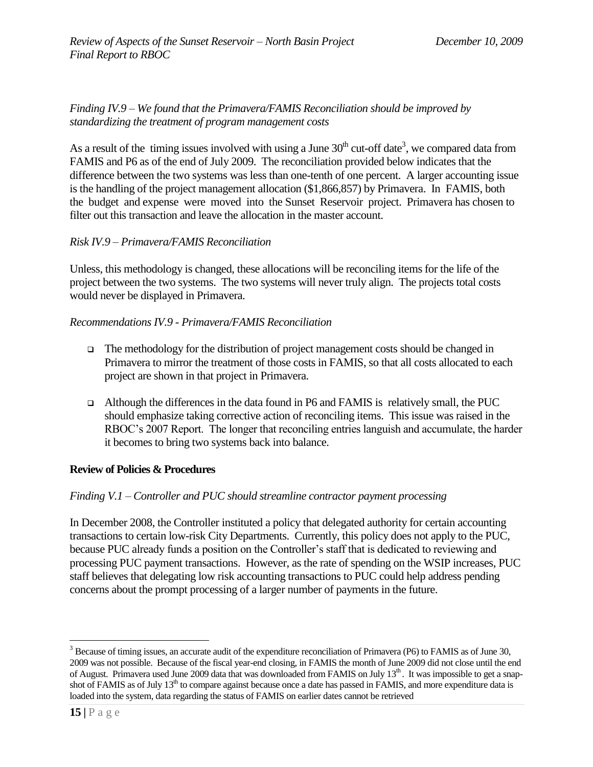*Finding IV.9 – We found that the Primavera/FAMIS Reconciliation should be improved by standardizing the treatment of program management costs*

As a result of the timing issues involved with using a June 30th cut-off date[3], we compared data from FAMIS and P6 as of the end of July 2009. The reconciliation provided below indicates that the difference between the two systems was less than one-tenth of one percent. A larger accounting issue is the handling of the project management allocation ($1,866,857) by Primavera. In FAMIS, both the budget and expense were moved into the Sunset Reservoir project. Primavera has chosen to filter out this transaction and leave the allocation in the master account.

*Risk IV.9 – Primavera/FAMIS Reconciliation*

Unless, this methodology is changed, these allocations will be reconciling items for the life of the project between the two systems. The two systems will never truly align. The projects total costs would never be displayed in Primavera.

*Recommendations IV.9 - Primavera/FAMIS Reconciliation*

- The methodology for the distribution of project management costs should be changed in Primavera to mirror the treatment of those costs in FAMIS, so that all costs allocated to each project are shown in that project in Primavera.
- Although the differences in the data found in P6 and FAMIS is relatively small, the PUC should emphasize taking corrective action of reconciling items. This issue was raised in the RBOC's 2007 Report. The longer that reconciling entries languish and accumulate, the harder it becomes to bring two systems back into balance.

**Review of Policies & Procedures**

*Finding V.1 – Controller and PUC should streamline contractor payment processing*

In December 2008, the Controller instituted a policy that delegated authority for certain accounting transactions to certain low-risk City Departments. Currently, this policy does not apply to the PUC, because PUC already funds a position on the Controller's staff that is dedicated to reviewing and processing PUC payment transactions. However, as the rate of spending on the WSIP increases, PUC staff believes that delegating low risk accounting transactions to PUC could help address pending concerns about the prompt processing of a larger number of payments in the future.

---

[3] Because of timing issues, an accurate audit of the expenditure reconciliation of Primavera (P6) to FAMIS as of June 30, 2009 was not possible. Because of the fiscal year-end closing, in FAMIS the month of June 2009 did not close until the end of August. Primavera used June 2009 data that was downloaded from FAMIS on July 13th. It was impossible to get a snap-shot of FAMIS as of July 13th to compare against because once a date has passed in FAMIS, and more expenditure data is loaded into the system, data regarding the status of FAMIS on earlier dates cannot be retrieved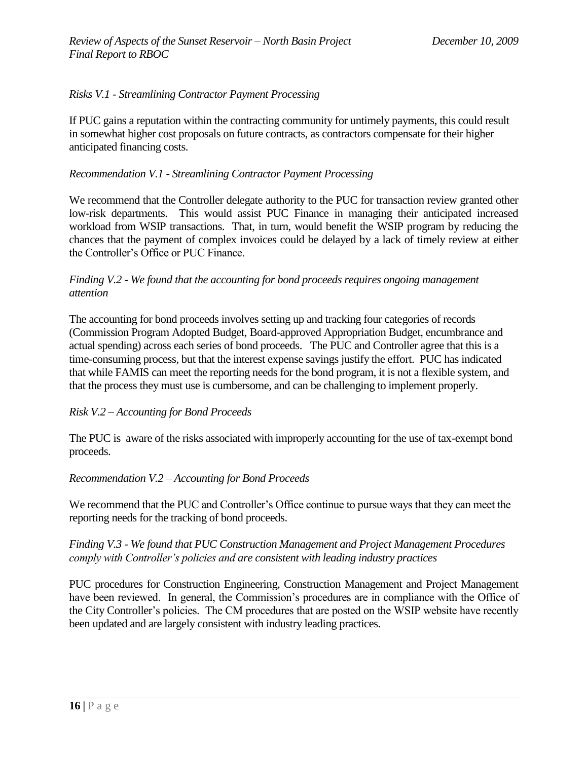*Risks V.1 - Streamlining Contractor Payment Processing*

If PUC gains a reputation within the contracting community for untimely payments, this could result in somewhat higher cost proposals on future contracts, as contractors compensate for their higher anticipated financing costs.

*Recommendation V.1 - Streamlining Contractor Payment Processing*

We recommend that the Controller delegate authority to the PUC for transaction review granted other low-risk departments. This would assist PUC Finance in managing their anticipated increased workload from WSIP transactions. That, in turn, would benefit the WSIP program by reducing the chances that the payment of complex invoices could be delayed by a lack of timely review at either the Controller's Office or PUC Finance.

*Finding V.2 - We found that the accounting for bond proceeds requires ongoing management attention*

The accounting for bond proceeds involves setting up and tracking four categories of records (Commission Program Adopted Budget, Board-approved Appropriation Budget, encumbrance and actual spending) across each series of bond proceeds. The PUC and Controller agree that this is a time-consuming process, but that the interest expense savings justify the effort. PUC has indicated that while FAMIS can meet the reporting needs for the bond program, it is not a flexible system, and that the process they must use is cumbersome, and can be challenging to implement properly.

*Risk V.2 – Accounting for Bond Proceeds*

The PUC is aware of the risks associated with improperly accounting for the use of tax-exempt bond proceeds.

*Recommendation V.2 – Accounting for Bond Proceeds*

We recommend that the PUC and Controller's Office continue to pursue ways that they can meet the reporting needs for the tracking of bond proceeds.

*Finding V.3 - We found that PUC Construction Management and Project Management Procedures comply with Controller's policies and are consistent with leading industry practices*

PUC procedures for Construction Engineering, Construction Management and Project Management have been reviewed. In general, the Commission's procedures are in compliance with the Office of the City Controller's policies. The CM procedures that are posted on the WSIP website have recently been updated and are largely consistent with industry leading practices.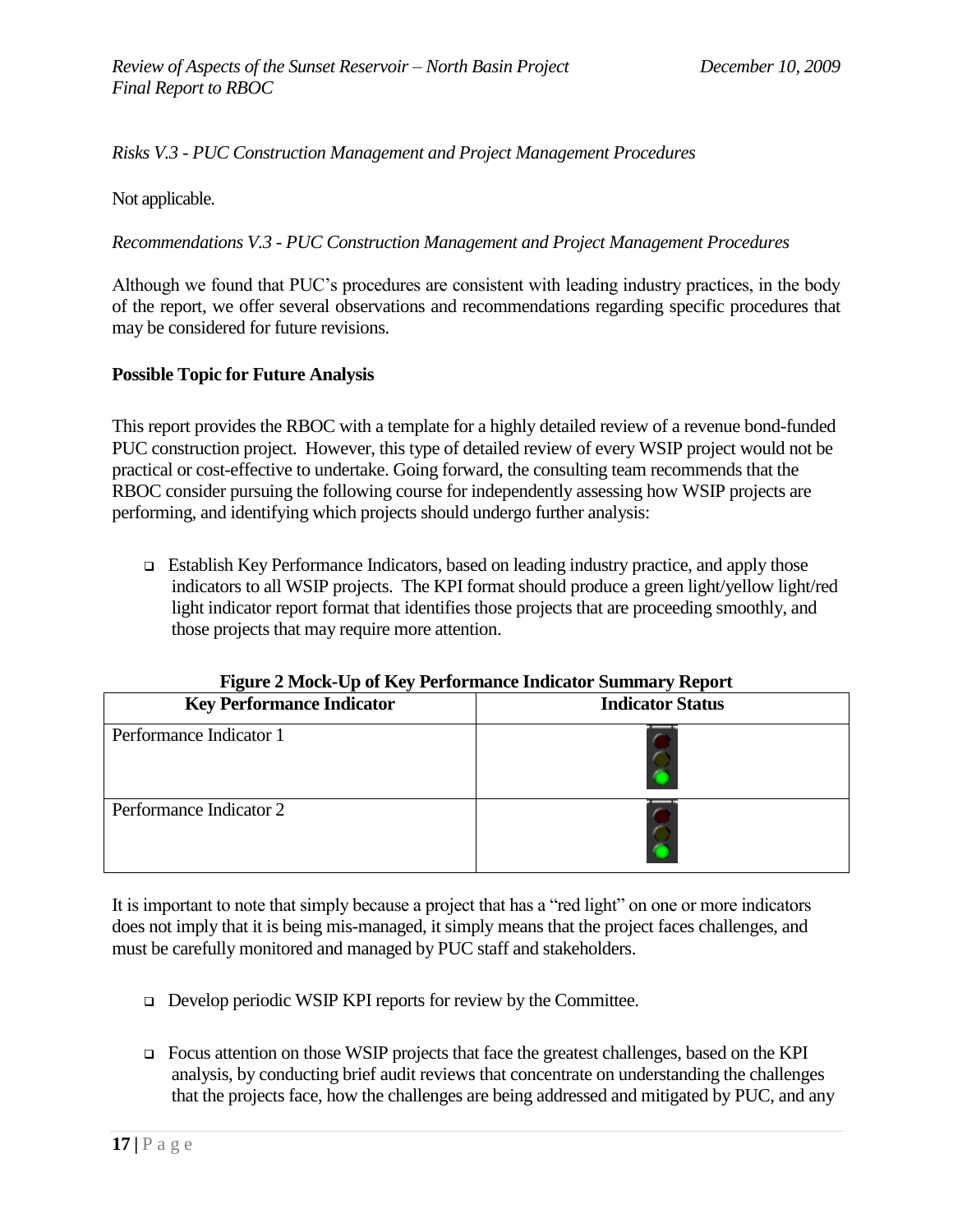*Risks V.3 - PUC Construction Management and Project Management Procedures*

Not applicable.

*Recommendations V.3 - PUC Construction Management and Project Management Procedures*

Although we found that PUC's procedures are consistent with leading industry practices, in the body of the report, we offer several observations and recommendations regarding specific procedures that may be considered for future revisions.

**Possible Topic for Future Analysis**

This report provides the RBOC with a template for a highly detailed review of a revenue bond-funded PUC construction project. However, this type of detailed review of every WSIP project would not be practical or cost-effective to undertake. Going forward, the consulting team recommends that the RBOC consider pursuing the following course for independently assessing how WSIP projects are performing, and identifying which projects should undergo further analysis:

- Establish Key Performance Indicators, based on leading industry practice, and apply those indicators to all WSIP projects. The KPI format should produce a green light/yellow light/red light indicator report format that identifies those projects that are proceeding smoothly, and those projects that may require more attention.

**Figure 2 Mock-Up of Key Performance Indicator Summary Report**

| Key Performance Indicator | Indicator Status |
|---|---|
| Performance Indicator 1 | |
| Performance Indicator 2 | |

It is important to note that simply because a project that has a "red light" on one or more indicators does not imply that it is being mis-managed, it simply means that the project faces challenges, and must be carefully monitored and managed by PUC staff and stakeholders.

- Develop periodic WSIP KPI reports for review by the Committee.

- Focus attention on those WSIP projects that face the greatest challenges, based on the KPI analysis, by conducting brief audit reviews that concentrate on understanding the challenges that the projects face, how the challenges are being addressed and mitigated by PUC, and any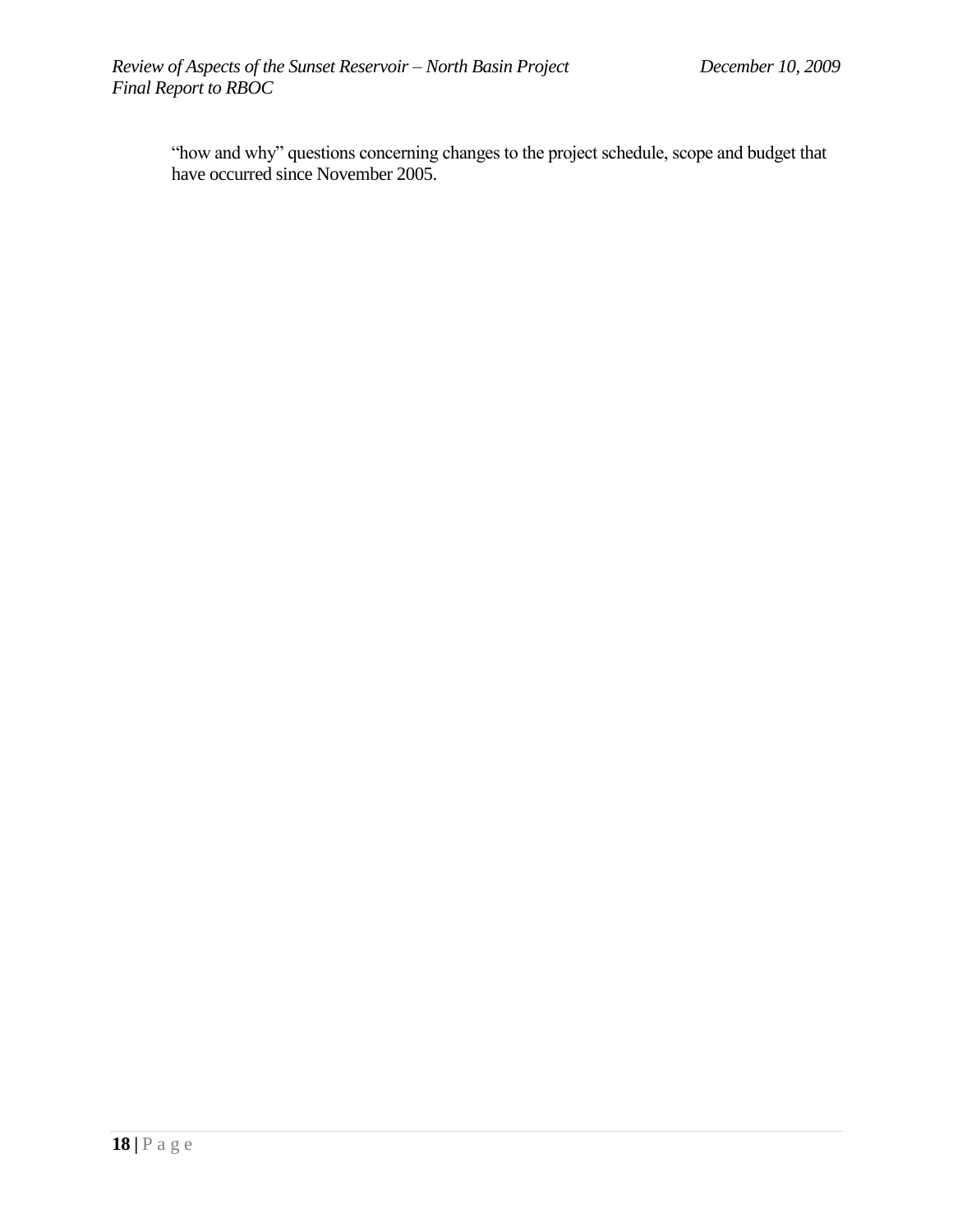"how and why" questions concerning changes to the project schedule, scope and budget that have occurred since November 2005.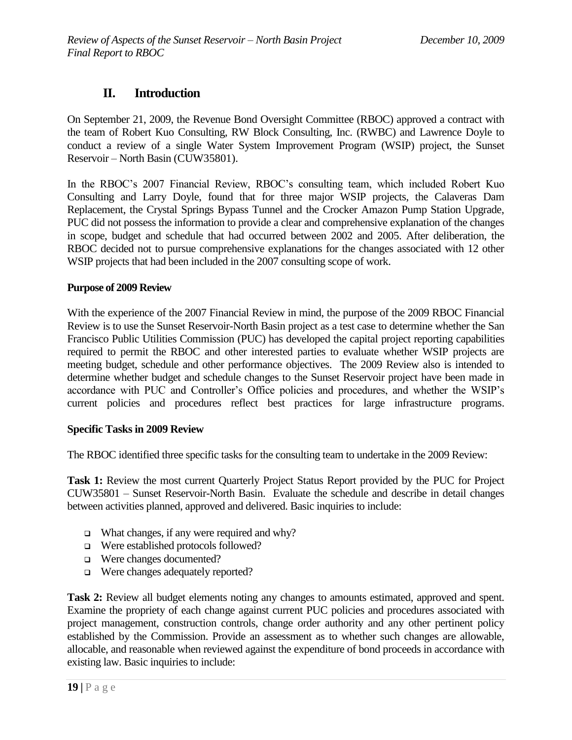## II. Introduction

On September 21, 2009, the Revenue Bond Oversight Committee (RBOC) approved a contract with the team of Robert Kuo Consulting, RW Block Consulting, Inc. (RWBC) and Lawrence Doyle to conduct a review of a single Water System Improvement Program (WSIP) project, the Sunset Reservoir – North Basin (CUW35801).

In the RBOC's 2007 Financial Review, RBOC's consulting team, which included Robert Kuo Consulting and Larry Doyle, found that for three major WSIP projects, the Calaveras Dam Replacement, the Crystal Springs Bypass Tunnel and the Crocker Amazon Pump Station Upgrade, PUC did not possess the information to provide a clear and comprehensive explanation of the changes in scope, budget and schedule that had occurred between 2002 and 2005. After deliberation, the RBOC decided not to pursue comprehensive explanations for the changes associated with 12 other WSIP projects that had been included in the 2007 consulting scope of work.

**Purpose of 2009 Review**

With the experience of the 2007 Financial Review in mind, the purpose of the 2009 RBOC Financial Review is to use the Sunset Reservoir-North Basin project as a test case to determine whether the San Francisco Public Utilities Commission (PUC) has developed the capital project reporting capabilities required to permit the RBOC and other interested parties to evaluate whether WSIP projects are meeting budget, schedule and other performance objectives. The 2009 Review also is intended to determine whether budget and schedule changes to the Sunset Reservoir project have been made in accordance with PUC and Controller's Office policies and procedures, and whether the WSIP's current policies and procedures reflect best practices for large infrastructure programs.

**Specific Tasks in 2009 Review**

The RBOC identified three specific tasks for the consulting team to undertake in the 2009 Review:

**Task 1:** Review the most current Quarterly Project Status Report provided by the PUC for Project CUW35801 – Sunset Reservoir-North Basin. Evaluate the schedule and describe in detail changes between activities planned, approved and delivered. Basic inquiries to include:

- What changes, if any were required and why?
- Were established protocols followed?
- Were changes documented?
- Were changes adequately reported?

**Task 2:** Review all budget elements noting any changes to amounts estimated, approved and spent. Examine the propriety of each change against current PUC policies and procedures associated with project management, construction controls, change order authority and any other pertinent policy established by the Commission. Provide an assessment as to whether such changes are allowable, allocable, and reasonable when reviewed against the expenditure of bond proceeds in accordance with existing law. Basic inquiries to include: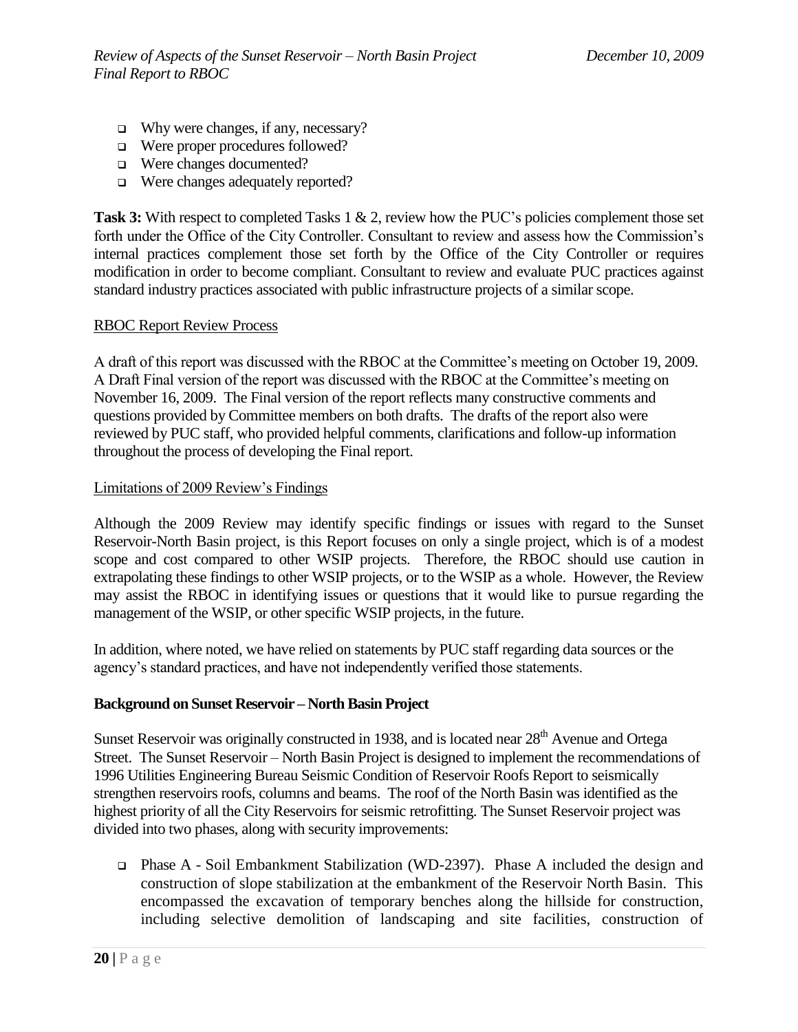- Why were changes, if any, necessary?
- Were proper procedures followed?
- Were changes documented?
- Were changes adequately reported?

**Task 3:** With respect to completed Tasks 1 & 2, review how the PUC's policies complement those set forth under the Office of the City Controller. Consultant to review and assess how the Commission's internal practices complement those set forth by the Office of the City Controller or requires modification in order to become compliant. Consultant to review and evaluate PUC practices against standard industry practices associated with public infrastructure projects of a similar scope.

RBOC Report Review Process

A draft of this report was discussed with the RBOC at the Committee's meeting on October 19, 2009. A Draft Final version of the report was discussed with the RBOC at the Committee's meeting on November 16, 2009. The Final version of the report reflects many constructive comments and questions provided by Committee members on both drafts. The drafts of the report also were reviewed by PUC staff, who provided helpful comments, clarifications and follow-up information throughout the process of developing the Final report.

Limitations of 2009 Review's Findings

Although the 2009 Review may identify specific findings or issues with regard to the Sunset Reservoir-North Basin project, is this Report focuses on only a single project, which is of a modest scope and cost compared to other WSIP projects. Therefore, the RBOC should use caution in extrapolating these findings to other WSIP projects, or to the WSIP as a whole. However, the Review may assist the RBOC in identifying issues or questions that it would like to pursue regarding the management of the WSIP, or other specific WSIP projects, in the future.

In addition, where noted, we have relied on statements by PUC staff regarding data sources or the agency's standard practices, and have not independently verified those statements.

**Background on Sunset Reservoir – North Basin Project**

Sunset Reservoir was originally constructed in 1938, and is located near 28th Avenue and Ortega Street. The Sunset Reservoir – North Basin Project is designed to implement the recommendations of 1996 Utilities Engineering Bureau Seismic Condition of Reservoir Roofs Report to seismically strengthen reservoirs roofs, columns and beams. The roof of the North Basin was identified as the highest priority of all the City Reservoirs for seismic retrofitting. The Sunset Reservoir project was divided into two phases, along with security improvements:

- Phase A - Soil Embankment Stabilization (WD-2397). Phase A included the design and construction of slope stabilization at the embankment of the Reservoir North Basin. This encompassed the excavation of temporary benches along the hillside for construction, including selective demolition of landscaping and site facilities, construction of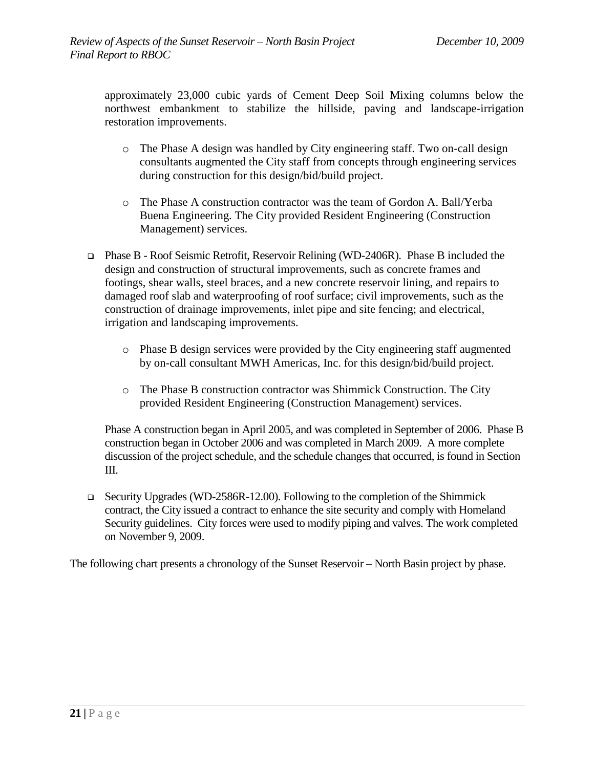approximately 23,000 cubic yards of Cement Deep Soil Mixing columns below the northwest embankment to stabilize the hillside, paving and landscape-irrigation restoration improvements.

  - The Phase A design was handled by City engineering staff. Two on-call design consultants augmented the City staff from concepts through engineering services during construction for this design/bid/build project.

  - The Phase A construction contractor was the team of Gordon A. Ball/Yerba Buena Engineering. The City provided Resident Engineering (Construction Management) services.

- Phase B - Roof Seismic Retrofit, Reservoir Relining (WD-2406R). Phase B included the design and construction of structural improvements, such as concrete frames and footings, shear walls, steel braces, and a new concrete reservoir lining, and repairs to damaged roof slab and waterproofing of roof surface; civil improvements, such as the construction of drainage improvements, inlet pipe and site fencing; and electrical, irrigation and landscaping improvements.

  - Phase B design services were provided by the City engineering staff augmented by on-call consultant MWH Americas, Inc. for this design/bid/build project.

  - The Phase B construction contractor was Shimmick Construction. The City provided Resident Engineering (Construction Management) services.

  Phase A construction began in April 2005, and was completed in September of 2006. Phase B construction began in October 2006 and was completed in March 2009. A more complete discussion of the project schedule, and the schedule changes that occurred, is found in Section III.

- Security Upgrades (WD-2586R-12.00). Following to the completion of the Shimmick contract, the City issued a contract to enhance the site security and comply with Homeland Security guidelines. City forces were used to modify piping and valves. The work completed on November 9, 2009.

The following chart presents a chronology of the Sunset Reservoir – North Basin project by phase.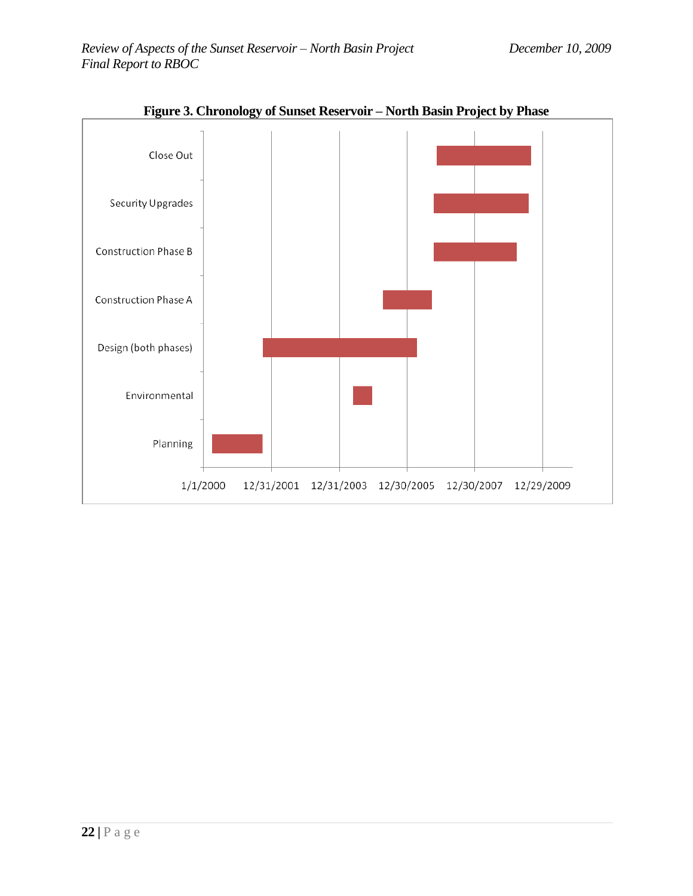**Figure 3. Chronology of Sunset Reservoir – North Basin Project by Phase**

Close Out

Security Upgrades

Construction Phase B

Construction Phase A

Design (both phases)

Environmental

Planning

1/1/2000 12/31/2001 12/31/2003 12/30/2005 12/30/2007 12/29/2009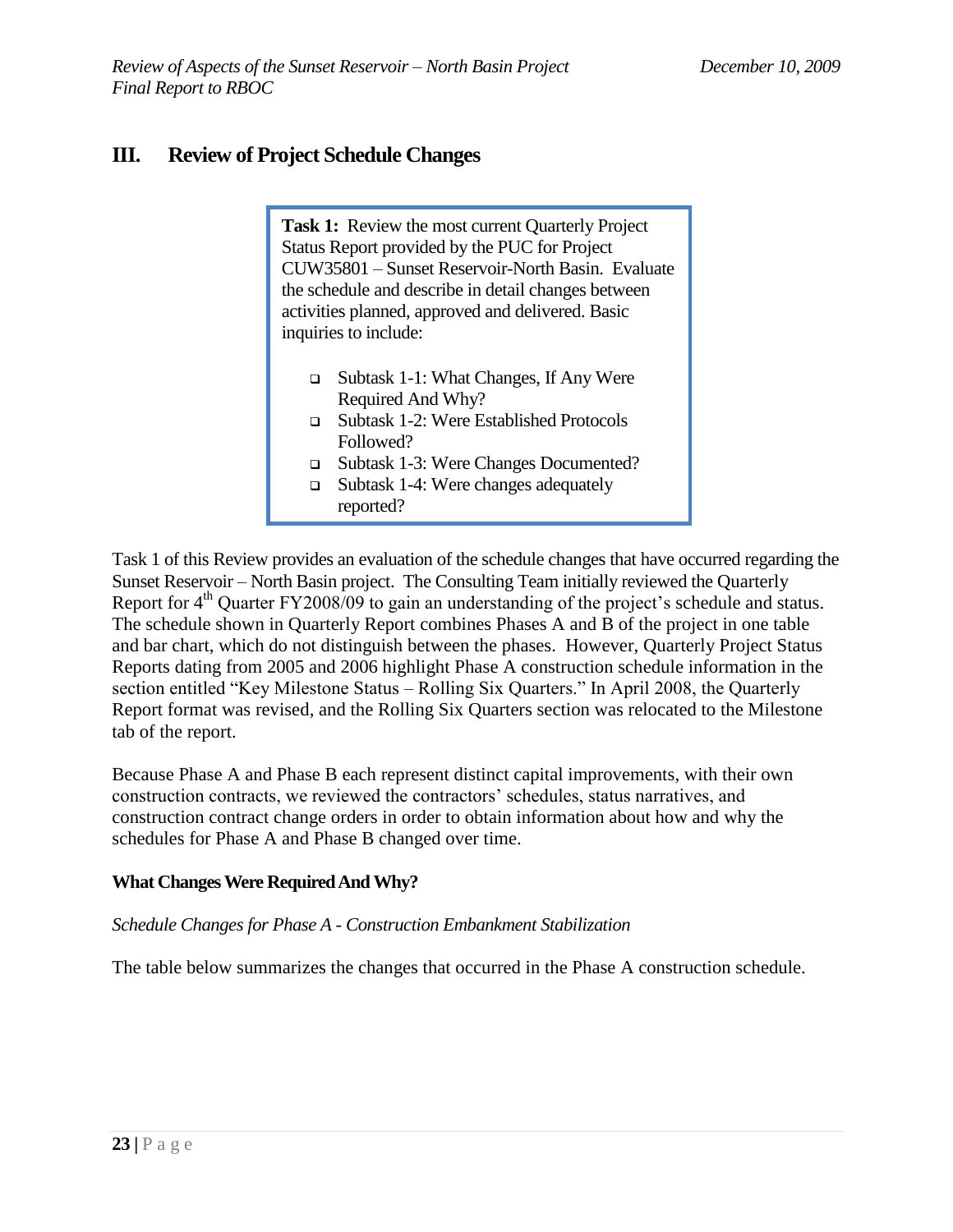## III. Review of Project Schedule Changes

> **Task 1:** Review the most current Quarterly Project Status Report provided by the PUC for Project CUW35801 – Sunset Reservoir-North Basin. Evaluate the schedule and describe in detail changes between activities planned, approved and delivered. Basic inquiries to include:
>
> - Subtask 1-1: What Changes, If Any Were Required And Why?
> - Subtask 1-2: Were Established Protocols Followed?
> - Subtask 1-3: Were Changes Documented?
> - Subtask 1-4: Were changes adequately reported?

Task 1 of this Review provides an evaluation of the schedule changes that have occurred regarding the Sunset Reservoir – North Basin project. The Consulting Team initially reviewed the Quarterly Report for 4th Quarter FY2008/09 to gain an understanding of the project's schedule and status. The schedule shown in Quarterly Report combines Phases A and B of the project in one table and bar chart, which do not distinguish between the phases. However, Quarterly Project Status Reports dating from 2005 and 2006 highlight Phase A construction schedule information in the section entitled "Key Milestone Status – Rolling Six Quarters." In April 2008, the Quarterly Report format was revised, and the Rolling Six Quarters section was relocated to the Milestone tab of the report.

Because Phase A and Phase B each represent distinct capital improvements, with their own construction contracts, we reviewed the contractors' schedules, status narratives, and construction contract change orders in order to obtain information about how and why the schedules for Phase A and Phase B changed over time.

### What Changes Were Required And Why?

*Schedule Changes for Phase A - Construction Embankment Stabilization*

The table below summarizes the changes that occurred in the Phase A construction schedule.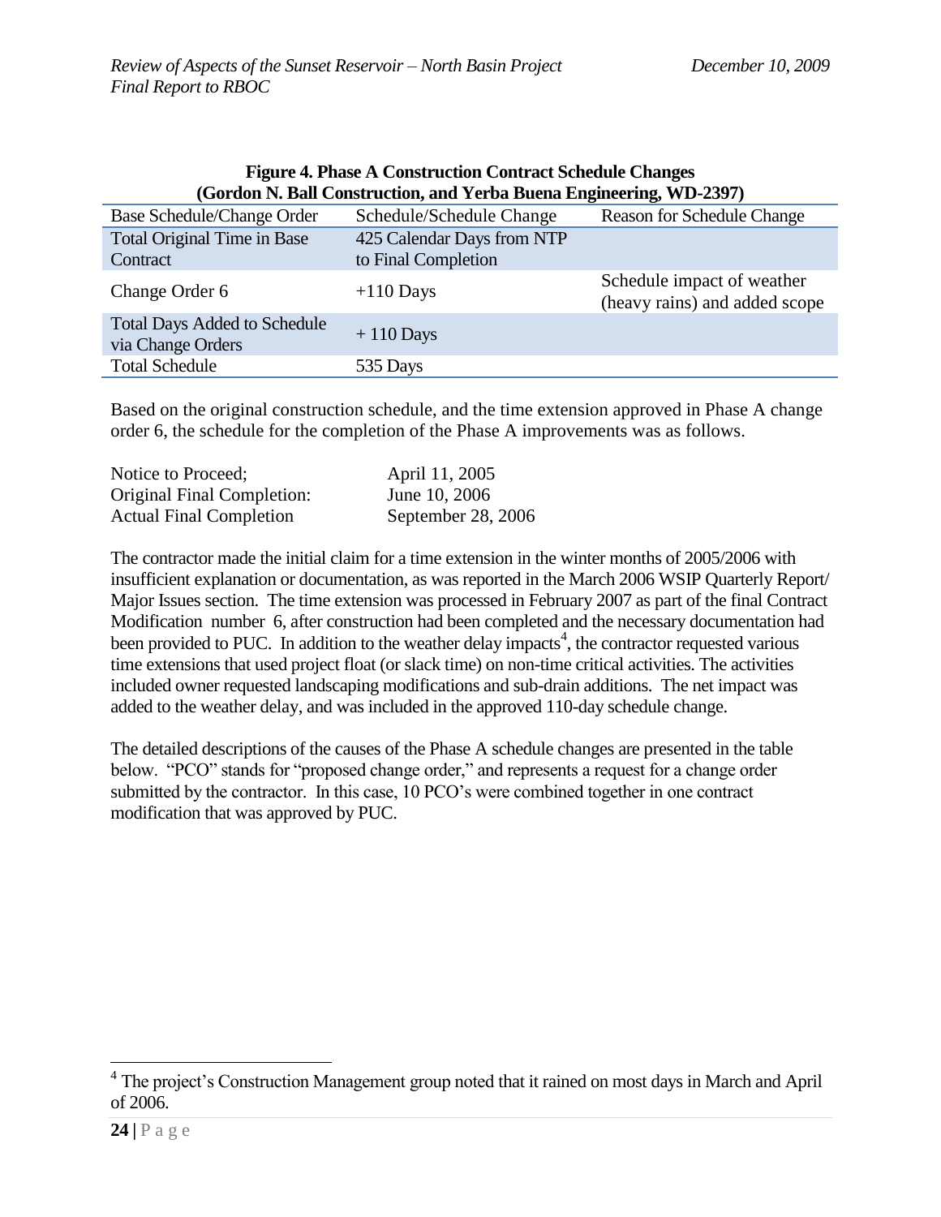**Figure 4. Phase A Construction Contract Schedule Changes (Gordon N. Ball Construction, and Yerba Buena Engineering, WD-2397)**

| Base Schedule/Change Order | Schedule/Schedule Change | Reason for Schedule Change |
|---|---|---|
| Total Original Time in Base Contract | 425 Calendar Days from NTP to Final Completion | |
| Change Order 6 | +110 Days | Schedule impact of weather (heavy rains) and added scope |
| Total Days Added to Schedule via Change Orders | + 110 Days | |
| Total Schedule | 535 Days | |

Based on the original construction schedule, and the time extension approved in Phase A change order 6, the schedule for the completion of the Phase A improvements was as follows.

| | |
|---|---|
| Notice to Proceed; | April 11, 2005 |
| Original Final Completion: | June 10, 2006 |
| Actual Final Completion | September 28, 2006 |

The contractor made the initial claim for a time extension in the winter months of 2005/2006 with insufficient explanation or documentation, as was reported in the March 2006 WSIP Quarterly Report/ Major Issues section. The time extension was processed in February 2007 as part of the final Contract Modification number 6, after construction had been completed and the necessary documentation had been provided to PUC. In addition to the weather delay impacts[4], the contractor requested various time extensions that used project float (or slack time) on non-time critical activities. The activities included owner requested landscaping modifications and sub-drain additions. The net impact was added to the weather delay, and was included in the approved 110-day schedule change.

The detailed descriptions of the causes of the Phase A schedule changes are presented in the table below. "PCO" stands for "proposed change order," and represents a request for a change order submitted by the contractor. In this case, 10 PCO's were combined together in one contract modification that was approved by PUC.

[4] The project's Construction Management group noted that it rained on most days in March and April of 2006.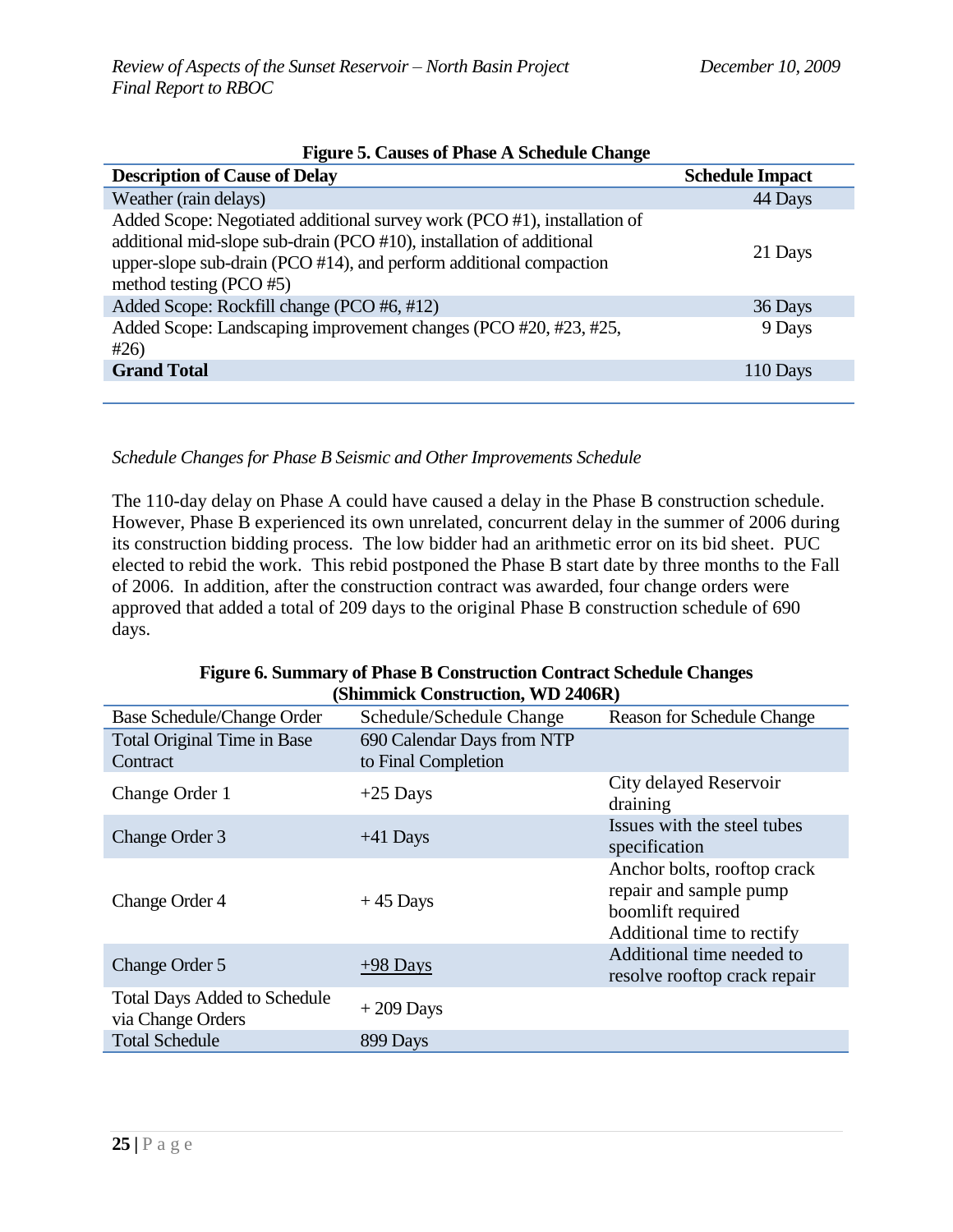**Figure 5. Causes of Phase A Schedule Change**

| Description of Cause of Delay | Schedule Impact |
| --- | --- |
| Weather (rain delays) | 44 Days |
| Added Scope: Negotiated additional survey work (PCO #1), installation of additional mid-slope sub-drain (PCO #10), installation of additional upper-slope sub-drain (PCO #14), and perform additional compaction method testing (PCO #5) | 21 Days |
| Added Scope: Rockfill change (PCO #6, #12) | 36 Days |
| Added Scope: Landscaping improvement changes (PCO #20, #23, #25, #26) | 9 Days |
| **Grand Total** | 110 Days |

*Schedule Changes for Phase B Seismic and Other Improvements Schedule*

The 110-day delay on Phase A could have caused a delay in the Phase B construction schedule. However, Phase B experienced its own unrelated, concurrent delay in the summer of 2006 during its construction bidding process. The low bidder had an arithmetic error on its bid sheet. PUC elected to rebid the work. This rebid postponed the Phase B start date by three months to the Fall of 2006. In addition, after the construction contract was awarded, four change orders were approved that added a total of 209 days to the original Phase B construction schedule of 690 days.

**Figure 6. Summary of Phase B Construction Contract Schedule Changes (Shimmick Construction, WD 2406R)**

| Base Schedule/Change Order | Schedule/Schedule Change | Reason for Schedule Change |
| --- | --- | --- |
| Total Original Time in Base Contract | 690 Calendar Days from NTP to Final Completion | |
| Change Order 1 | +25 Days | City delayed Reservoir draining |
| Change Order 3 | +41 Days | Issues with the steel tubes specification |
| Change Order 4 | + 45 Days | Anchor bolts, rooftop crack repair and sample pump boomlift required Additional time to rectify |
| Change Order 5 | +98 Days | Additional time needed to resolve rooftop crack repair |
| Total Days Added to Schedule via Change Orders | + 209 Days | |
| Total Schedule | 899 Days | |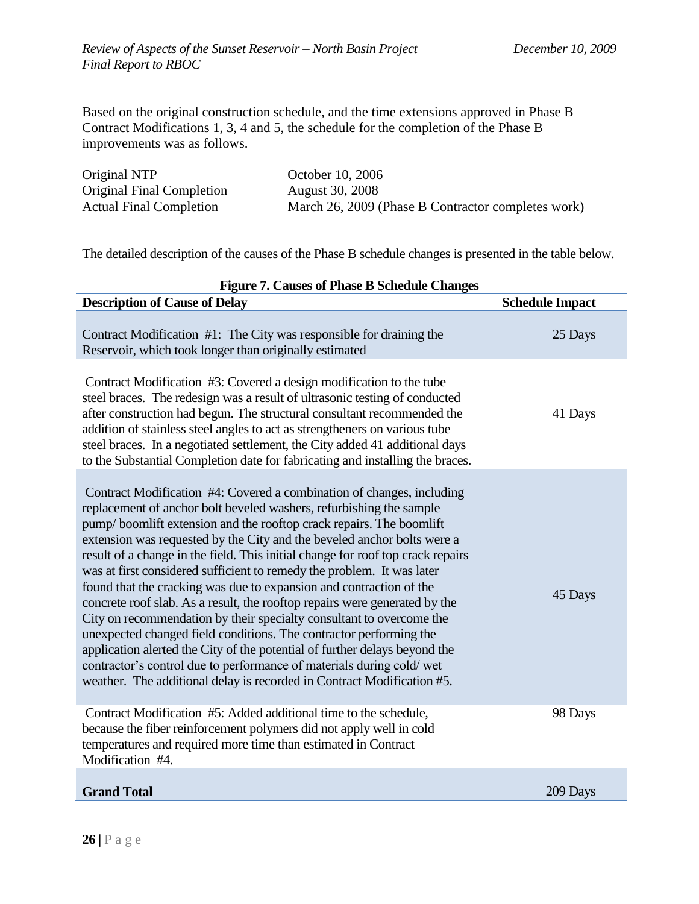Based on the original construction schedule, and the time extensions approved in Phase B Contract Modifications 1, 3, 4 and 5, the schedule for the completion of the Phase B improvements was as follows.

| | |
|---|---|
| Original NTP | October 10, 2006 |
| Original Final Completion | August 30, 2008 |
| Actual Final Completion | March 26, 2009 (Phase B Contractor completes work) |

The detailed description of the causes of the Phase B schedule changes is presented in the table below.

**Figure 7. Causes of Phase B Schedule Changes**

| Description of Cause of Delay | Schedule Impact |
|---|---|
| Contract Modification #1: The City was responsible for draining the Reservoir, which took longer than originally estimated | 25 Days |
| Contract Modification #3: Covered a design modification to the tube steel braces. The redesign was a result of ultrasonic testing of conducted after construction had begun. The structural consultant recommended the addition of stainless steel angles to act as strengtheners on various tube steel braces. In a negotiated settlement, the City added 41 additional days to the Substantial Completion date for fabricating and installing the braces. | 41 Days |
| Contract Modification #4: Covered a combination of changes, including replacement of anchor bolt beveled washers, refurbishing the sample pump/ boomlift extension and the rooftop crack repairs. The boomlift extension was requested by the City and the beveled anchor bolts were a result of a change in the field. This initial change for roof top crack repairs was at first considered sufficient to remedy the problem. It was later found that the cracking was due to expansion and contraction of the concrete roof slab. As a result, the rooftop repairs were generated by the City on recommendation by their specialty consultant to overcome the unexpected changed field conditions. The contractor performing the application alerted the City of the potential of further delays beyond the contractor's control due to performance of materials during cold/ wet weather. The additional delay is recorded in Contract Modification #5. | 45 Days |
| Contract Modification #5: Added additional time to the schedule, because the fiber reinforcement polymers did not apply well in cold temperatures and required more time than estimated in Contract Modification #4. | 98 Days |
| **Grand Total** | 209 Days |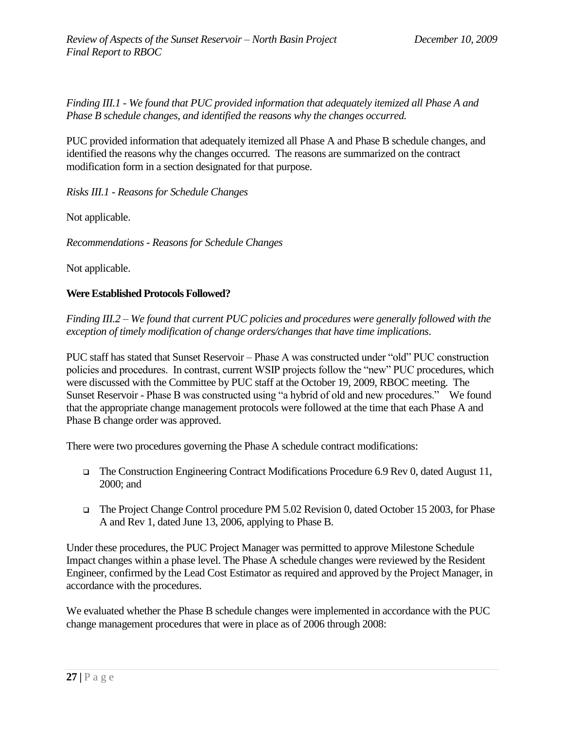*Finding III.1 - We found that PUC provided information that adequately itemized all Phase A and Phase B schedule changes, and identified the reasons why the changes occurred.*

PUC provided information that adequately itemized all Phase A and Phase B schedule changes, and identified the reasons why the changes occurred. The reasons are summarized on the contract modification form in a section designated for that purpose.

*Risks III.1 - Reasons for Schedule Changes*

Not applicable.

*Recommendations - Reasons for Schedule Changes*

Not applicable.

**Were Established Protocols Followed?**

*Finding III.2 – We found that current PUC policies and procedures were generally followed with the exception of timely modification of change orders/changes that have time implications.*

PUC staff has stated that Sunset Reservoir – Phase A was constructed under "old" PUC construction policies and procedures. In contrast, current WSIP projects follow the "new" PUC procedures, which were discussed with the Committee by PUC staff at the October 19, 2009, RBOC meeting. The Sunset Reservoir - Phase B was constructed using "a hybrid of old and new procedures." We found that the appropriate change management protocols were followed at the time that each Phase A and Phase B change order was approved.

There were two procedures governing the Phase A schedule contract modifications:

- The Construction Engineering Contract Modifications Procedure 6.9 Rev 0, dated August 11, 2000; and
- The Project Change Control procedure PM 5.02 Revision 0, dated October 15 2003, for Phase A and Rev 1, dated June 13, 2006, applying to Phase B.

Under these procedures, the PUC Project Manager was permitted to approve Milestone Schedule Impact changes within a phase level. The Phase A schedule changes were reviewed by the Resident Engineer, confirmed by the Lead Cost Estimator as required and approved by the Project Manager, in accordance with the procedures.

We evaluated whether the Phase B schedule changes were implemented in accordance with the PUC change management procedures that were in place as of 2006 through 2008: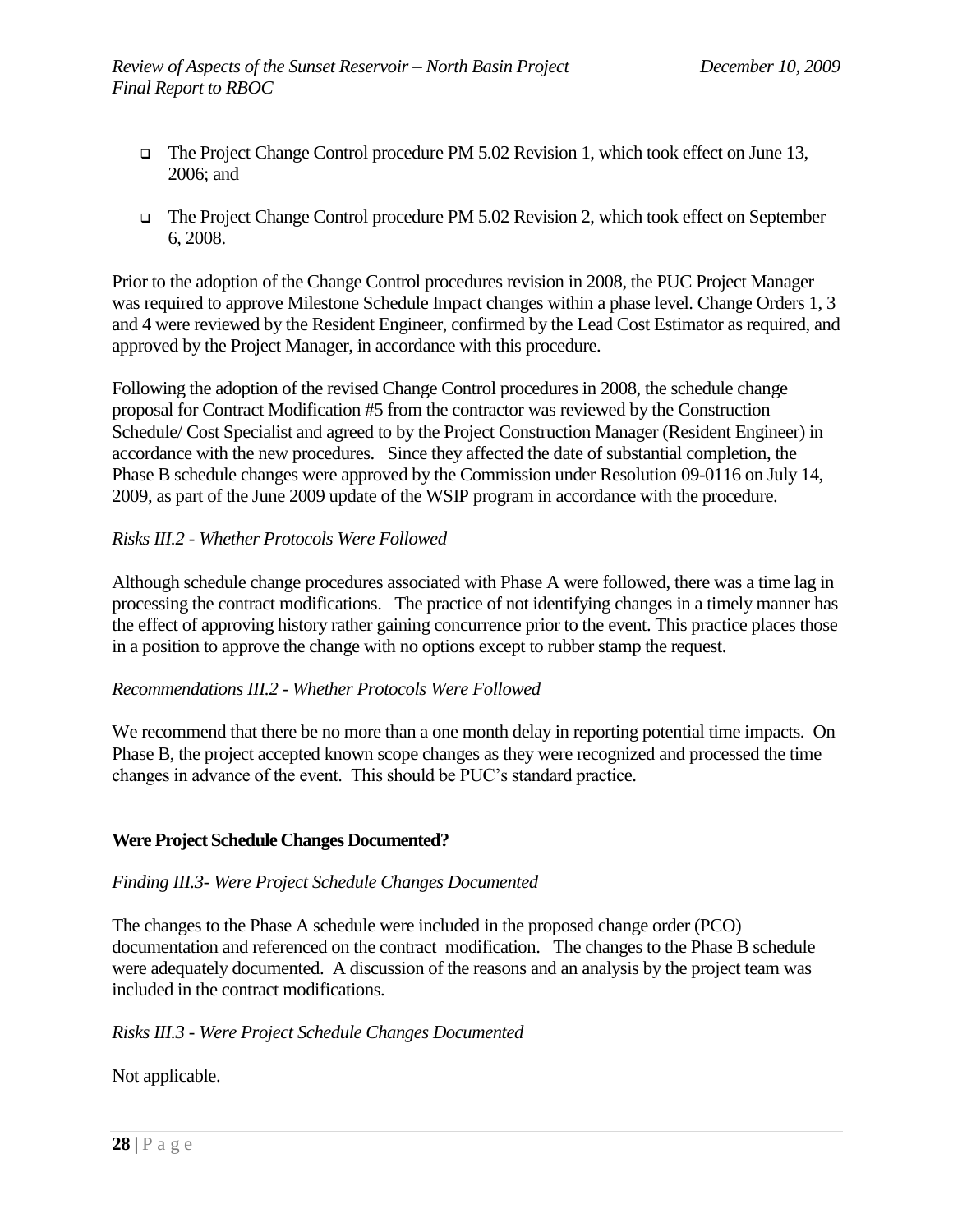- The Project Change Control procedure PM 5.02 Revision 1, which took effect on June 13, 2006; and

- The Project Change Control procedure PM 5.02 Revision 2, which took effect on September 6, 2008.

Prior to the adoption of the Change Control procedures revision in 2008, the PUC Project Manager was required to approve Milestone Schedule Impact changes within a phase level. Change Orders 1, 3 and 4 were reviewed by the Resident Engineer, confirmed by the Lead Cost Estimator as required, and approved by the Project Manager, in accordance with this procedure.

Following the adoption of the revised Change Control procedures in 2008, the schedule change proposal for Contract Modification #5 from the contractor was reviewed by the Construction Schedule/ Cost Specialist and agreed to by the Project Construction Manager (Resident Engineer) in accordance with the new procedures. Since they affected the date of substantial completion, the Phase B schedule changes were approved by the Commission under Resolution 09-0116 on July 14, 2009, as part of the June 2009 update of the WSIP program in accordance with the procedure.

*Risks III.2 - Whether Protocols Were Followed*

Although schedule change procedures associated with Phase A were followed, there was a time lag in processing the contract modifications. The practice of not identifying changes in a timely manner has the effect of approving history rather gaining concurrence prior to the event. This practice places those in a position to approve the change with no options except to rubber stamp the request.

*Recommendations III.2 - Whether Protocols Were Followed*

We recommend that there be no more than a one month delay in reporting potential time impacts. On Phase B, the project accepted known scope changes as they were recognized and processed the time changes in advance of the event. This should be PUC's standard practice.

**Were Project Schedule Changes Documented?**

*Finding III.3- Were Project Schedule Changes Documented*

The changes to the Phase A schedule were included in the proposed change order (PCO) documentation and referenced on the contract modification. The changes to the Phase B schedule were adequately documented. A discussion of the reasons and an analysis by the project team was included in the contract modifications.

*Risks III.3 - Were Project Schedule Changes Documented*

Not applicable.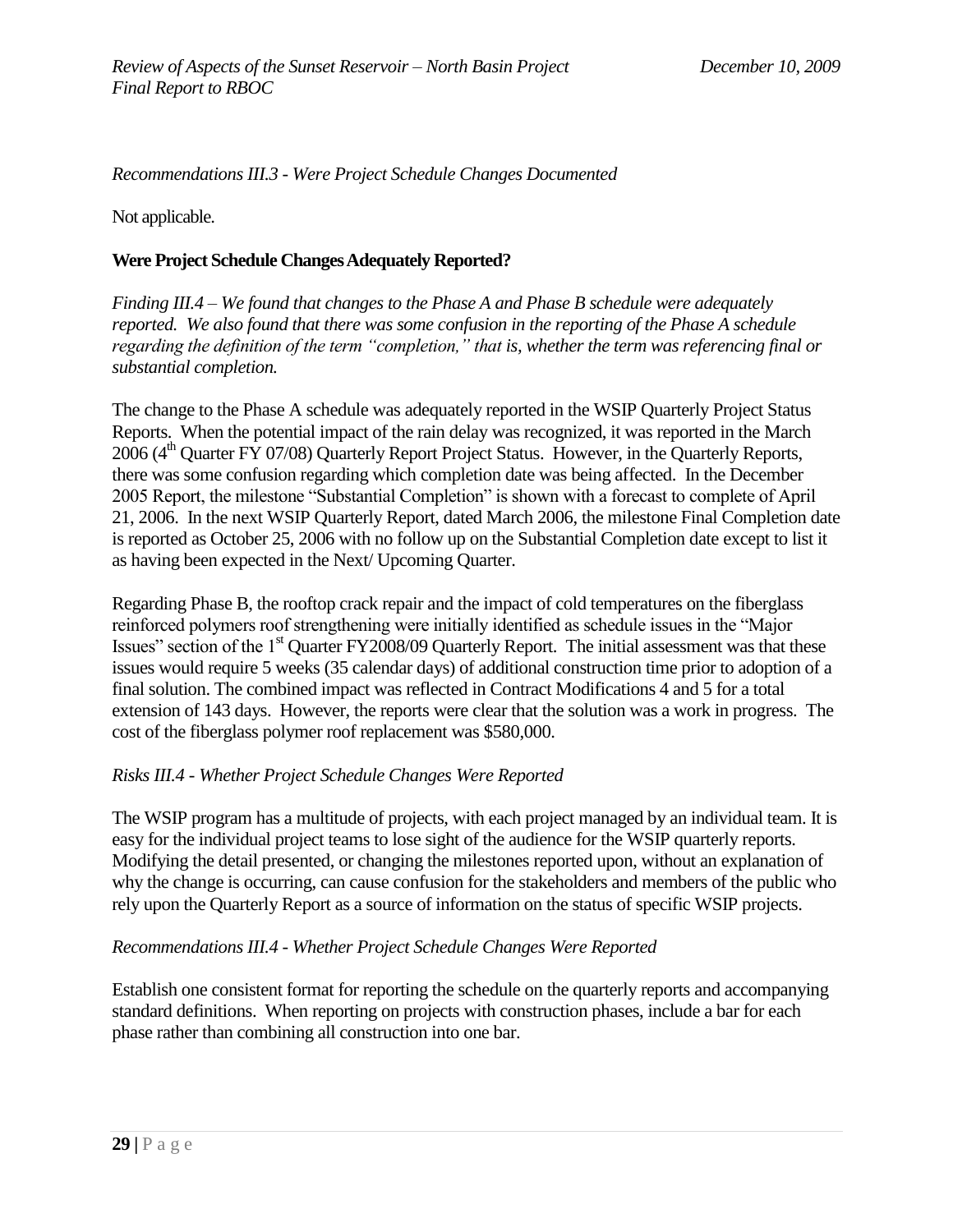*Recommendations III.3 - Were Project Schedule Changes Documented*

Not applicable.

**Were Project Schedule Changes Adequately Reported?**

*Finding III.4 – We found that changes to the Phase A and Phase B schedule were adequately reported. We also found that there was some confusion in the reporting of the Phase A schedule regarding the definition of the term "completion," that is, whether the term was referencing final or substantial completion.*

The change to the Phase A schedule was adequately reported in the WSIP Quarterly Project Status Reports. When the potential impact of the rain delay was recognized, it was reported in the March 2006 (4th Quarter FY 07/08) Quarterly Report Project Status. However, in the Quarterly Reports, there was some confusion regarding which completion date was being affected. In the December 2005 Report, the milestone "Substantial Completion" is shown with a forecast to complete of April 21, 2006. In the next WSIP Quarterly Report, dated March 2006, the milestone Final Completion date is reported as October 25, 2006 with no follow up on the Substantial Completion date except to list it as having been expected in the Next/ Upcoming Quarter.

Regarding Phase B, the rooftop crack repair and the impact of cold temperatures on the fiberglass reinforced polymers roof strengthening were initially identified as schedule issues in the "Major Issues" section of the 1st Quarter FY2008/09 Quarterly Report. The initial assessment was that these issues would require 5 weeks (35 calendar days) of additional construction time prior to adoption of a final solution. The combined impact was reflected in Contract Modifications 4 and 5 for a total extension of 143 days. However, the reports were clear that the solution was a work in progress. The cost of the fiberglass polymer roof replacement was $580,000.

*Risks III.4 - Whether Project Schedule Changes Were Reported*

The WSIP program has a multitude of projects, with each project managed by an individual team. It is easy for the individual project teams to lose sight of the audience for the WSIP quarterly reports. Modifying the detail presented, or changing the milestones reported upon, without an explanation of why the change is occurring, can cause confusion for the stakeholders and members of the public who rely upon the Quarterly Report as a source of information on the status of specific WSIP projects.

*Recommendations III.4 - Whether Project Schedule Changes Were Reported*

Establish one consistent format for reporting the schedule on the quarterly reports and accompanying standard definitions. When reporting on projects with construction phases, include a bar for each phase rather than combining all construction into one bar.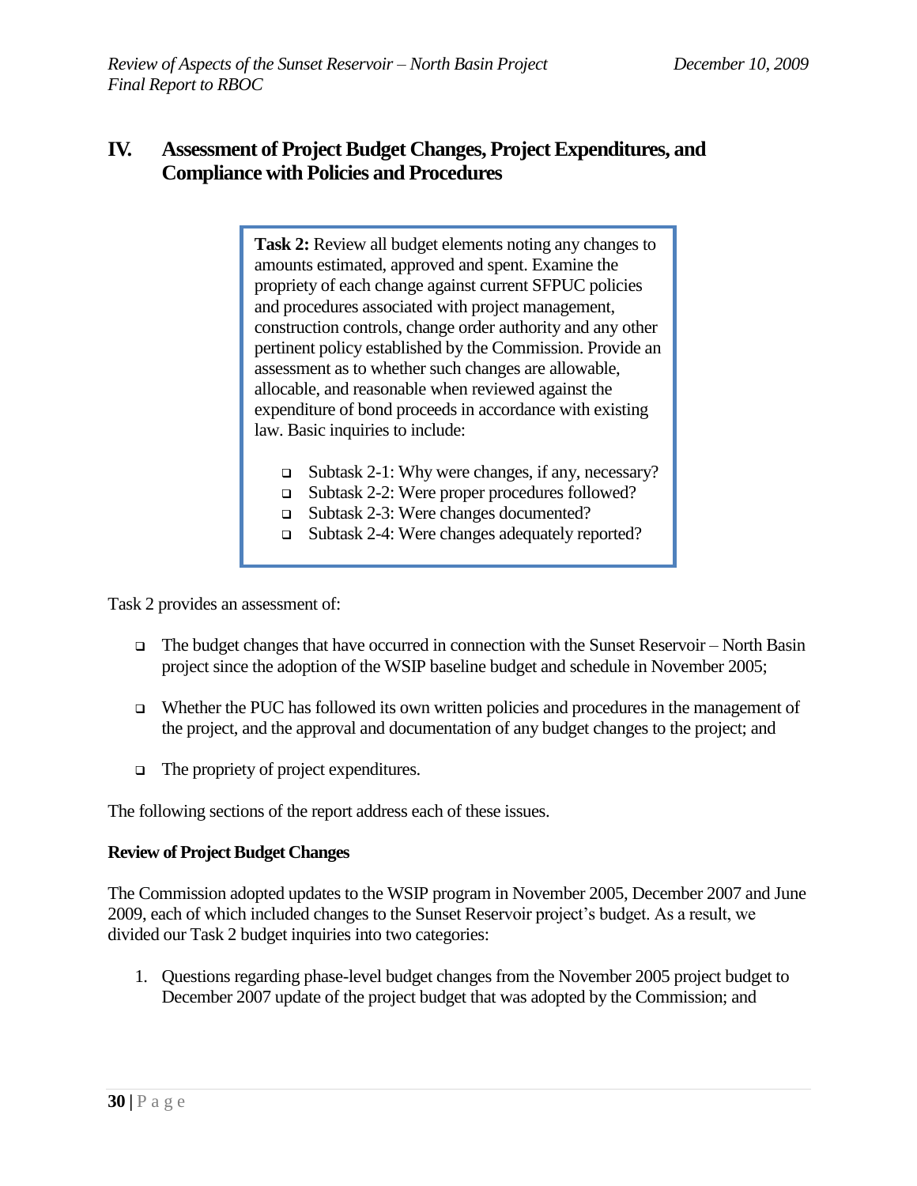## IV. Assessment of Project Budget Changes, Project Expenditures, and Compliance with Policies and Procedures

> **Task 2:** Review all budget elements noting any changes to amounts estimated, approved and spent. Examine the propriety of each change against current SFPUC policies and procedures associated with project management, construction controls, change order authority and any other pertinent policy established by the Commission. Provide an assessment as to whether such changes are allowable, allocable, and reasonable when reviewed against the expenditure of bond proceeds in accordance with existing law. Basic inquiries to include:
>
> - Subtask 2-1: Why were changes, if any, necessary?
> - Subtask 2-2: Were proper procedures followed?
> - Subtask 2-3: Were changes documented?
> - Subtask 2-4: Were changes adequately reported?

Task 2 provides an assessment of:

- The budget changes that have occurred in connection with the Sunset Reservoir – North Basin project since the adoption of the WSIP baseline budget and schedule in November 2005;
- Whether the PUC has followed its own written policies and procedures in the management of the project, and the approval and documentation of any budget changes to the project; and
- The propriety of project expenditures.

The following sections of the report address each of these issues.

**Review of Project Budget Changes**

The Commission adopted updates to the WSIP program in November 2005, December 2007 and June 2009, each of which included changes to the Sunset Reservoir project's budget. As a result, we divided our Task 2 budget inquiries into two categories:

1. Questions regarding phase-level budget changes from the November 2005 project budget to December 2007 update of the project budget that was adopted by the Commission; and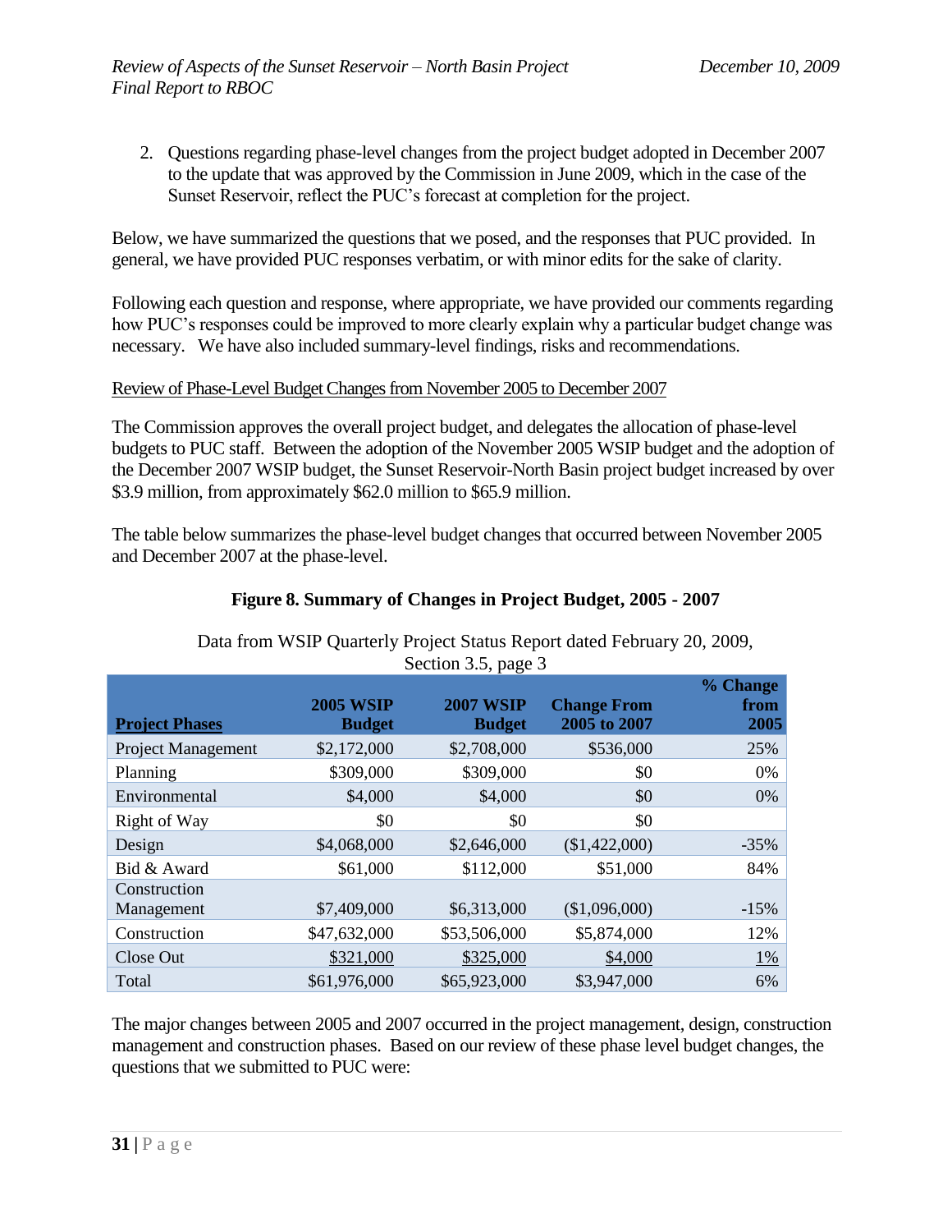2. Questions regarding phase-level changes from the project budget adopted in December 2007 to the update that was approved by the Commission in June 2009, which in the case of the Sunset Reservoir, reflect the PUC's forecast at completion for the project.

Below, we have summarized the questions that we posed, and the responses that PUC provided. In general, we have provided PUC responses verbatim, or with minor edits for the sake of clarity.

Following each question and response, where appropriate, we have provided our comments regarding how PUC's responses could be improved to more clearly explain why a particular budget change was necessary. We have also included summary-level findings, risks and recommendations.

Review of Phase-Level Budget Changes from November 2005 to December 2007

The Commission approves the overall project budget, and delegates the allocation of phase-level budgets to PUC staff. Between the adoption of the November 2005 WSIP budget and the adoption of the December 2007 WSIP budget, the Sunset Reservoir-North Basin project budget increased by over $3.9 million, from approximately $62.0 million to $65.9 million.

The table below summarizes the phase-level budget changes that occurred between November 2005 and December 2007 at the phase-level.

**Figure 8. Summary of Changes in Project Budget, 2005 - 2007**

Data from WSIP Quarterly Project Status Report dated February 20, 2009, Section 3.5, page 3

| Project Phases | 2005 WSIP Budget | 2007 WSIP Budget | Change From 2005 to 2007 | % Change from 2005 |
|---|---|---|---|---|
| Project Management | $2,172,000 | $2,708,000 | $536,000 | 25% |
| Planning | $309,000 | $309,000 | $0 | 0% |
| Environmental | $4,000 | $4,000 | $0 | 0% |
| Right of Way | $0 | $0 | $0 | |
| Design | $4,068,000 | $2,646,000 | ($1,422,000) | -35% |
| Bid & Award | $61,000 | $112,000 | $51,000 | 84% |
| Construction Management | $7,409,000 | $6,313,000 | ($1,096,000) | -15% |
| Construction | $47,632,000 | $53,506,000 | $5,874,000 | 12% |
| Close Out | $321,000 | $325,000 | $4,000 | 1% |
| Total | $61,976,000 | $65,923,000 | $3,947,000 | 6% |

The major changes between 2005 and 2007 occurred in the project management, design, construction management and construction phases. Based on our review of these phase level budget changes, the questions that we submitted to PUC were: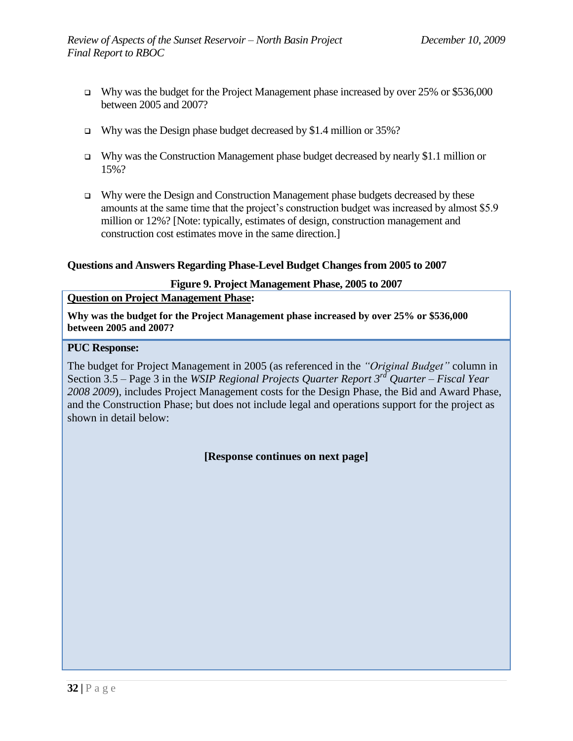- Why was the budget for the Project Management phase increased by over 25% or $536,000 between 2005 and 2007?
- Why was the Design phase budget decreased by $1.4 million or 35%?
- Why was the Construction Management phase budget decreased by nearly $1.1 million or 15%?
- Why were the Design and Construction Management phase budgets decreased by these amounts at the same time that the project's construction budget was increased by almost $5.9 million or 12%? [Note: typically, estimates of design, construction management and construction cost estimates move in the same direction.]

**Questions and Answers Regarding Phase-Level Budget Changes from 2005 to 2007**

**Figure 9. Project Management Phase, 2005 to 2007**

**Question on Project Management Phase:**

**Why was the budget for the Project Management phase increased by over 25% or $536,000 between 2005 and 2007?**

**PUC Response:**

The budget for Project Management in 2005 (as referenced in the *"Original Budget"* column in Section 3.5 – Page 3 in the *WSIP Regional Projects Quarter Report 3rd Quarter – Fiscal Year 2008 2009*), includes Project Management costs for the Design Phase, the Bid and Award Phase, and the Construction Phase; but does not include legal and operations support for the project as shown in detail below:

**[Response continues on next page]**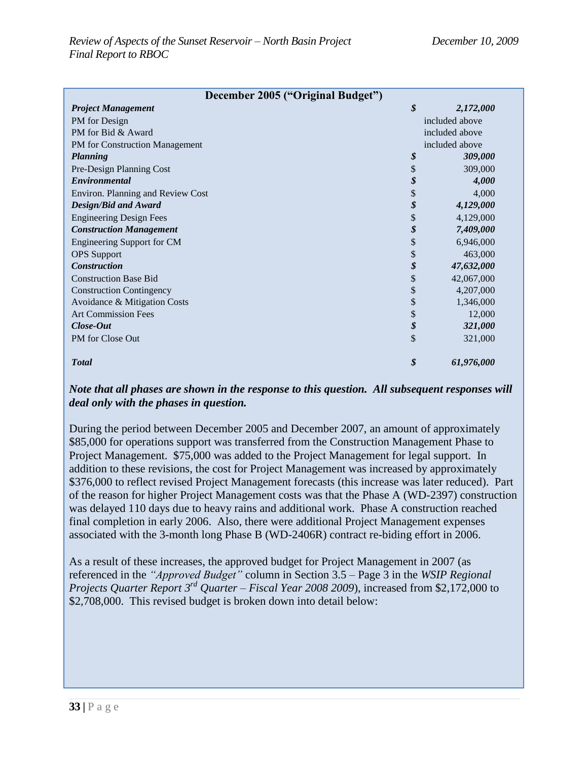| December 2005 ("Original Budget") | | |
|---|---|---|
| ***Project Management*** | ***$*** | ***2,172,000*** |
| PM for Design | | included above |
| PM for Bid & Award | | included above |
| PM for Construction Management | | included above |
| ***Planning*** | ***$*** | ***309,000*** |
| Pre-Design Planning Cost | $ | 309,000 |
| ***Environmental*** | ***$*** | ***4,000*** |
| Environ. Planning and Review Cost | $ | 4,000 |
| ***Design/Bid and Award*** | ***$*** | ***4,129,000*** |
| Engineering Design Fees | $ | 4,129,000 |
| ***Construction Management*** | ***$*** | ***7,409,000*** |
| Engineering Support for CM | $ | 6,946,000 |
| OPS Support | $ | 463,000 |
| ***Construction*** | ***$*** | ***47,632,000*** |
| Construction Base Bid | $ | 42,067,000 |
| Construction Contingency | $ | 4,207,000 |
| Avoidance & Mitigation Costs | $ | 1,346,000 |
| Art Commission Fees | $ | 12,000 |
| ***Close-Out*** | ***$*** | ***321,000*** |
| PM for Close Out | $ | 321,000 |
| ***Total*** | ***$*** | ***61,976,000*** |

***Note that all phases are shown in the response to this question. All subsequent responses will deal only with the phases in question.***

During the period between December 2005 and December 2007, an amount of approximately $85,000 for operations support was transferred from the Construction Management Phase to Project Management. $75,000 was added to the Project Management for legal support. In addition to these revisions, the cost for Project Management was increased by approximately $376,000 to reflect revised Project Management forecasts (this increase was later reduced). Part of the reason for higher Project Management costs was that the Phase A (WD-2397) construction was delayed 110 days due to heavy rains and additional work. Phase A construction reached final completion in early 2006. Also, there were additional Project Management expenses associated with the 3-month long Phase B (WD-2406R) contract re-biding effort in 2006.

As a result of these increases, the approved budget for Project Management in 2007 (as referenced in the *"Approved Budget"* column in Section 3.5 – Page 3 in the *WSIP Regional Projects Quarter Report 3rd Quarter – Fiscal Year 2008 2009*), increased from $2,172,000 to $2,708,000. This revised budget is broken down into detail below: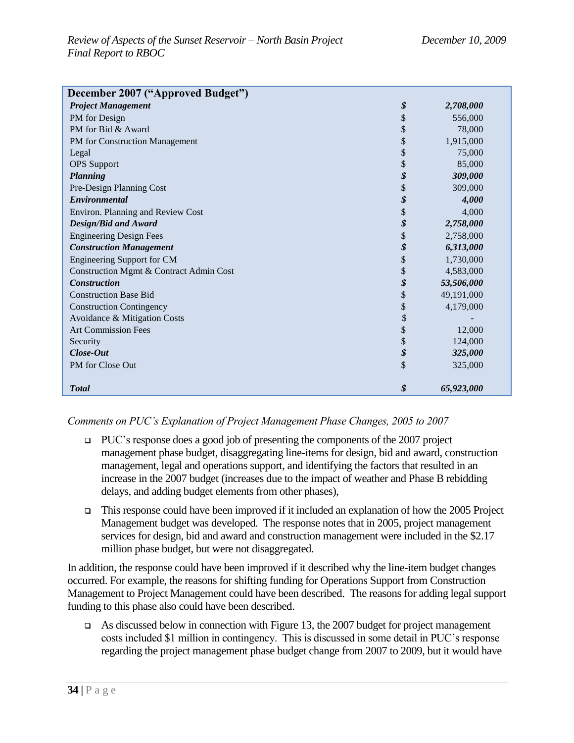| December 2007 ("Approved Budget") | | |
|---|---|---|
| ***Project Management*** | ***$*** | ***2,708,000*** |
| PM for Design | $ | 556,000 |
| PM for Bid & Award | $ | 78,000 |
| PM for Construction Management | $ | 1,915,000 |
| Legal | $ | 75,000 |
| OPS Support | $ | 85,000 |
| ***Planning*** | ***$*** | ***309,000*** |
| Pre-Design Planning Cost | $ | 309,000 |
| ***Environmental*** | ***$*** | ***4,000*** |
| Environ. Planning and Review Cost | $ | 4,000 |
| ***Design/Bid and Award*** | ***$*** | ***2,758,000*** |
| Engineering Design Fees | $ | 2,758,000 |
| ***Construction Management*** | ***$*** | ***6,313,000*** |
| Engineering Support for CM | $ | 1,730,000 |
| Construction Mgmt & Contract Admin Cost | $ | 4,583,000 |
| ***Construction*** | ***$*** | ***53,506,000*** |
| Construction Base Bid | $ | 49,191,000 |
| Construction Contingency | $ | 4,179,000 |
| Avoidance & Mitigation Costs | $ | - |
| Art Commission Fees | $ | 12,000 |
| Security | $ | 124,000 |
| ***Close-Out*** | ***$*** | ***325,000*** |
| PM for Close Out | $ | 325,000 |
| ***Total*** | ***$*** | ***65,923,000*** |

*Comments on PUC's Explanation of Project Management Phase Changes, 2005 to 2007*

- PUC's response does a good job of presenting the components of the 2007 project management phase budget, disaggregating line-items for design, bid and award, construction management, legal and operations support, and identifying the factors that resulted in an increase in the 2007 budget (increases due to the impact of weather and Phase B rebidding delays, and adding budget elements from other phases),

- This response could have been improved if it included an explanation of how the 2005 Project Management budget was developed. The response notes that in 2005, project management services for design, bid and award and construction management were included in the $2.17 million phase budget, but were not disaggregated.

In addition, the response could have been improved if it described why the line-item budget changes occurred. For example, the reasons for shifting funding for Operations Support from Construction Management to Project Management could have been described. The reasons for adding legal support funding to this phase also could have been described.

- As discussed below in connection with Figure 13, the 2007 budget for project management costs included $1 million in contingency. This is discussed in some detail in PUC's response regarding the project management phase budget change from 2007 to 2009, but it would have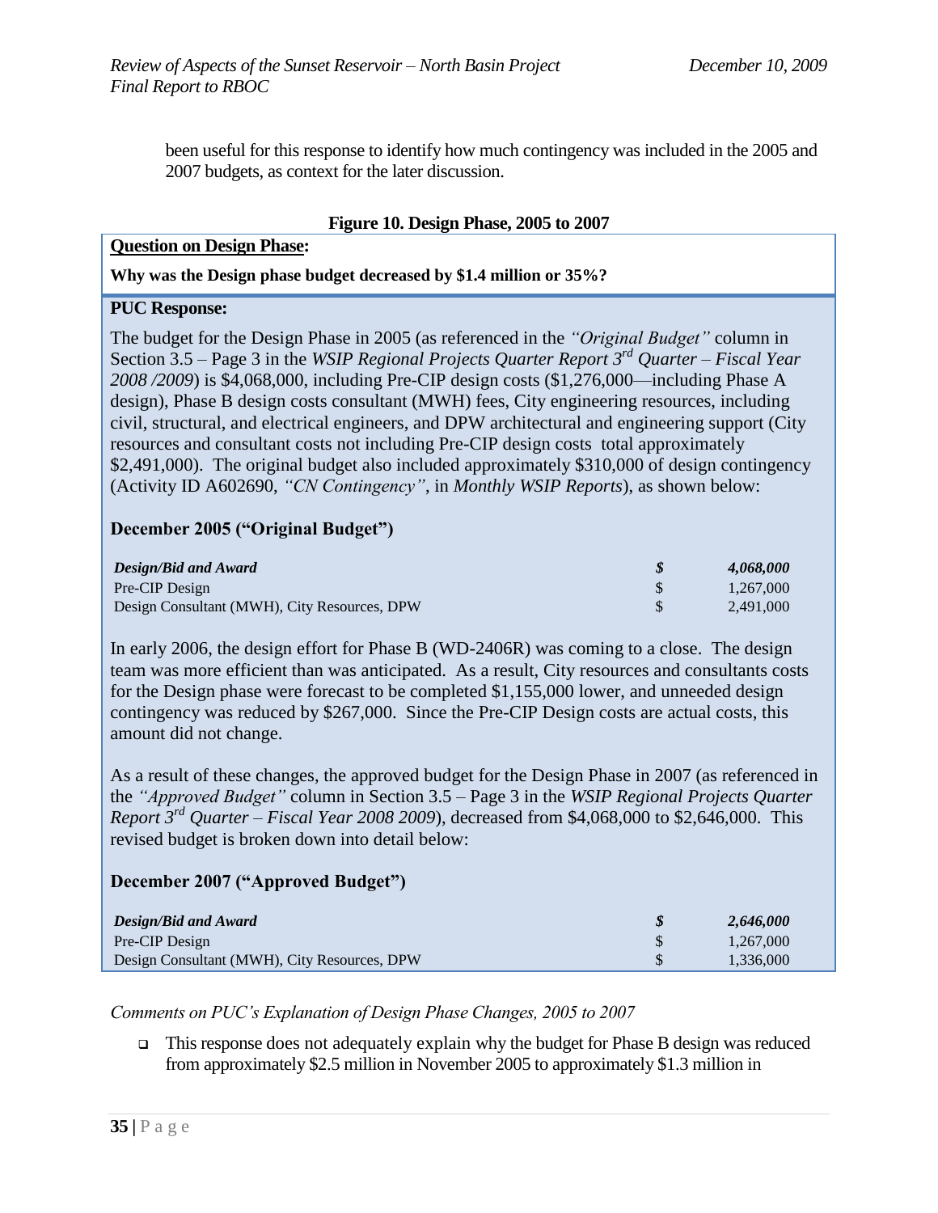been useful for this response to identify how much contingency was included in the 2005 and 2007 budgets, as context for the later discussion.

**Figure 10. Design Phase, 2005 to 2007**

**Question on Design Phase:**

**Why was the Design phase budget decreased by $1.4 million or 35%?**

**PUC Response:**

The budget for the Design Phase in 2005 (as referenced in the *"Original Budget"* column in Section 3.5 – Page 3 in the *WSIP Regional Projects Quarter Report 3rd Quarter – Fiscal Year 2008 /2009*) is $4,068,000, including Pre-CIP design costs ($1,276,000—including Phase A design), Phase B design costs consultant (MWH) fees, City engineering resources, including civil, structural, and electrical engineers, and DPW architectural and engineering support (City resources and consultant costs not including Pre-CIP design costs total approximately $2,491,000). The original budget also included approximately $310,000 of design contingency (Activity ID A602690, *"CN Contingency"*, in *Monthly WSIP Reports*), as shown below:

**December 2005 ("Original Budget")**

| | | |
|---|---|---|
| ***Design/Bid and Award*** | ***$*** | ***4,068,000*** |
| Pre-CIP Design | $ | 1,267,000 |
| Design Consultant (MWH), City Resources, DPW | $ | 2,491,000 |

In early 2006, the design effort for Phase B (WD-2406R) was coming to a close. The design team was more efficient than was anticipated. As a result, City resources and consultants costs for the Design phase were forecast to be completed $1,155,000 lower, and unneeded design contingency was reduced by $267,000. Since the Pre-CIP Design costs are actual costs, this amount did not change.

As a result of these changes, the approved budget for the Design Phase in 2007 (as referenced in the *"Approved Budget"* column in Section 3.5 – Page 3 in the *WSIP Regional Projects Quarter Report 3rd Quarter – Fiscal Year 2008 2009*), decreased from $4,068,000 to $2,646,000. This revised budget is broken down into detail below:

**December 2007 ("Approved Budget")**

| | | |
|---|---|---|
| ***Design/Bid and Award*** | ***$*** | ***2,646,000*** |
| Pre-CIP Design | $ | 1,267,000 |
| Design Consultant (MWH), City Resources, DPW | $ | 1,336,000 |

*Comments on PUC's Explanation of Design Phase Changes, 2005 to 2007*

- This response does not adequately explain why the budget for Phase B design was reduced from approximately $2.5 million in November 2005 to approximately $1.3 million in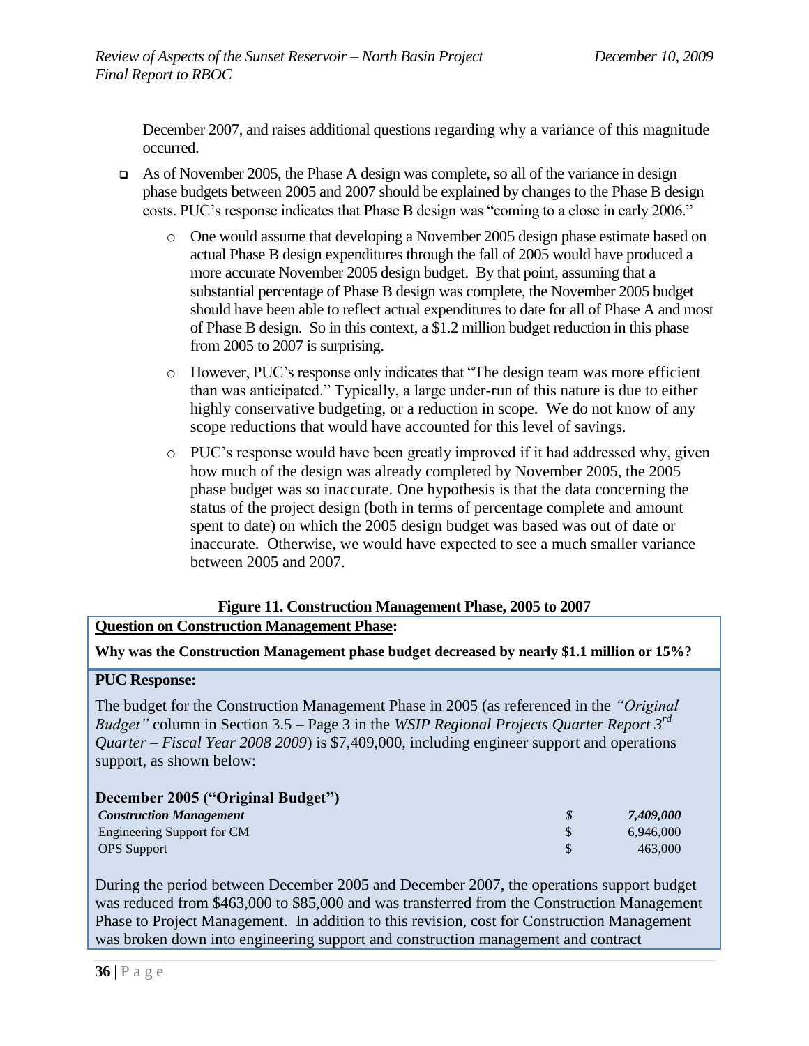December 2007, and raises additional questions regarding why a variance of this magnitude occurred.

- As of November 2005, the Phase A design was complete, so all of the variance in design phase budgets between 2005 and 2007 should be explained by changes to the Phase B design costs. PUC's response indicates that Phase B design was "coming to a close in early 2006."
  - One would assume that developing a November 2005 design phase estimate based on actual Phase B design expenditures through the fall of 2005 would have produced a more accurate November 2005 design budget. By that point, assuming that a substantial percentage of Phase B design was complete, the November 2005 budget should have been able to reflect actual expenditures to date for all of Phase A and most of Phase B design. So in this context, a $1.2 million budget reduction in this phase from 2005 to 2007 is surprising.
  - However, PUC's response only indicates that "The design team was more efficient than was anticipated." Typically, a large under-run of this nature is due to either highly conservative budgeting, or a reduction in scope. We do not know of any scope reductions that would have accounted for this level of savings.
  - PUC's response would have been greatly improved if it had addressed why, given how much of the design was already completed by November 2005, the 2005 phase budget was so inaccurate. One hypothesis is that the data concerning the status of the project design (both in terms of percentage complete and amount spent to date) on which the 2005 design budget was based was out of date or inaccurate. Otherwise, we would have expected to see a much smaller variance between 2005 and 2007.

**Figure 11. Construction Management Phase, 2005 to 2007**

**Question on Construction Management Phase:**

**Why was the Construction Management phase budget decreased by nearly $1.1 million or 15%?**

**PUC Response:**

The budget for the Construction Management Phase in 2005 (as referenced in the *"Original Budget"* column in Section 3.5 – Page 3 in the *WSIP Regional Projects Quarter Report 3rd Quarter – Fiscal Year 2008 2009*) is $7,409,000, including engineer support and operations support, as shown below:

**December 2005 ("Original Budget")**

| | | |
|---|---|---|
| ***Construction Management*** | ***$*** | ***7,409,000*** |
| Engineering Support for CM | $ | 6,946,000 |
| OPS Support | $ | 463,000 |

During the period between December 2005 and December 2007, the operations support budget was reduced from $463,000 to $85,000 and was transferred from the Construction Management Phase to Project Management. In addition to this revision, cost for Construction Management was broken down into engineering support and construction management and contract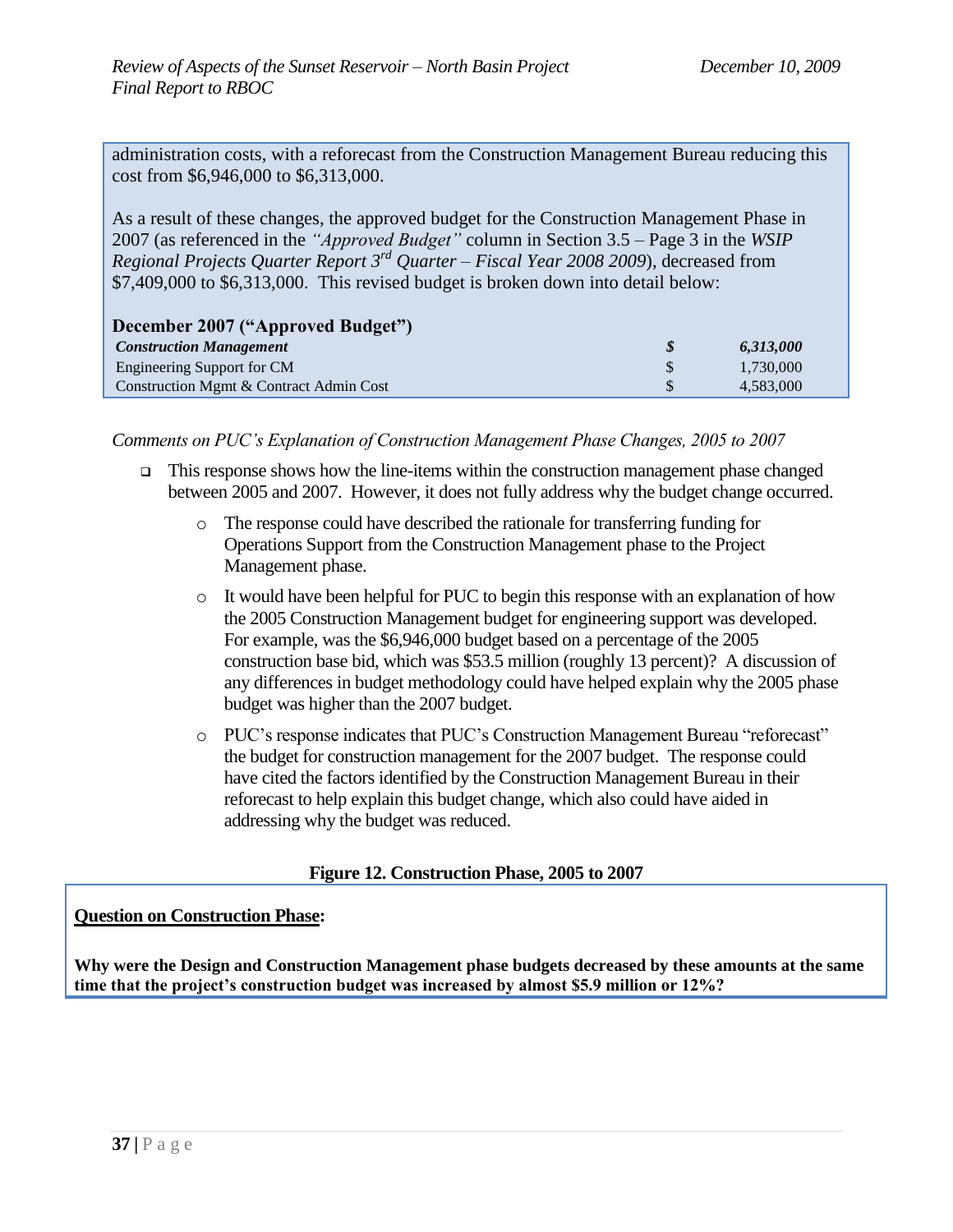administration costs, with a reforecast from the Construction Management Bureau reducing this cost from $6,946,000 to $6,313,000.

As a result of these changes, the approved budget for the Construction Management Phase in 2007 (as referenced in the *"Approved Budget"* column in Section 3.5 – Page 3 in the *WSIP Regional Projects Quarter Report 3rd Quarter – Fiscal Year 2008 2009*), decreased from $7,409,000 to $6,313,000. This revised budget is broken down into detail below:

**December 2007 ("Approved Budget")**

| | | |
|---|---|---|
| ***Construction Management*** | ***$*** | ***6,313,000*** |
| Engineering Support for CM | $ | 1,730,000 |
| Construction Mgmt & Contract Admin Cost | $ | 4,583,000 |

*Comments on PUC's Explanation of Construction Management Phase Changes, 2005 to 2007*

- This response shows how the line-items within the construction management phase changed between 2005 and 2007. However, it does not fully address why the budget change occurred.
  - The response could have described the rationale for transferring funding for Operations Support from the Construction Management phase to the Project Management phase.
  - It would have been helpful for PUC to begin this response with an explanation of how the 2005 Construction Management budget for engineering support was developed. For example, was the $6,946,000 budget based on a percentage of the 2005 construction base bid, which was $53.5 million (roughly 13 percent)? A discussion of any differences in budget methodology could have helped explain why the 2005 phase budget was higher than the 2007 budget.
  - PUC's response indicates that PUC's Construction Management Bureau "reforecast" the budget for construction management for the 2007 budget. The response could have cited the factors identified by the Construction Management Bureau in their reforecast to help explain this budget change, which also could have aided in addressing why the budget was reduced.

**Figure 12. Construction Phase, 2005 to 2007**

**Question on Construction Phase:**

**Why were the Design and Construction Management phase budgets decreased by these amounts at the same time that the project's construction budget was increased by almost $5.9 million or 12%?**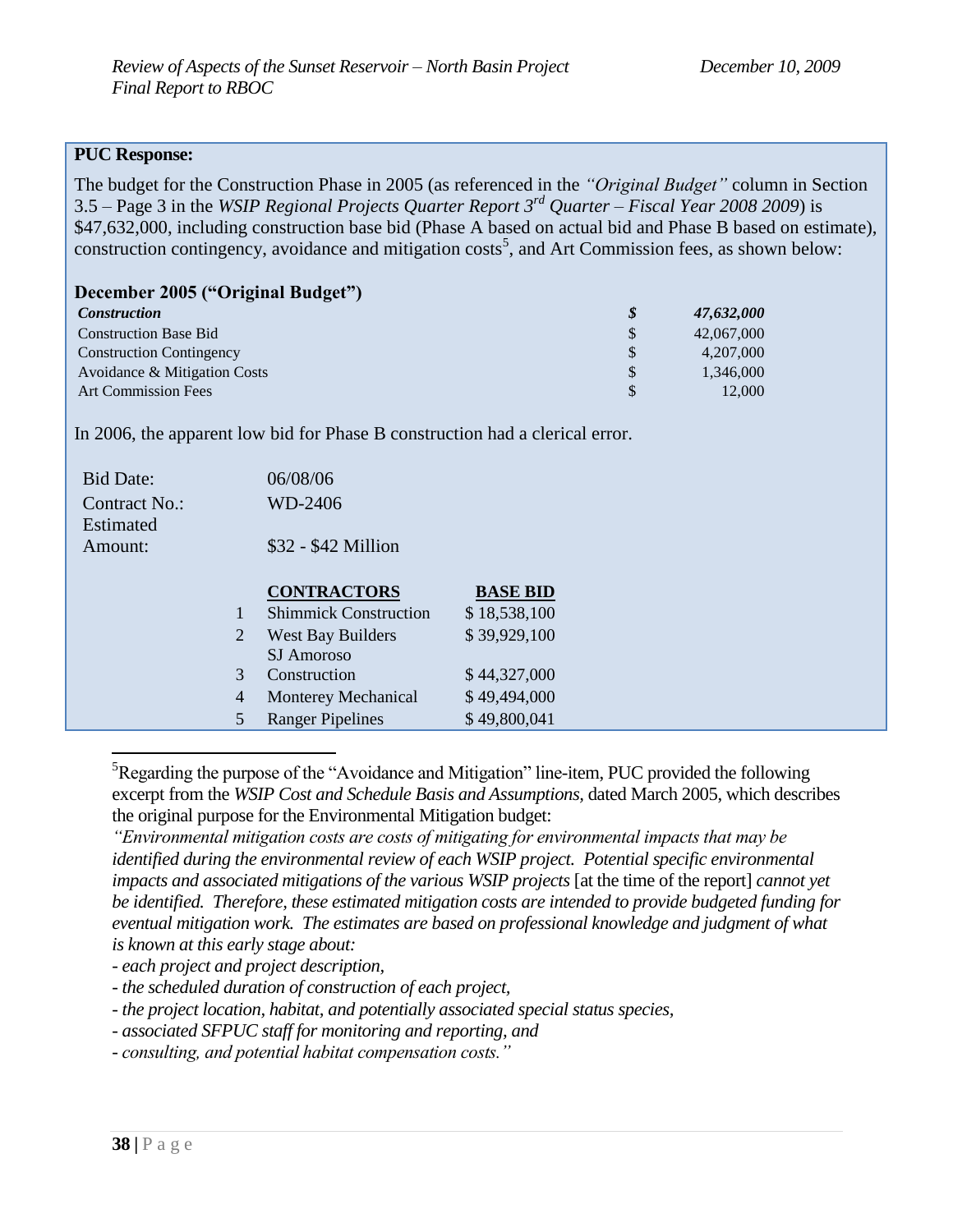**PUC Response:**

The budget for the Construction Phase in 2005 (as referenced in the *"Original Budget"* column in Section 3.5 – Page 3 in the *WSIP Regional Projects Quarter Report 3rd Quarter – Fiscal Year 2008 2009*) is \$47,632,000, including construction base bid (Phase A based on actual bid and Phase B based on estimate), construction contingency, avoidance and mitigation costs[5], and Art Commission fees, as shown below:

**December 2005 ("Original Budget")**

| | | |
|---|---|---|
| ***Construction*** | ***\$*** | ***47,632,000*** |
| Construction Base Bid | \$ | 42,067,000 |
| Construction Contingency | \$ | 4,207,000 |
| Avoidance & Mitigation Costs | \$ | 1,346,000 |
| Art Commission Fees | \$ | 12,000 |

In 2006, the apparent low bid for Phase B construction had a clerical error.

Bid Date: 06/08/06

Contract No.: WD-2406

Estimated Amount: \$32 - \$42 Million

| | CONTRACTORS | BASE BID |
|---|---|---|
| 1 | Shimmick Construction | \$ 18,538,100 |
| 2 | West Bay Builders | \$ 39,929,100 |
| 3 | SJ Amoroso Construction | \$ 44,327,000 |
| 4 | Monterey Mechanical | \$ 49,494,000 |
| 5 | Ranger Pipelines | \$ 49,800,041 |

[5]Regarding the purpose of the "Avoidance and Mitigation" line-item, PUC provided the following excerpt from the *WSIP Cost and Schedule Basis and Assumptions*, dated March 2005, which describes the original purpose for the Environmental Mitigation budget:

*"Environmental mitigation costs are costs of mitigating for environmental impacts that may be identified during the environmental review of each WSIP project. Potential specific environmental impacts and associated mitigations of the various WSIP projects* [at the time of the report] *cannot yet be identified. Therefore, these estimated mitigation costs are intended to provide budgeted funding for eventual mitigation work. The estimates are based on professional knowledge and judgment of what is known at this early stage about:*

- *each project and project description,*
- *the scheduled duration of construction of each project,*
- *the project location, habitat, and potentially associated special status species,*
- *associated SFPUC staff for monitoring and reporting, and*
- *consulting, and potential habitat compensation costs."*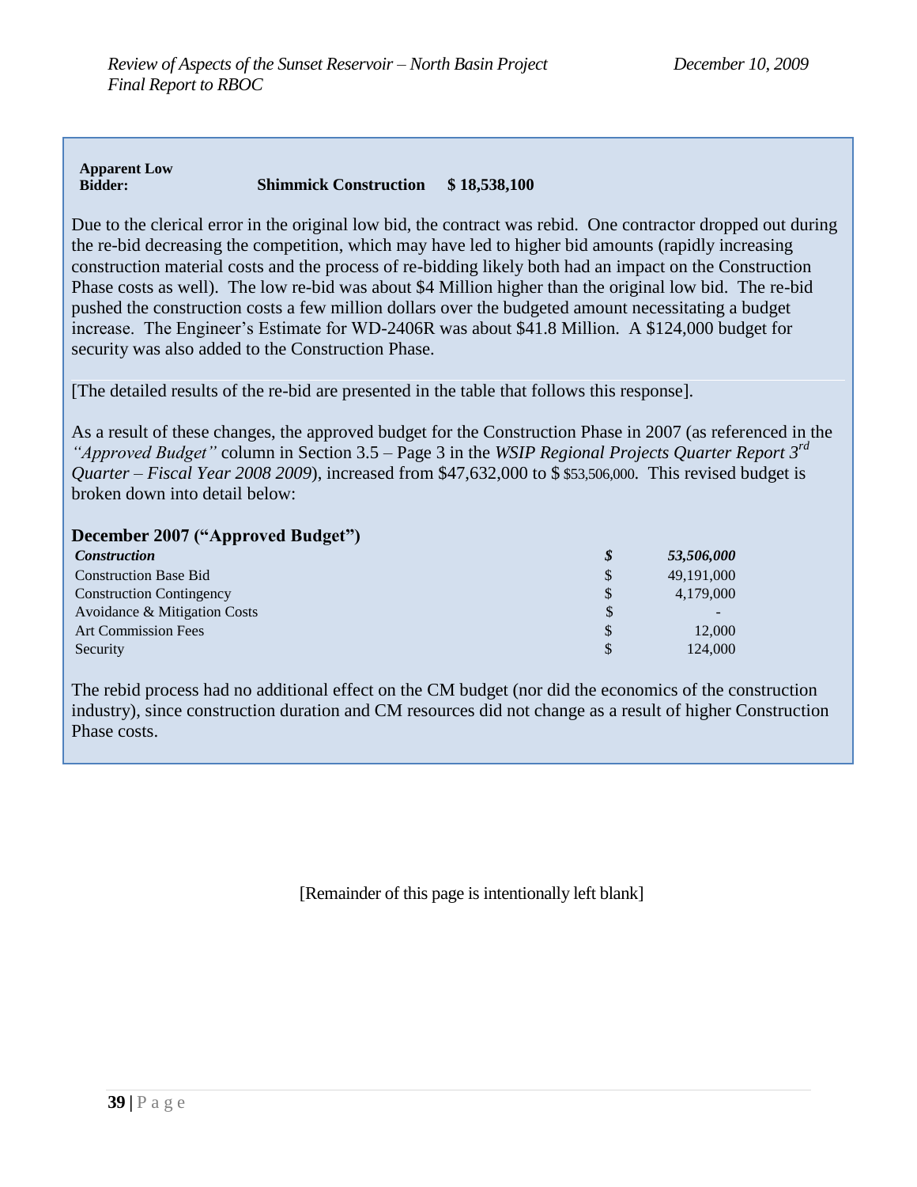| **Apparent Low Bidder:** | **Shimmick Construction** | **$ 18,538,100** |
|---|---|---|

Due to the clerical error in the original low bid, the contract was rebid. One contractor dropped out during the re-bid decreasing the competition, which may have led to higher bid amounts (rapidly increasing construction material costs and the process of re-bidding likely both had an impact on the Construction Phase costs as well). The low re-bid was about $4 Million higher than the original low bid. The re-bid pushed the construction costs a few million dollars over the budgeted amount necessitating a budget increase. The Engineer's Estimate for WD-2406R was about $41.8 Million. A $124,000 budget for security was also added to the Construction Phase.

[The detailed results of the re-bid are presented in the table that follows this response].

As a result of these changes, the approved budget for the Construction Phase in 2007 (as referenced in the *"Approved Budget"* column in Section 3.5 – Page 3 in the *WSIP Regional Projects Quarter Report 3rd Quarter – Fiscal Year 2008 2009*), increased from $47,632,000 to $ $53,506,000. This revised budget is broken down into detail below:

**December 2007 ("Approved Budget")**

| | | |
|---|---|---|
| ***Construction*** | ***$*** | ***53,506,000*** |
| Construction Base Bid | $ | 49,191,000 |
| Construction Contingency | $ | 4,179,000 |
| Avoidance & Mitigation Costs | $ | - |
| Art Commission Fees | $ | 12,000 |
| Security | $ | 124,000 |

The rebid process had no additional effect on the CM budget (nor did the economics of the construction industry), since construction duration and CM resources did not change as a result of higher Construction Phase costs.

[Remainder of this page is intentionally left blank]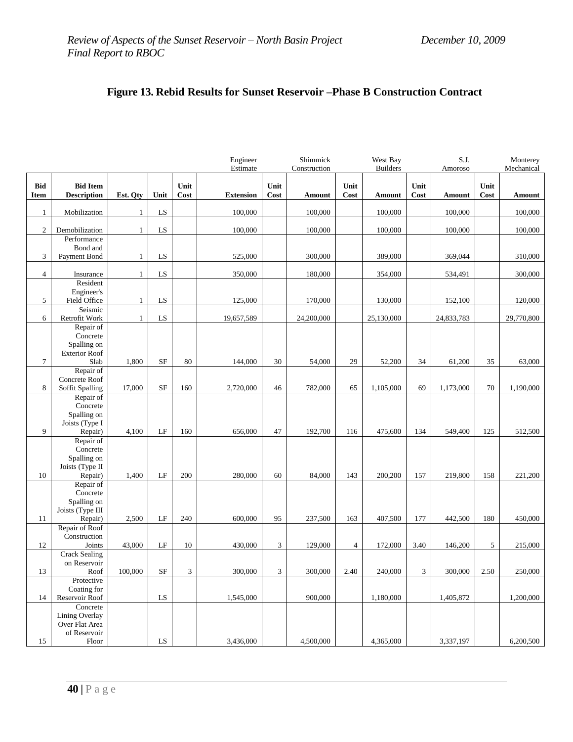## Figure 13. Rebid Results for Sunset Reservoir –Phase B Construction Contract

| | | | | | Engineer Estimate | | Shimmick Construction | | West Bay Builders | | S.J. Amoroso | | Monterey Mechanical |
|---|---|---|---|---|---|---|---|---|---|---|---|---|---|
| **Bid Item** | **Bid Item Description** | **Est. Qty** | **Unit** | **Unit Cost** | **Extension** | **Unit Cost** | **Amount** | **Unit Cost** | **Amount** | **Unit Cost** | **Amount** | **Unit Cost** | **Amount** |
| 1 | Mobilization | 1 | LS | | 100,000 | | 100,000 | | 100,000 | | 100,000 | | 100,000 |
| 2 | Demobilization | 1 | LS | | 100,000 | | 100,000 | | 100,000 | | 100,000 | | 100,000 |
| 3 | Performance Bond and Payment Bond | 1 | LS | | 525,000 | | 300,000 | | 389,000 | | 369,044 | | 310,000 |
| 4 | Insurance | 1 | LS | | 350,000 | | 180,000 | | 354,000 | | 534,491 | | 300,000 |
| 5 | Resident Engineer's Field Office | 1 | LS | | 125,000 | | 170,000 | | 130,000 | | 152,100 | | 120,000 |
| 6 | Seismic Retrofit Work | 1 | LS | | 19,657,589 | | 24,200,000 | | 25,130,000 | | 24,833,783 | | 29,770,800 |
| 7 | Repair of Concrete Spalling on Exterior Roof Slab | 1,800 | SF | 80 | 144,000 | 30 | 54,000 | 29 | 52,200 | 34 | 61,200 | 35 | 63,000 |
| 8 | Repair of Concrete Roof Soffit Spalling | 17,000 | SF | 160 | 2,720,000 | 46 | 782,000 | 65 | 1,105,000 | 69 | 1,173,000 | 70 | 1,190,000 |
| 9 | Repair of Concrete Spalling on Joists (Type I Repair) | 4,100 | LF | 160 | 656,000 | 47 | 192,700 | 116 | 475,600 | 134 | 549,400 | 125 | 512,500 |
| 10 | Repair of Concrete Spalling on Joists (Type II Repair) | 1,400 | LF | 200 | 280,000 | 60 | 84,000 | 143 | 200,200 | 157 | 219,800 | 158 | 221,200 |
| 11 | Repair of Concrete Spalling on Joists (Type III Repair) | 2,500 | LF | 240 | 600,000 | 95 | 237,500 | 163 | 407,500 | 177 | 442,500 | 180 | 450,000 |
| 12 | Repair of Roof Construction Joints | 43,000 | LF | 10 | 430,000 | 3 | 129,000 | 4 | 172,000 | 3.40 | 146,200 | 5 | 215,000 |
| 13 | Crack Sealing on Reservoir Roof | 100,000 | SF | 3 | 300,000 | 3 | 300,000 | 2.40 | 240,000 | 3 | 300,000 | 2.50 | 250,000 |
| 14 | Protective Coating for Reservoir Roof | | LS | | 1,545,000 | | 900,000 | | 1,180,000 | | 1,405,872 | | 1,200,000 |
| 15 | Concrete Lining Overlay Over Flat Area of Reservoir Floor | | LS | | 3,436,000 | | 4,500,000 | | 4,365,000 | | 3,337,197 | | 6,200,500 |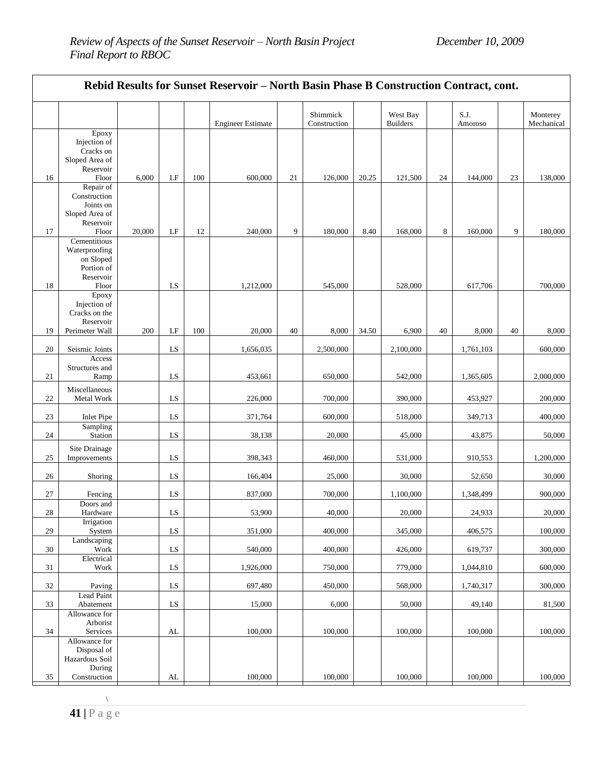| Rebid Results for Sunset Reservoir – North Basin Phase B Construction Contract, cont. | | | | | | | | | | | | | |
|---|---|---|---|---|---|---|---|---|---|---|---|---|---|
| | | | | | Engineer Estimate | | Shimmick Construction | | West Bay Builders | | S.J. Amoroso | | Monterey Mechanical |
| 16 | Epoxy Injection of Cracks on Sloped Area of Reservoir Floor | 6,000 | LF | 100 | 600,000 | 21 | 126,000 | 20.25 | 121,500 | 24 | 144,000 | 23 | 138,000 |
| 17 | Repair of Construction Joints on Sloped Area of Reservoir Floor | 20,000 | LF | 12 | 240,000 | 9 | 180,000 | 8.40 | 168,000 | 8 | 160,000 | 9 | 180,000 |
| 18 | Cementitious Waterproofing on Sloped Portion of Reservoir Floor | | LS | | 1,212,000 | | 545,000 | | 528,000 | | 617,706 | | 700,000 |
| 19 | Epoxy Injection of Cracks on the Reservoir Perimeter Wall | 200 | LF | 100 | 20,000 | 40 | 8,000 | 34.50 | 6,900 | 40 | 8,000 | 40 | 8,000 |
| 20 | Seismic Joints | | LS | | 1,656,035 | | 2,500,000 | | 2,100,000 | | 1,761,103 | | 600,000 |
| 21 | Access Structures and Ramp | | LS | | 453,661 | | 650,000 | | 542,000 | | 1,365,605 | | 2,000,000 |
| 22 | Miscellaneous Metal Work | | LS | | 226,000 | | 700,000 | | 390,000 | | 453,927 | | 200,000 |
| 23 | Inlet Pipe | | LS | | 371,764 | | 600,000 | | 518,000 | | 349,713 | | 400,000 |
| 24 | Sampling Station | | LS | | 38,138 | | 20,000 | | 45,000 | | 43,875 | | 50,000 |
| 25 | Site Drainage Improvements | | LS | | 398,343 | | 460,000 | | 531,000 | | 910,553 | | 1,200,000 |
| 26 | Shoring | | LS | | 166,404 | | 25,000 | | 30,000 | | 52,650 | | 30,000 |
| 27 | Fencing | | LS | | 837,000 | | 700,000 | | 1,100,000 | | 1,348,499 | | 900,000 |
| 28 | Doors and Hardware | | LS | | 53,900 | | 40,000 | | 20,000 | | 24,933 | | 20,000 |
| 29 | Irrigation System | | LS | | 351,000 | | 400,000 | | 345,000 | | 406,575 | | 100,000 |
| 30 | Landscaping Work | | LS | | 540,000 | | 400,000 | | 426,000 | | 619,737 | | 300,000 |
| 31 | Electrical Work | | LS | | 1,926,000 | | 750,000 | | 779,000 | | 1,044,810 | | 600,000 |
| 32 | Paving | | LS | | 697,480 | | 450,000 | | 568,000 | | 1,740,317 | | 300,000 |
| 33 | Lead Paint Abatement | | LS | | 15,000 | | 6,000 | | 50,000 | | 49,140 | | 81,500 |
| 34 | Allowance for Arborist Services | | AL | | 100,000 | | 100,000 | | 100,000 | | 100,000 | | 100,000 |
| 35 | Allowance for Disposal of Hazardous Soil During Construction | | AL | | 100,000 | | 100,000 | | 100,000 | | 100,000 | | 100,000 |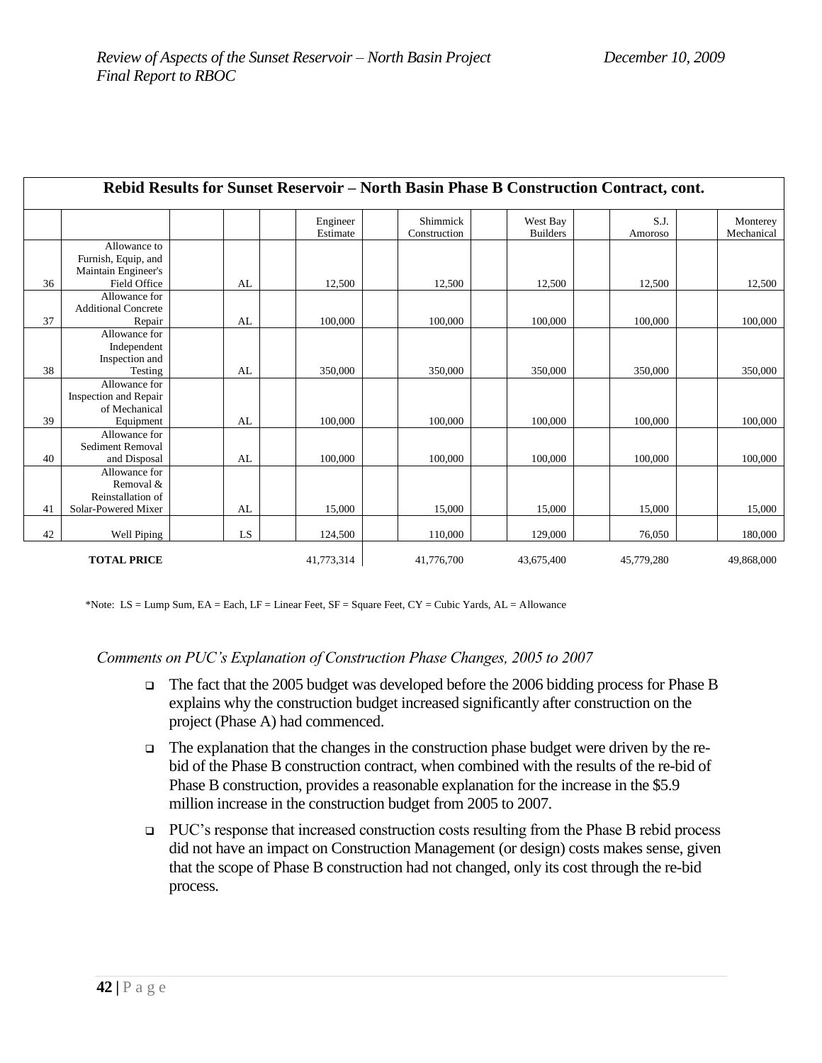| Rebid Results for Sunset Reservoir – North Basin Phase B Construction Contract, cont. | | | | | | | | | | | | | | |
|---|---|---|---|---|---|---|---|---|---|---|---|---|---|---|
| | | | | | Engineer Estimate | | Shimmick Construction | | West Bay Builders | | S.J. Amoroso | | Monterey Mechanical |
| 36 | Allowance to Furnish, Equip, and Maintain Engineer's Field Office | | AL | | 12,500 | | 12,500 | | 12,500 | | 12,500 | | 12,500 |
| 37 | Allowance for Additional Concrete Repair | | AL | | 100,000 | | 100,000 | | 100,000 | | 100,000 | | 100,000 |
| 38 | Allowance for Independent Inspection and Testing | | AL | | 350,000 | | 350,000 | | 350,000 | | 350,000 | | 350,000 |
| 39 | Allowance for Inspection and Repair of Mechanical Equipment | | AL | | 100,000 | | 100,000 | | 100,000 | | 100,000 | | 100,000 |
| 40 | Allowance for Sediment Removal and Disposal | | AL | | 100,000 | | 100,000 | | 100,000 | | 100,000 | | 100,000 |
| 41 | Allowance for Removal & Reinstallation of Solar-Powered Mixer | | AL | | 15,000 | | 15,000 | | 15,000 | | 15,000 | | 15,000 |
| 42 | Well Piping | | LS | | 124,500 | | 110,000 | | 129,000 | | 76,050 | | 180,000 |
| | **TOTAL PRICE** | | | | 41,773,314 | | 41,776,700 | | 43,675,400 | | 45,779,280 | | 49,868,000 |

*Note: LS = Lump Sum, EA = Each, LF = Linear Feet, SF = Square Feet, CY = Cubic Yards, AL = Allowance

*Comments on PUC's Explanation of Construction Phase Changes, 2005 to 2007*

- The fact that the 2005 budget was developed before the 2006 bidding process for Phase B explains why the construction budget increased significantly after construction on the project (Phase A) had commenced.
- The explanation that the changes in the construction phase budget were driven by the re-bid of the Phase B construction contract, when combined with the results of the re-bid of Phase B construction, provides a reasonable explanation for the increase in the $5.9 million increase in the construction budget from 2005 to 2007.
- PUC's response that increased construction costs resulting from the Phase B rebid process did not have an impact on Construction Management (or design) costs makes sense, given that the scope of Phase B construction had not changed, only its cost through the re-bid process.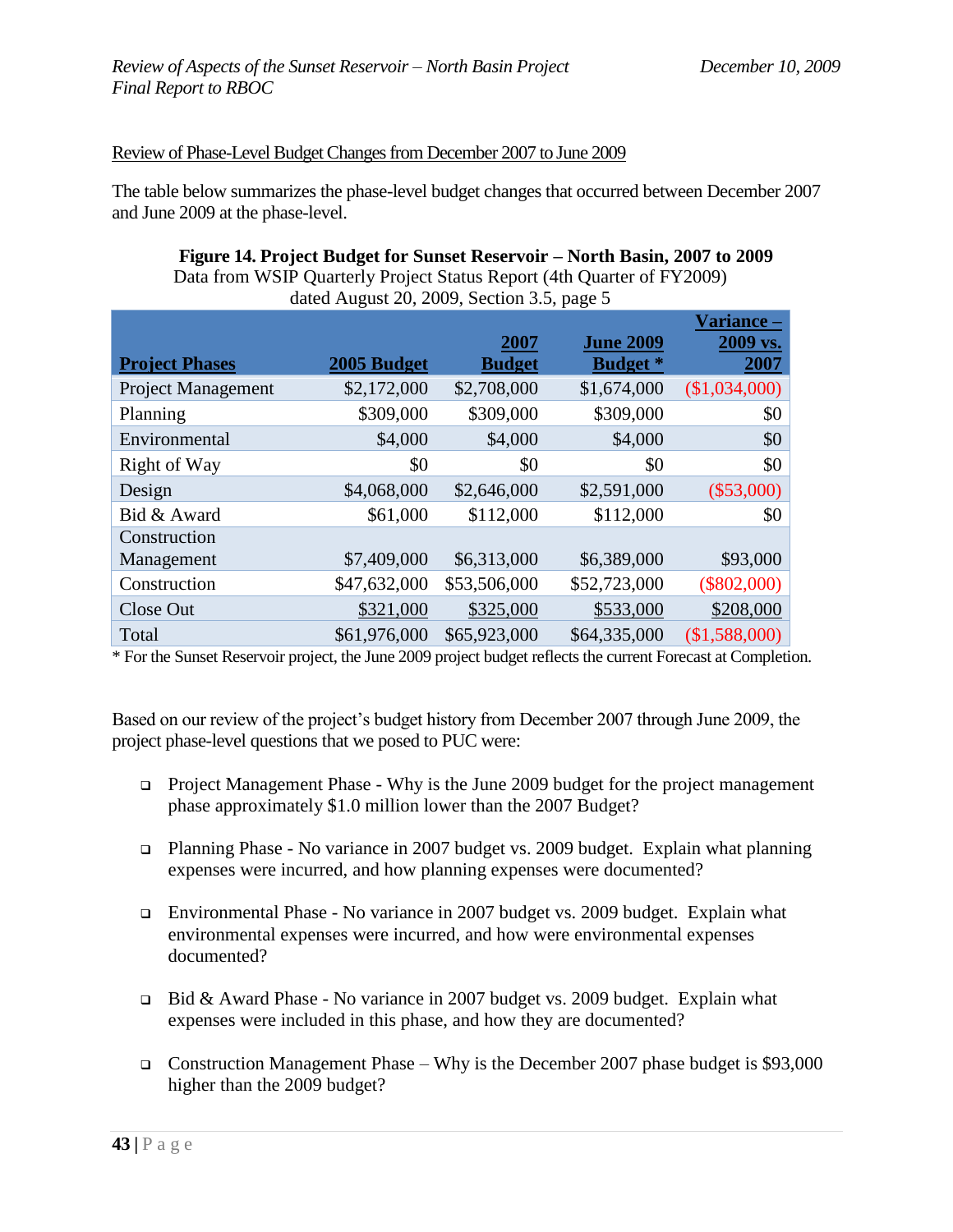Review of Phase-Level Budget Changes from December 2007 to June 2009

The table below summarizes the phase-level budget changes that occurred between December 2007 and June 2009 at the phase-level.

**Figure 14. Project Budget for Sunset Reservoir – North Basin, 2007 to 2009**

Data from WSIP Quarterly Project Status Report (4th Quarter of FY2009) dated August 20, 2009, Section 3.5, page 5

| Project Phases | 2005 Budget | 2007 Budget | June 2009 Budget * | Variance – 2009 vs. 2007 |
|---|---|---|---|---|
| Project Management | $2,172,000 | $2,708,000 | $1,674,000 | ($1,034,000) |
| Planning | $309,000 | $309,000 | $309,000 | $0 |
| Environmental | $4,000 | $4,000 | $4,000 | $0 |
| Right of Way | $0 | $0 | $0 | $0 |
| Design | $4,068,000 | $2,646,000 | $2,591,000 | ($53,000) |
| Bid & Award | $61,000 | $112,000 | $112,000 | $0 |
| Construction Management | $7,409,000 | $6,313,000 | $6,389,000 | $93,000 |
| Construction | $47,632,000 | $53,506,000 | $52,723,000 | ($802,000) |
| Close Out | $321,000 | $325,000 | $533,000 | $208,000 |
| Total | $61,976,000 | $65,923,000 | $64,335,000 | ($1,588,000) |

* For the Sunset Reservoir project, the June 2009 project budget reflects the current Forecast at Completion.

Based on our review of the project's budget history from December 2007 through June 2009, the project phase-level questions that we posed to PUC were:

- Project Management Phase - Why is the June 2009 budget for the project management phase approximately $1.0 million lower than the 2007 Budget?
- Planning Phase - No variance in 2007 budget vs. 2009 budget. Explain what planning expenses were incurred, and how planning expenses were documented?
- Environmental Phase - No variance in 2007 budget vs. 2009 budget. Explain what environmental expenses were incurred, and how were environmental expenses documented?
- Bid & Award Phase - No variance in 2007 budget vs. 2009 budget. Explain what expenses were included in this phase, and how they are documented?
- Construction Management Phase – Why is the December 2007 phase budget is $93,000 higher than the 2009 budget?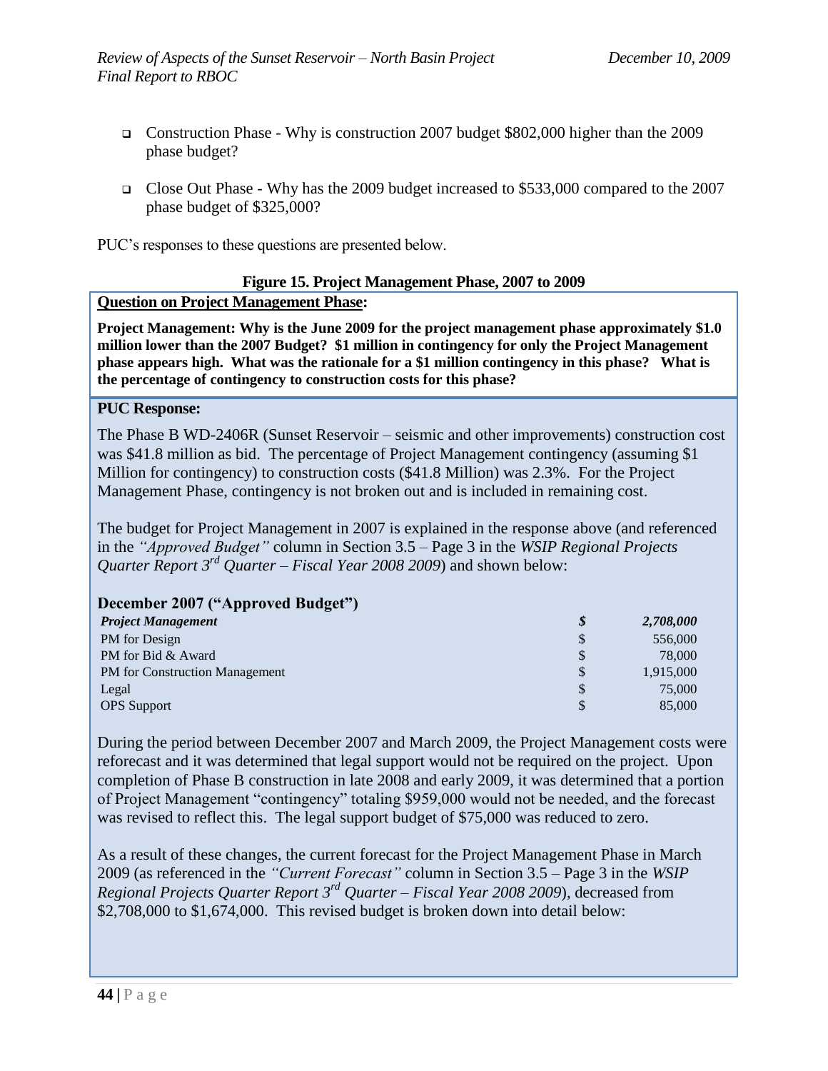- Construction Phase - Why is construction 2007 budget $802,000 higher than the 2009 phase budget?

- Close Out Phase - Why has the 2009 budget increased to $533,000 compared to the 2007 phase budget of $325,000?

PUC's responses to these questions are presented below.

**Figure 15. Project Management Phase, 2007 to 2009**

**Question on Project Management Phase:**

**Project Management: Why is the June 2009 for the project management phase approximately $1.0 million lower than the 2007 Budget? $1 million in contingency for only the Project Management phase appears high. What was the rationale for a $1 million contingency in this phase? What is the percentage of contingency to construction costs for this phase?**

**PUC Response:**

The Phase B WD-2406R (Sunset Reservoir – seismic and other improvements) construction cost was $41.8 million as bid. The percentage of Project Management contingency (assuming $1 Million for contingency) to construction costs ($41.8 Million) was 2.3%. For the Project Management Phase, contingency is not broken out and is included in remaining cost.

The budget for Project Management in 2007 is explained in the response above (and referenced in the *"Approved Budget"* column in Section 3.5 – Page 3 in the *WSIP Regional Projects Quarter Report 3rd Quarter – Fiscal Year 2008 2009*) and shown below:

**December 2007 ("Approved Budget")**

| | | |
|---|---|---|
| ***Project Management*** | ***$*** | ***2,708,000*** |
| PM for Design | $ | 556,000 |
| PM for Bid & Award | $ | 78,000 |
| PM for Construction Management | $ | 1,915,000 |
| Legal | $ | 75,000 |
| OPS Support | $ | 85,000 |

During the period between December 2007 and March 2009, the Project Management costs were reforecast and it was determined that legal support would not be required on the project. Upon completion of Phase B construction in late 2008 and early 2009, it was determined that a portion of Project Management "contingency" totaling $959,000 would not be needed, and the forecast was revised to reflect this. The legal support budget of $75,000 was reduced to zero.

As a result of these changes, the current forecast for the Project Management Phase in March 2009 (as referenced in the *"Current Forecast"* column in Section 3.5 – Page 3 in the *WSIP Regional Projects Quarter Report 3rd Quarter – Fiscal Year 2008 2009*), decreased from $2,708,000 to $1,674,000. This revised budget is broken down into detail below: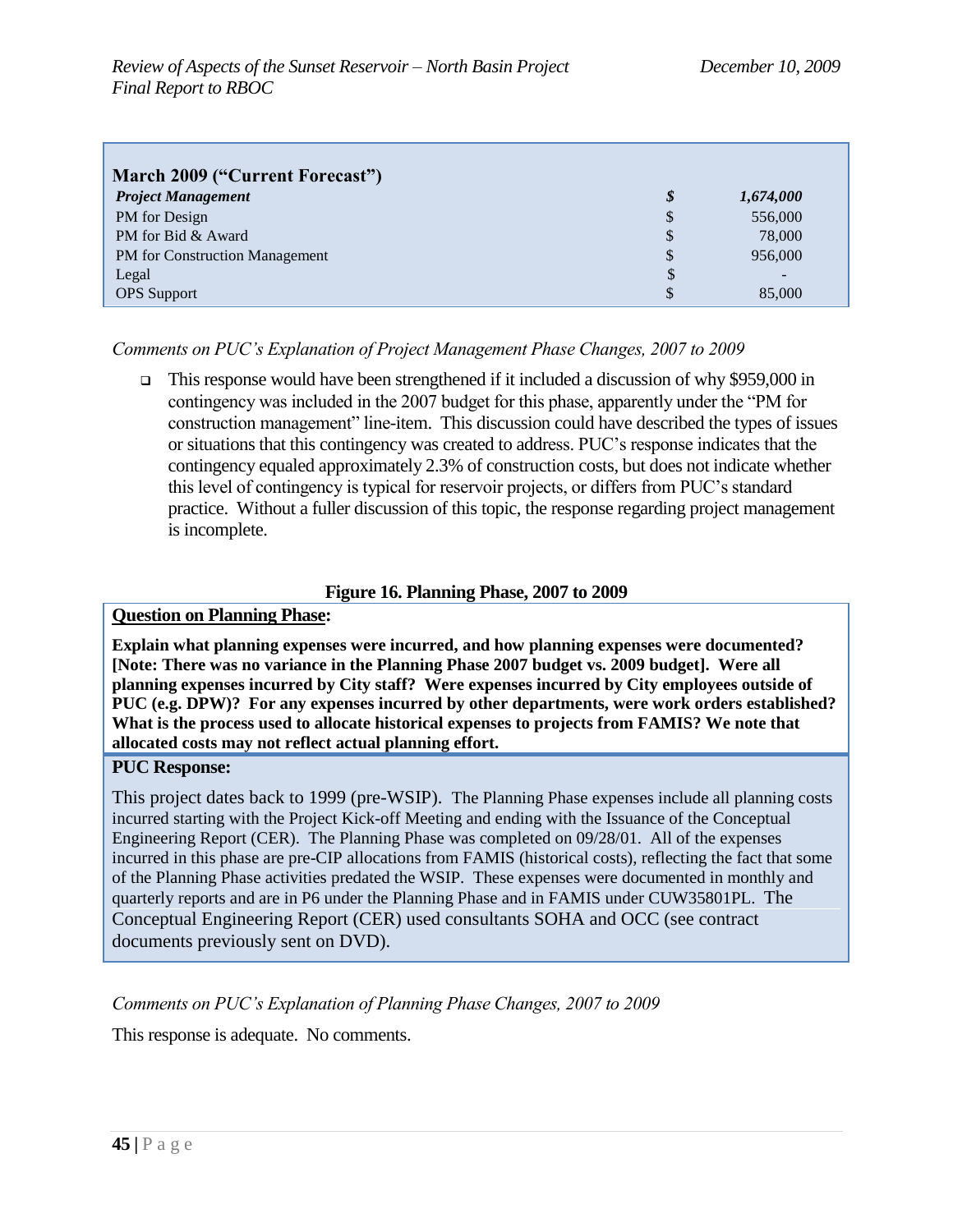| March 2009 ("Current Forecast") | | |
|---|---|---|
| ***Project Management*** | ***$*** | ***1,674,000*** |
| PM for Design | $ | 556,000 |
| PM for Bid & Award | $ | 78,000 |
| PM for Construction Management | $ | 956,000 |
| Legal | $ | - |
| OPS Support | $ | 85,000 |

*Comments on PUC's Explanation of Project Management Phase Changes, 2007 to 2009*

- This response would have been strengthened if it included a discussion of why $959,000 in contingency was included in the 2007 budget for this phase, apparently under the "PM for construction management" line-item. This discussion could have described the types of issues or situations that this contingency was created to address. PUC's response indicates that the contingency equaled approximately 2.3% of construction costs, but does not indicate whether this level of contingency is typical for reservoir projects, or differs from PUC's standard practice. Without a fuller discussion of this topic, the response regarding project management is incomplete.

**Figure 16. Planning Phase, 2007 to 2009**

**Question on Planning Phase:**

**Explain what planning expenses were incurred, and how planning expenses were documented? [Note: There was no variance in the Planning Phase 2007 budget vs. 2009 budget]. Were all planning expenses incurred by City staff? Were expenses incurred by City employees outside of PUC (e.g. DPW)? For any expenses incurred by other departments, were work orders established? What is the process used to allocate historical expenses to projects from FAMIS? We note that allocated costs may not reflect actual planning effort.**

**PUC Response:**

This project dates back to 1999 (pre-WSIP). The Planning Phase expenses include all planning costs incurred starting with the Project Kick-off Meeting and ending with the Issuance of the Conceptual Engineering Report (CER). The Planning Phase was completed on 09/28/01. All of the expenses incurred in this phase are pre-CIP allocations from FAMIS (historical costs), reflecting the fact that some of the Planning Phase activities predated the WSIP. These expenses were documented in monthly and quarterly reports and are in P6 under the Planning Phase and in FAMIS under CUW35801PL. The Conceptual Engineering Report (CER) used consultants SOHA and OCC (see contract documents previously sent on DVD).

*Comments on PUC's Explanation of Planning Phase Changes, 2007 to 2009*

This response is adequate. No comments.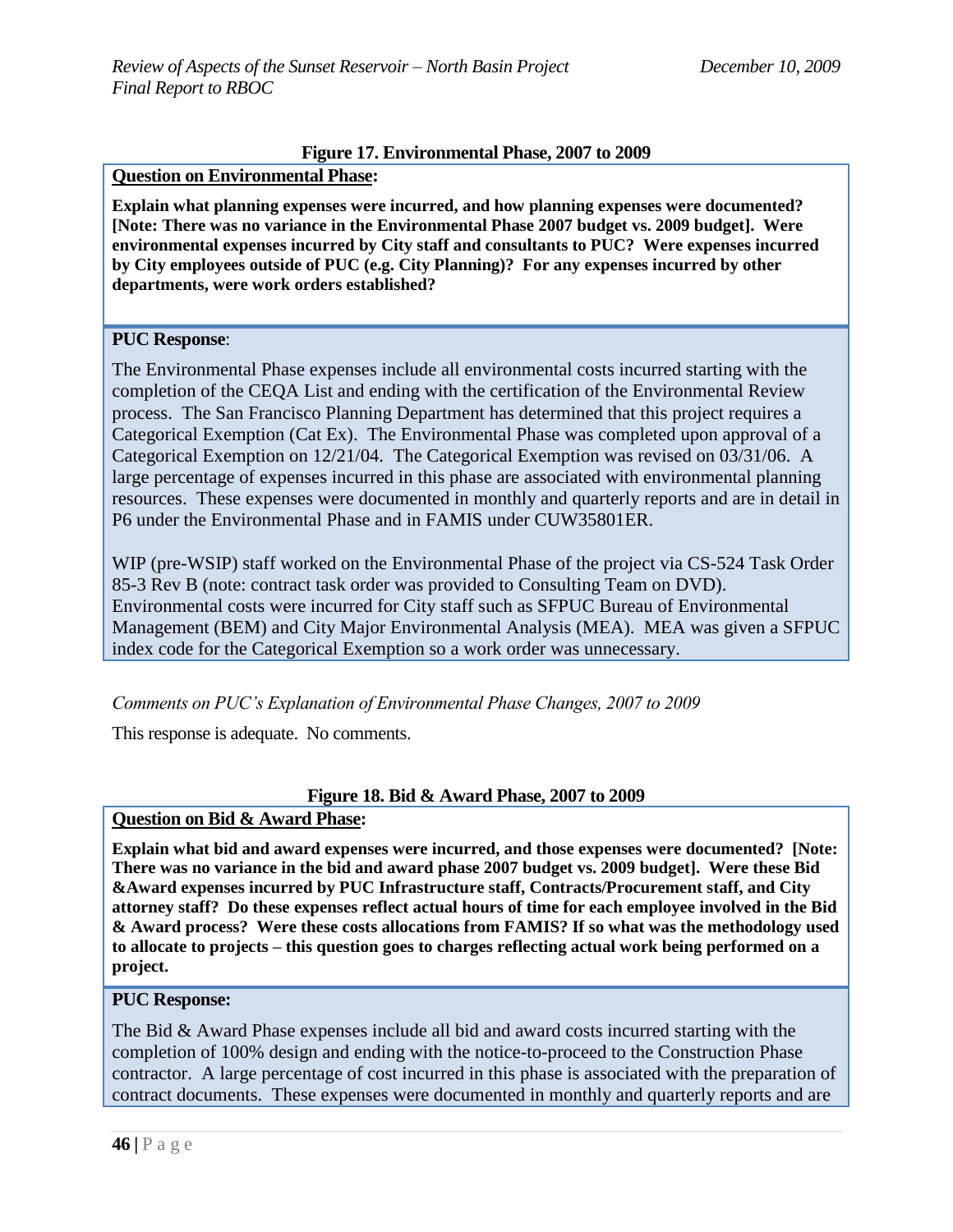**Figure 17. Environmental Phase, 2007 to 2009**

**Question on Environmental Phase:**

**Explain what planning expenses were incurred, and how planning expenses were documented? [Note: There was no variance in the Environmental Phase 2007 budget vs. 2009 budget]. Were environmental expenses incurred by City staff and consultants to PUC? Were expenses incurred by City employees outside of PUC (e.g. City Planning)? For any expenses incurred by other departments, were work orders established?**

**PUC Response**:

The Environmental Phase expenses include all environmental costs incurred starting with the completion of the CEQA List and ending with the certification of the Environmental Review process. The San Francisco Planning Department has determined that this project requires a Categorical Exemption (Cat Ex). The Environmental Phase was completed upon approval of a Categorical Exemption on 12/21/04. The Categorical Exemption was revised on 03/31/06. A large percentage of expenses incurred in this phase are associated with environmental planning resources. These expenses were documented in monthly and quarterly reports and are in detail in P6 under the Environmental Phase and in FAMIS under CUW35801ER.

WIP (pre-WSIP) staff worked on the Environmental Phase of the project via CS-524 Task Order 85-3 Rev B (note: contract task order was provided to Consulting Team on DVD). Environmental costs were incurred for City staff such as SFPUC Bureau of Environmental Management (BEM) and City Major Environmental Analysis (MEA). MEA was given a SFPUC index code for the Categorical Exemption so a work order was unnecessary.

*Comments on PUC's Explanation of Environmental Phase Changes, 2007 to 2009*

This response is adequate. No comments.

**Figure 18. Bid & Award Phase, 2007 to 2009**

**Question on Bid & Award Phase:**

**Explain what bid and award expenses were incurred, and those expenses were documented? [Note: There was no variance in the bid and award phase 2007 budget vs. 2009 budget]. Were these Bid &Award expenses incurred by PUC Infrastructure staff, Contracts/Procurement staff, and City attorney staff? Do these expenses reflect actual hours of time for each employee involved in the Bid & Award process? Were these costs allocations from FAMIS? If so what was the methodology used to allocate to projects – this question goes to charges reflecting actual work being performed on a project.**

**PUC Response:**

The Bid & Award Phase expenses include all bid and award costs incurred starting with the completion of 100% design and ending with the notice-to-proceed to the Construction Phase contractor. A large percentage of cost incurred in this phase is associated with the preparation of contract documents. These expenses were documented in monthly and quarterly reports and are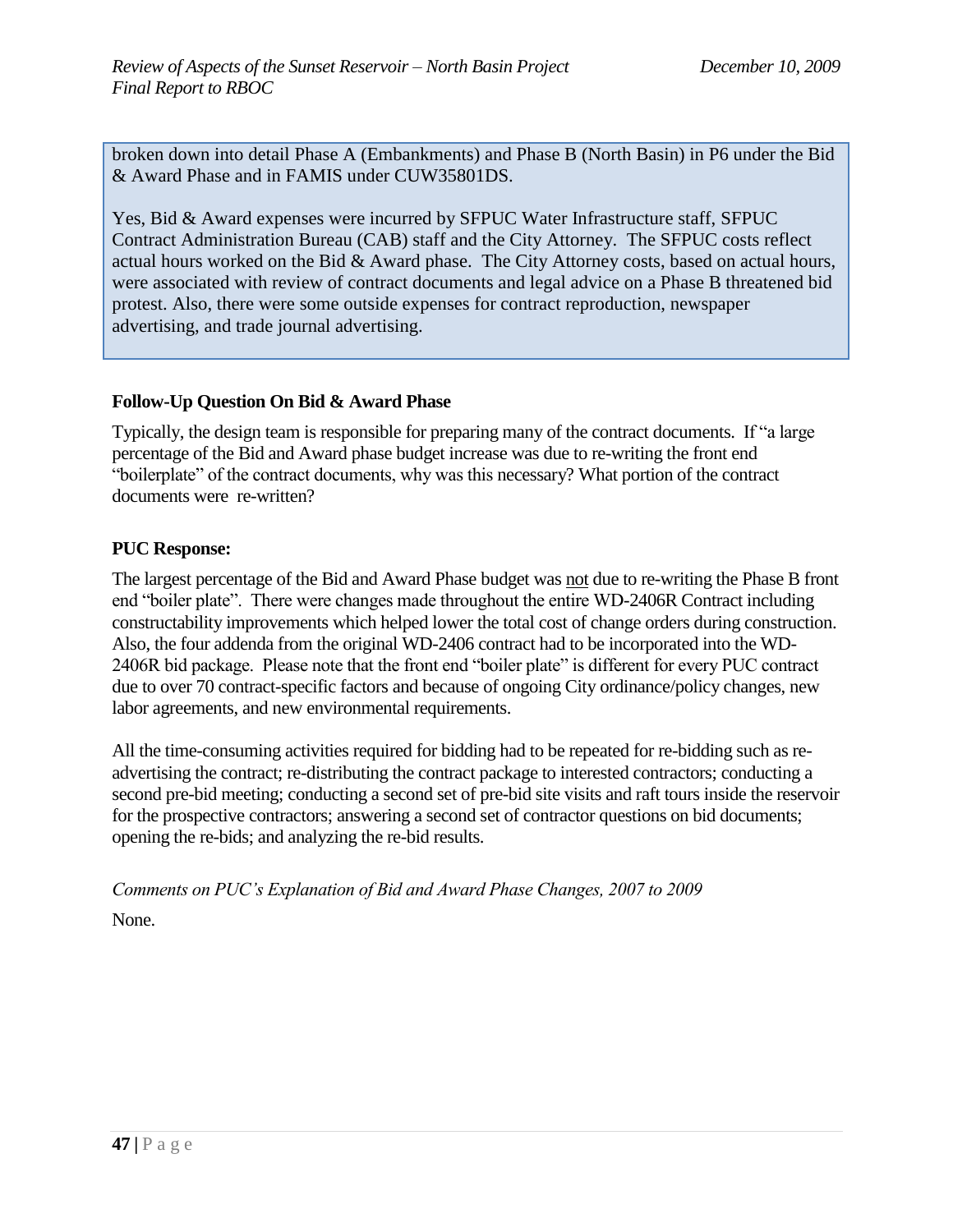broken down into detail Phase A (Embankments) and Phase B (North Basin) in P6 under the Bid & Award Phase and in FAMIS under CUW35801DS.

Yes, Bid & Award expenses were incurred by SFPUC Water Infrastructure staff, SFPUC Contract Administration Bureau (CAB) staff and the City Attorney. The SFPUC costs reflect actual hours worked on the Bid & Award phase. The City Attorney costs, based on actual hours, were associated with review of contract documents and legal advice on a Phase B threatened bid protest. Also, there were some outside expenses for contract reproduction, newspaper advertising, and trade journal advertising.

**Follow-Up Question On Bid & Award Phase**

Typically, the design team is responsible for preparing many of the contract documents. If "a large percentage of the Bid and Award phase budget increase was due to re-writing the front end "boilerplate" of the contract documents, why was this necessary? What portion of the contract documents were re-written?

**PUC Response:**

The largest percentage of the Bid and Award Phase budget was <u>not</u> due to re-writing the Phase B front end "boiler plate". There were changes made throughout the entire WD-2406R Contract including constructability improvements which helped lower the total cost of change orders during construction. Also, the four addenda from the original WD-2406 contract had to be incorporated into the WD-2406R bid package. Please note that the front end "boiler plate" is different for every PUC contract due to over 70 contract-specific factors and because of ongoing City ordinance/policy changes, new labor agreements, and new environmental requirements.

All the time-consuming activities required for bidding had to be repeated for re-bidding such as re-advertising the contract; re-distributing the contract package to interested contractors; conducting a second pre-bid meeting; conducting a second set of pre-bid site visits and raft tours inside the reservoir for the prospective contractors; answering a second set of contractor questions on bid documents; opening the re-bids; and analyzing the re-bid results.

*Comments on PUC's Explanation of Bid and Award Phase Changes, 2007 to 2009*

None.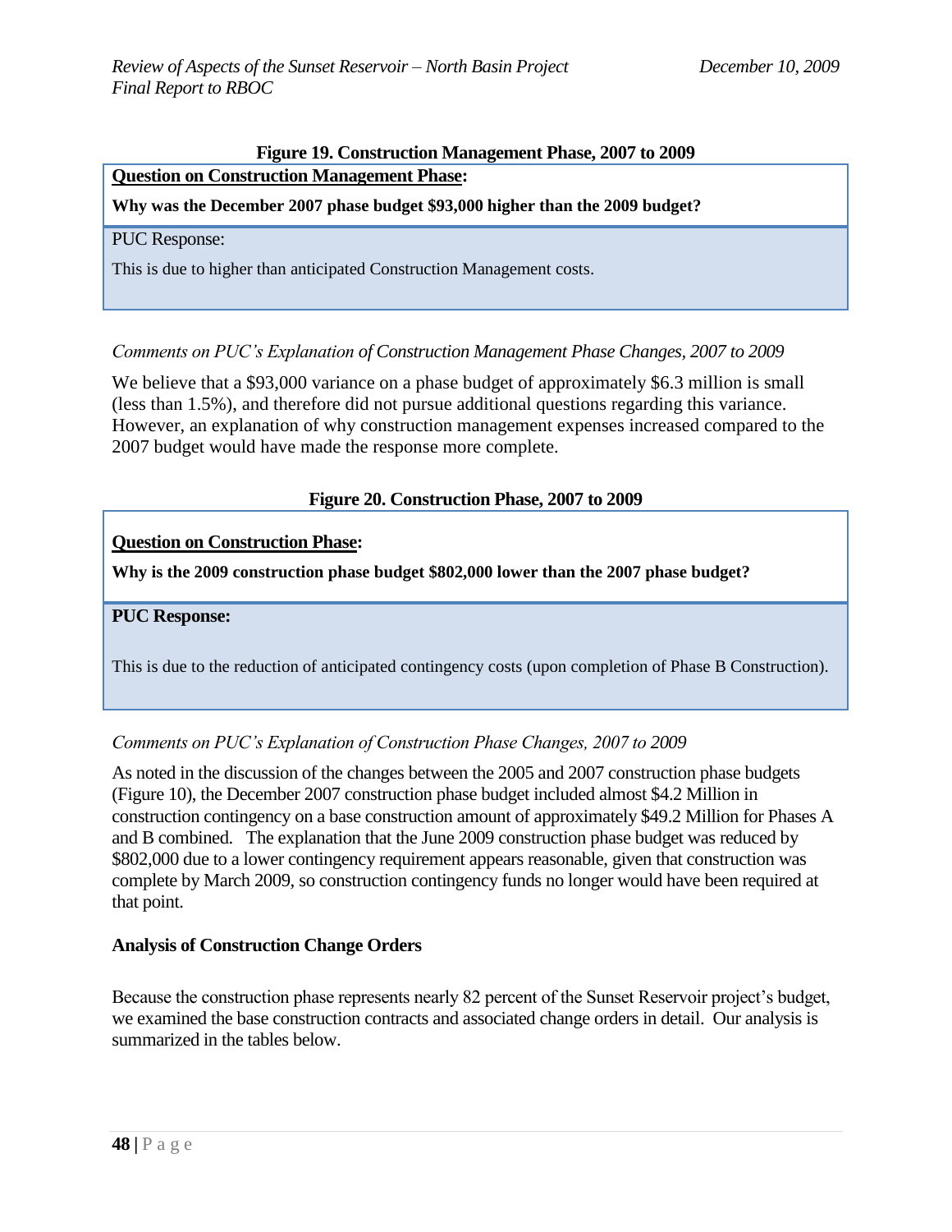**Figure 19. Construction Management Phase, 2007 to 2009**

**<u>Question on Construction Management Phase</u>:**

**Why was the December 2007 phase budget $93,000 higher than the 2009 budget?**

PUC Response:

This is due to higher than anticipated Construction Management costs.

*Comments on PUC's Explanation of Construction Management Phase Changes, 2007 to 2009*

We believe that a $93,000 variance on a phase budget of approximately $6.3 million is small (less than 1.5%), and therefore did not pursue additional questions regarding this variance. However, an explanation of why construction management expenses increased compared to the 2007 budget would have made the response more complete.

**Figure 20. Construction Phase, 2007 to 2009**

**<u>Question on Construction Phase</u>:**

**Why is the 2009 construction phase budget $802,000 lower than the 2007 phase budget?**

**PUC Response:**

This is due to the reduction of anticipated contingency costs (upon completion of Phase B Construction).

*Comments on PUC's Explanation of Construction Phase Changes, 2007 to 2009*

As noted in the discussion of the changes between the 2005 and 2007 construction phase budgets (Figure 10), the December 2007 construction phase budget included almost $4.2 Million in construction contingency on a base construction amount of approximately $49.2 Million for Phases A and B combined. The explanation that the June 2009 construction phase budget was reduced by $802,000 due to a lower contingency requirement appears reasonable, given that construction was complete by March 2009, so construction contingency funds no longer would have been required at that point.

**Analysis of Construction Change Orders**

Because the construction phase represents nearly 82 percent of the Sunset Reservoir project's budget, we examined the base construction contracts and associated change orders in detail. Our analysis is summarized in the tables below.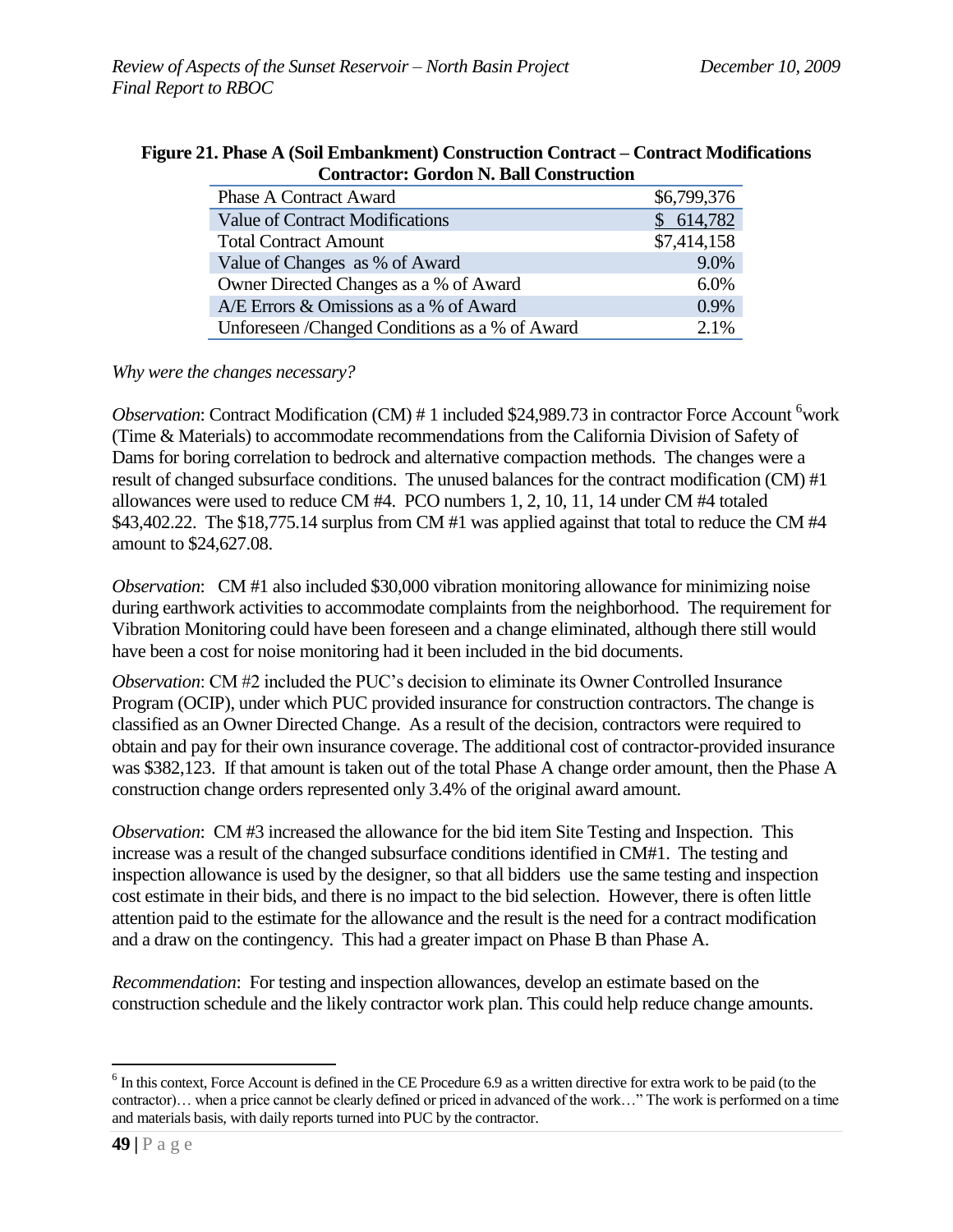**Figure 21. Phase A (Soil Embankment) Construction Contract – Contract Modifications Contractor: Gordon N. Ball Construction**

| | |
|---|---|
| Phase A Contract Award | $6,799,376 |
| Value of Contract Modifications | $ 614,782 |
| Total Contract Amount | $7,414,158 |
| Value of Changes as % of Award | 9.0% |
| Owner Directed Changes as a % of Award | 6.0% |
| A/E Errors & Omissions as a % of Award | 0.9% |
| Unforeseen /Changed Conditions as a % of Award | 2.1% |

*Why were the changes necessary?*

*Observation*: Contract Modification (CM) # 1 included $24,989.73 in contractor Force Account [6] work (Time & Materials) to accommodate recommendations from the California Division of Safety of Dams for boring correlation to bedrock and alternative compaction methods. The changes were a result of changed subsurface conditions. The unused balances for the contract modification (CM) #1 allowances were used to reduce CM #4. PCO numbers 1, 2, 10, 11, 14 under CM #4 totaled $43,402.22. The $18,775.14 surplus from CM #1 was applied against that total to reduce the CM #4 amount to $24,627.08.

*Observation*: CM #1 also included $30,000 vibration monitoring allowance for minimizing noise during earthwork activities to accommodate complaints from the neighborhood. The requirement for Vibration Monitoring could have been foreseen and a change eliminated, although there still would have been a cost for noise monitoring had it been included in the bid documents.

*Observation*: CM #2 included the PUC's decision to eliminate its Owner Controlled Insurance Program (OCIP), under which PUC provided insurance for construction contractors. The change is classified as an Owner Directed Change. As a result of the decision, contractors were required to obtain and pay for their own insurance coverage. The additional cost of contractor-provided insurance was $382,123. If that amount is taken out of the total Phase A change order amount, then the Phase A construction change orders represented only 3.4% of the original award amount.

*Observation*: CM #3 increased the allowance for the bid item Site Testing and Inspection. This increase was a result of the changed subsurface conditions identified in CM#1. The testing and inspection allowance is used by the designer, so that all bidders use the same testing and inspection cost estimate in their bids, and there is no impact to the bid selection. However, there is often little attention paid to the estimate for the allowance and the result is the need for a contract modification and a draw on the contingency. This had a greater impact on Phase B than Phase A.

*Recommendation*: For testing and inspection allowances, develop an estimate based on the construction schedule and the likely contractor work plan. This could help reduce change amounts.

[6] In this context, Force Account is defined in the CE Procedure 6.9 as a written directive for extra work to be paid (to the contractor)… when a price cannot be clearly defined or priced in advanced of the work…" The work is performed on a time and materials basis, with daily reports turned into PUC by the contractor.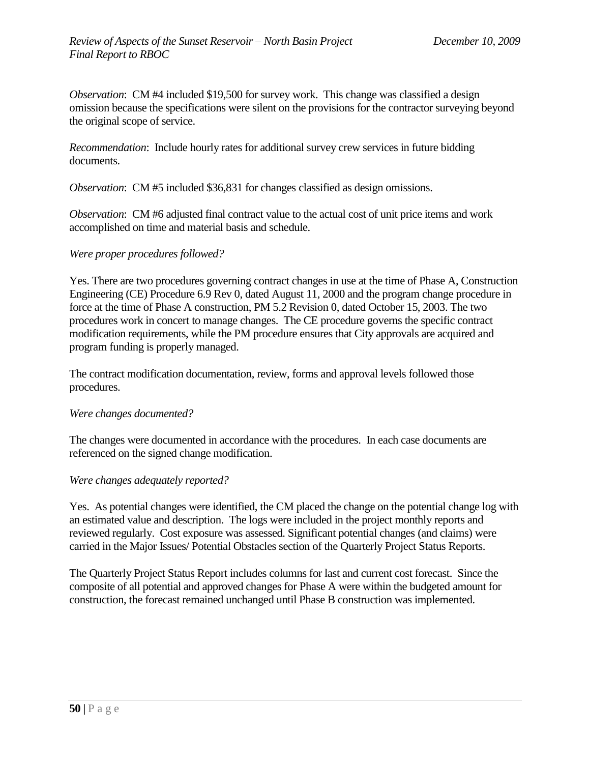*Observation*: CM #4 included $19,500 for survey work. This change was classified a design omission because the specifications were silent on the provisions for the contractor surveying beyond the original scope of service.

*Recommendation*: Include hourly rates for additional survey crew services in future bidding documents.

*Observation*: CM #5 included $36,831 for changes classified as design omissions.

*Observation*: CM #6 adjusted final contract value to the actual cost of unit price items and work accomplished on time and material basis and schedule.

*Were proper procedures followed?*

Yes. There are two procedures governing contract changes in use at the time of Phase A, Construction Engineering (CE) Procedure 6.9 Rev 0, dated August 11, 2000 and the program change procedure in force at the time of Phase A construction, PM 5.2 Revision 0, dated October 15, 2003. The two procedures work in concert to manage changes. The CE procedure governs the specific contract modification requirements, while the PM procedure ensures that City approvals are acquired and program funding is properly managed.

The contract modification documentation, review, forms and approval levels followed those procedures.

*Were changes documented?*

The changes were documented in accordance with the procedures. In each case documents are referenced on the signed change modification.

*Were changes adequately reported?*

Yes. As potential changes were identified, the CM placed the change on the potential change log with an estimated value and description. The logs were included in the project monthly reports and reviewed regularly. Cost exposure was assessed. Significant potential changes (and claims) were carried in the Major Issues/ Potential Obstacles section of the Quarterly Project Status Reports.

The Quarterly Project Status Report includes columns for last and current cost forecast. Since the composite of all potential and approved changes for Phase A were within the budgeted amount for construction, the forecast remained unchanged until Phase B construction was implemented.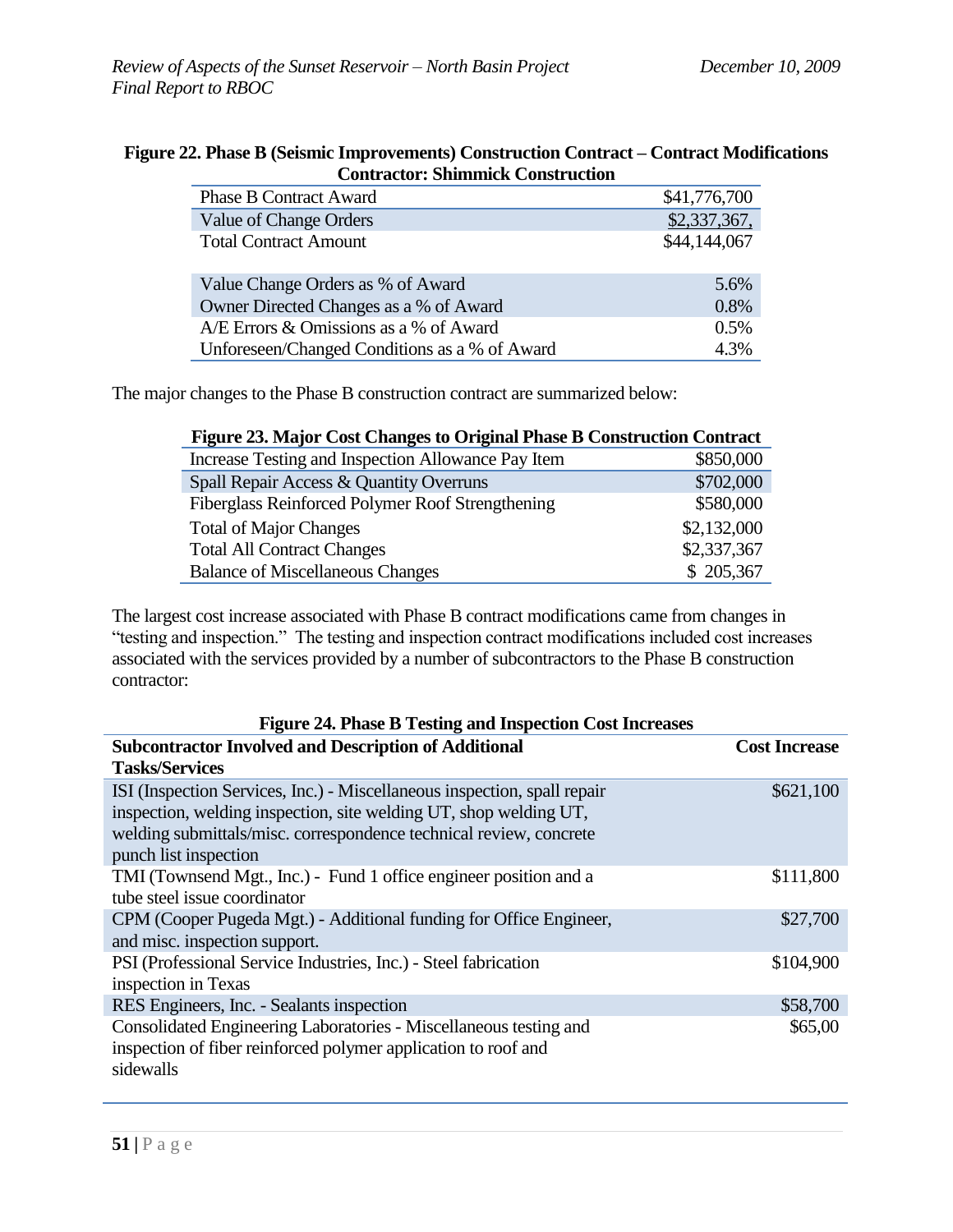**Figure 22. Phase B (Seismic Improvements) Construction Contract – Contract Modifications Contractor: Shimmick Construction**

| | |
|---|---|
| Phase B Contract Award | $41,776,700 |
| Value of Change Orders | $2,337,367, |
| Total Contract Amount | $44,144,067 |
| | |
| Value Change Orders as % of Award | 5.6% |
| Owner Directed Changes as a % of Award | 0.8% |
| A/E Errors & Omissions as a % of Award | 0.5% |
| Unforeseen/Changed Conditions as a % of Award | 4.3% |

The major changes to the Phase B construction contract are summarized below:

**Figure 23. Major Cost Changes to Original Phase B Construction Contract**

| | |
|---|---|
| Increase Testing and Inspection Allowance Pay Item | $850,000 |
| Spall Repair Access & Quantity Overruns | $702,000 |
| Fiberglass Reinforced Polymer Roof Strengthening | $580,000 |
| Total of Major Changes | $2,132,000 |
| Total All Contract Changes | $2,337,367 |
| Balance of Miscellaneous Changes | $ 205,367 |

The largest cost increase associated with Phase B contract modifications came from changes in "testing and inspection." The testing and inspection contract modifications included cost increases associated with the services provided by a number of subcontractors to the Phase B construction contractor:

**Figure 24. Phase B Testing and Inspection Cost Increases**

| Subcontractor Involved and Description of Additional Tasks/Services | Cost Increase |
|---|---|
| ISI (Inspection Services, Inc.) - Miscellaneous inspection, spall repair inspection, welding inspection, site welding UT, shop welding UT, welding submittals/misc. correspondence technical review, concrete punch list inspection | $621,100 |
| TMI (Townsend Mgt., Inc.) - Fund 1 office engineer position and a tube steel issue coordinator | $111,800 |
| CPM (Cooper Pugeda Mgt.) - Additional funding for Office Engineer, and misc. inspection support. | $27,700 |
| PSI (Professional Service Industries, Inc.) - Steel fabrication inspection in Texas | $104,900 |
| RES Engineers, Inc. - Sealants inspection | $58,700 |
| Consolidated Engineering Laboratories - Miscellaneous testing and inspection of fiber reinforced polymer application to roof and sidewalls | $65,00 |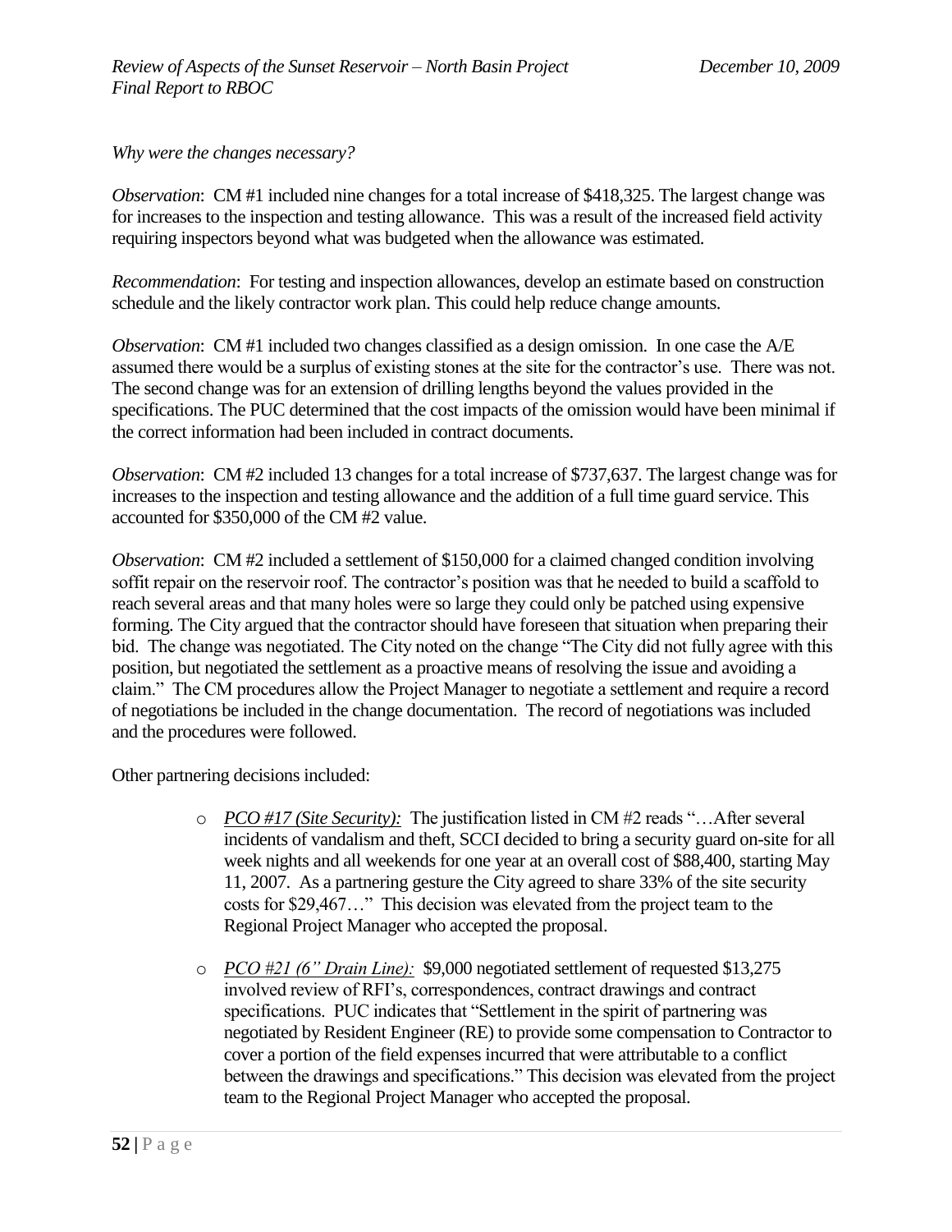*Why were the changes necessary?*

*Observation*: CM #1 included nine changes for a total increase of $418,325. The largest change was for increases to the inspection and testing allowance. This was a result of the increased field activity requiring inspectors beyond what was budgeted when the allowance was estimated.

*Recommendation*: For testing and inspection allowances, develop an estimate based on construction schedule and the likely contractor work plan. This could help reduce change amounts.

*Observation*: CM #1 included two changes classified as a design omission. In one case the A/E assumed there would be a surplus of existing stones at the site for the contractor's use. There was not. The second change was for an extension of drilling lengths beyond the values provided in the specifications. The PUC determined that the cost impacts of the omission would have been minimal if the correct information had been included in contract documents.

*Observation*: CM #2 included 13 changes for a total increase of $737,637. The largest change was for increases to the inspection and testing allowance and the addition of a full time guard service. This accounted for $350,000 of the CM #2 value.

*Observation*: CM #2 included a settlement of $150,000 for a claimed changed condition involving soffit repair on the reservoir roof. The contractor's position was that he needed to build a scaffold to reach several areas and that many holes were so large they could only be patched using expensive forming. The City argued that the contractor should have foreseen that situation when preparing their bid. The change was negotiated. The City noted on the change "The City did not fully agree with this position, but negotiated the settlement as a proactive means of resolving the issue and avoiding a claim." The CM procedures allow the Project Manager to negotiate a settlement and require a record of negotiations be included in the change documentation. The record of negotiations was included and the procedures were followed.

Other partnering decisions included:

- *PCO #17 (Site Security):* The justification listed in CM #2 reads "…After several incidents of vandalism and theft, SCCI decided to bring a security guard on-site for all week nights and all weekends for one year at an overall cost of $88,400, starting May 11, 2007. As a partnering gesture the City agreed to share 33% of the site security costs for $29,467…" This decision was elevated from the project team to the Regional Project Manager who accepted the proposal.

- *PCO #21 (6" Drain Line):* $9,000 negotiated settlement of requested $13,275 involved review of RFI's, correspondences, contract drawings and contract specifications. PUC indicates that "Settlement in the spirit of partnering was negotiated by Resident Engineer (RE) to provide some compensation to Contractor to cover a portion of the field expenses incurred that were attributable to a conflict between the drawings and specifications." This decision was elevated from the project team to the Regional Project Manager who accepted the proposal.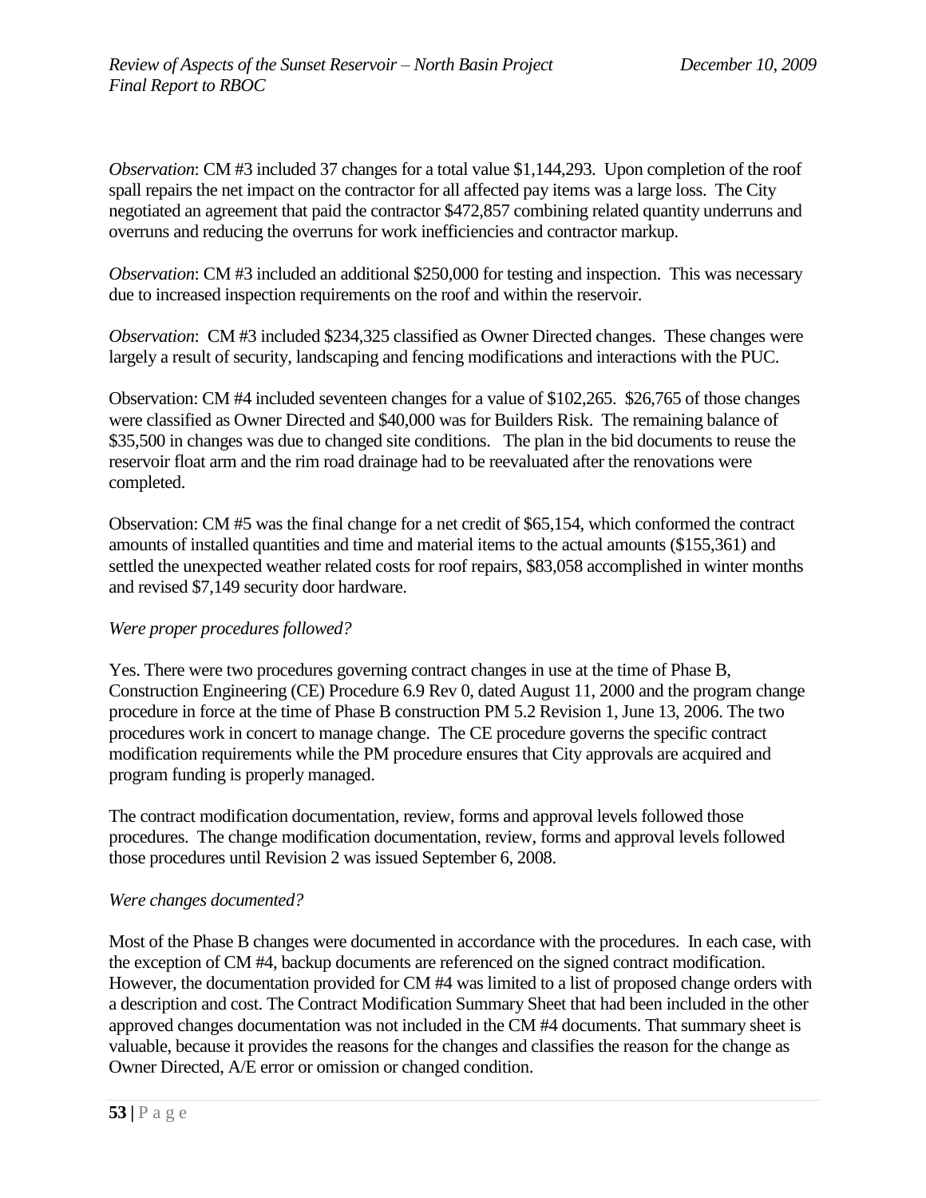*Observation*: CM #3 included 37 changes for a total value $1,144,293. Upon completion of the roof spall repairs the net impact on the contractor for all affected pay items was a large loss. The City negotiated an agreement that paid the contractor $472,857 combining related quantity underruns and overruns and reducing the overruns for work inefficiencies and contractor markup.

*Observation*: CM #3 included an additional $250,000 for testing and inspection. This was necessary due to increased inspection requirements on the roof and within the reservoir.

*Observation*: CM #3 included $234,325 classified as Owner Directed changes. These changes were largely a result of security, landscaping and fencing modifications and interactions with the PUC.

Observation: CM #4 included seventeen changes for a value of $102,265. $26,765 of those changes were classified as Owner Directed and $40,000 was for Builders Risk. The remaining balance of $35,500 in changes was due to changed site conditions. The plan in the bid documents to reuse the reservoir float arm and the rim road drainage had to be reevaluated after the renovations were completed.

Observation: CM #5 was the final change for a net credit of $65,154, which conformed the contract amounts of installed quantities and time and material items to the actual amounts ($155,361) and settled the unexpected weather related costs for roof repairs, $83,058 accomplished in winter months and revised $7,149 security door hardware.

*Were proper procedures followed?*

Yes. There were two procedures governing contract changes in use at the time of Phase B, Construction Engineering (CE) Procedure 6.9 Rev 0, dated August 11, 2000 and the program change procedure in force at the time of Phase B construction PM 5.2 Revision 1, June 13, 2006. The two procedures work in concert to manage change. The CE procedure governs the specific contract modification requirements while the PM procedure ensures that City approvals are acquired and program funding is properly managed.

The contract modification documentation, review, forms and approval levels followed those procedures. The change modification documentation, review, forms and approval levels followed those procedures until Revision 2 was issued September 6, 2008.

*Were changes documented?*

Most of the Phase B changes were documented in accordance with the procedures. In each case, with the exception of CM #4, backup documents are referenced on the signed contract modification. However, the documentation provided for CM #4 was limited to a list of proposed change orders with a description and cost. The Contract Modification Summary Sheet that had been included in the other approved changes documentation was not included in the CM #4 documents. That summary sheet is valuable, because it provides the reasons for the changes and classifies the reason for the change as Owner Directed, A/E error or omission or changed condition.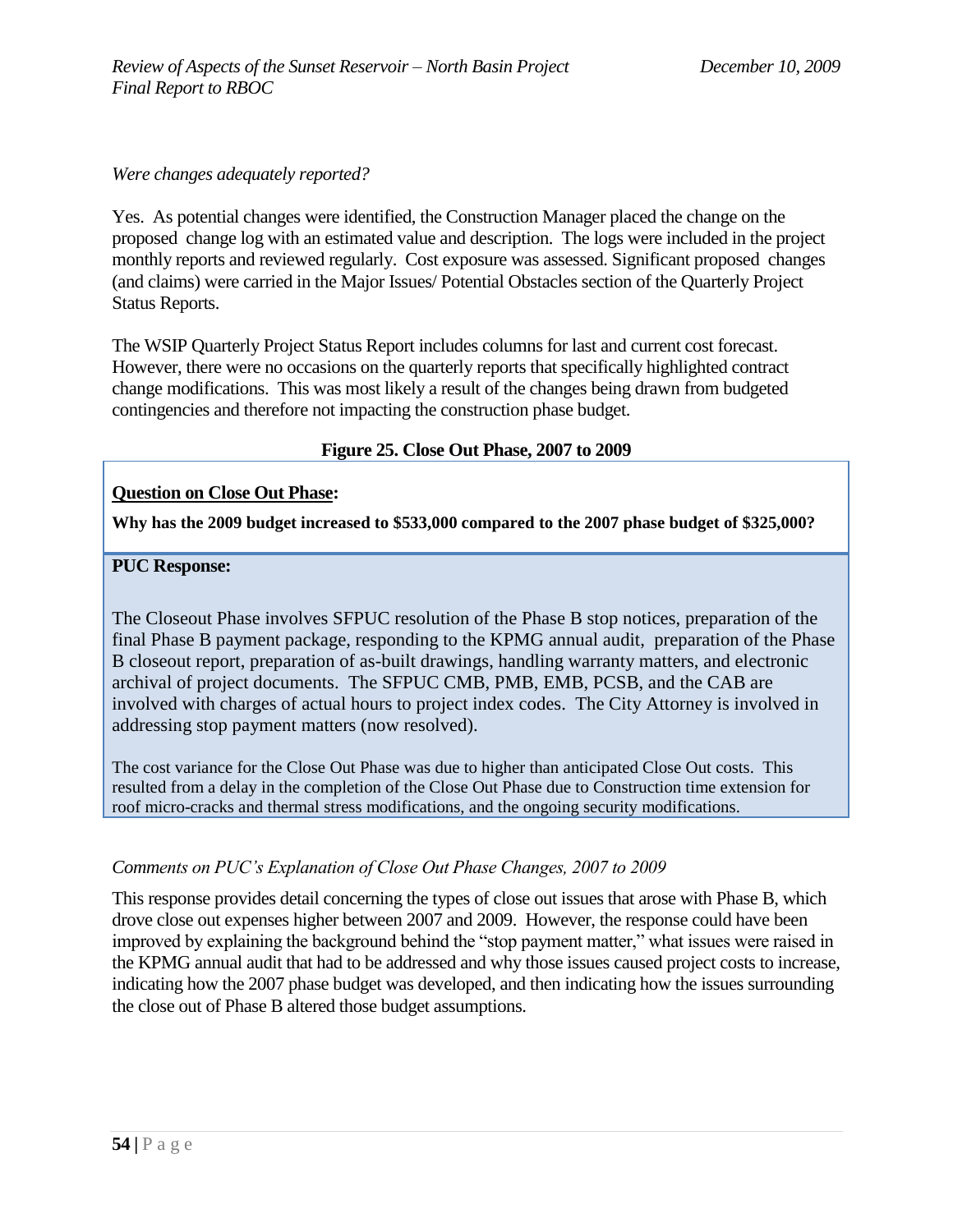*Were changes adequately reported?*

Yes. As potential changes were identified, the Construction Manager placed the change on the proposed change log with an estimated value and description. The logs were included in the project monthly reports and reviewed regularly. Cost exposure was assessed. Significant proposed changes (and claims) were carried in the Major Issues/ Potential Obstacles section of the Quarterly Project Status Reports.

The WSIP Quarterly Project Status Report includes columns for last and current cost forecast. However, there were no occasions on the quarterly reports that specifically highlighted contract change modifications. This was most likely a result of the changes being drawn from budgeted contingencies and therefore not impacting the construction phase budget.

**Figure 25. Close Out Phase, 2007 to 2009**

**Question on Close Out Phase:**

**Why has the 2009 budget increased to $533,000 compared to the 2007 phase budget of $325,000?**

**PUC Response:**

The Closeout Phase involves SFPUC resolution of the Phase B stop notices, preparation of the final Phase B payment package, responding to the KPMG annual audit, preparation of the Phase B closeout report, preparation of as-built drawings, handling warranty matters, and electronic archival of project documents. The SFPUC CMB, PMB, EMB, PCSB, and the CAB are involved with charges of actual hours to project index codes. The City Attorney is involved in addressing stop payment matters (now resolved).

The cost variance for the Close Out Phase was due to higher than anticipated Close Out costs. This resulted from a delay in the completion of the Close Out Phase due to Construction time extension for roof micro-cracks and thermal stress modifications, and the ongoing security modifications.

*Comments on PUC's Explanation of Close Out Phase Changes, 2007 to 2009*

This response provides detail concerning the types of close out issues that arose with Phase B, which drove close out expenses higher between 2007 and 2009. However, the response could have been improved by explaining the background behind the "stop payment matter," what issues were raised in the KPMG annual audit that had to be addressed and why those issues caused project costs to increase, indicating how the 2007 phase budget was developed, and then indicating how the issues surrounding the close out of Phase B altered those budget assumptions.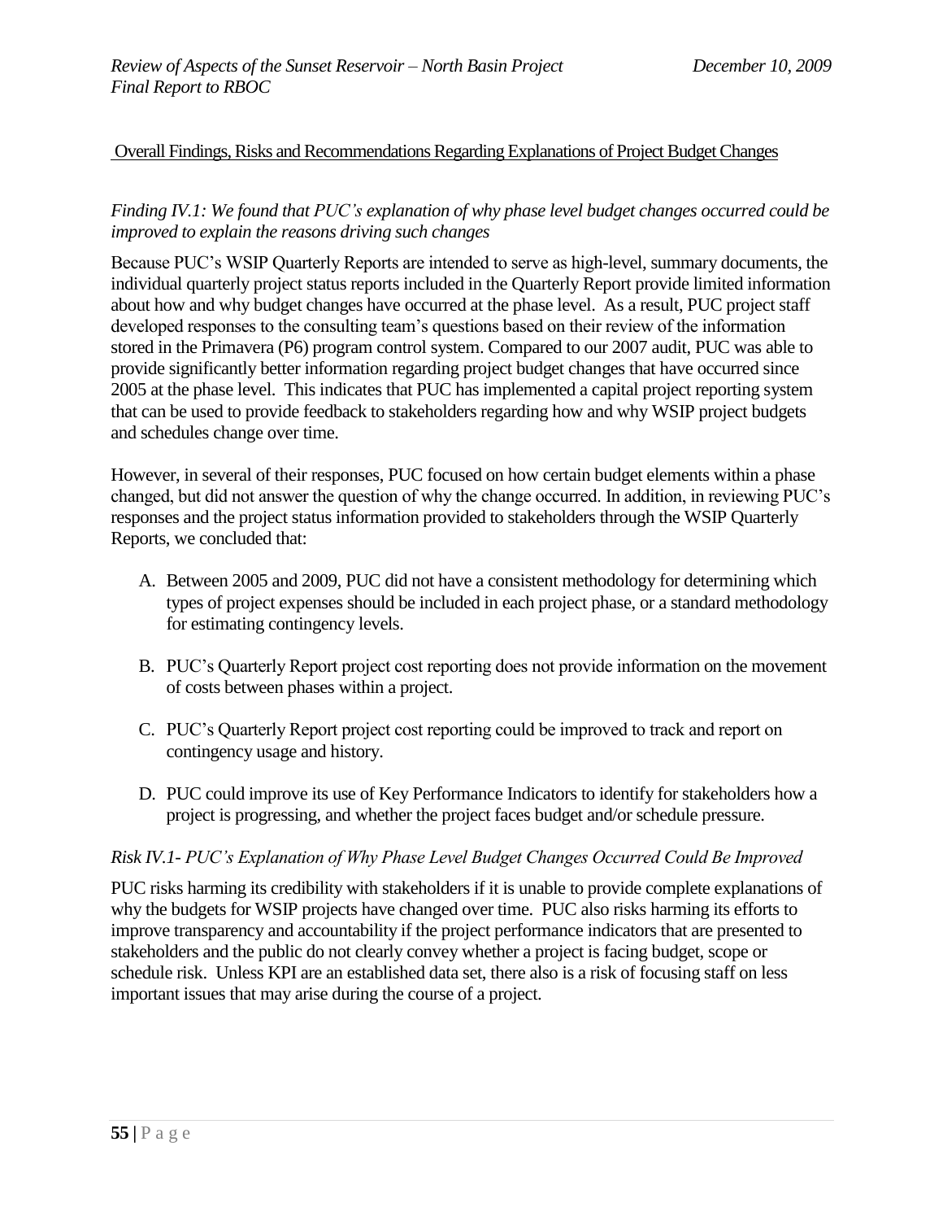## Overall Findings, Risks and Recommendations Regarding Explanations of Project Budget Changes

*Finding IV.1: We found that PUC's explanation of why phase level budget changes occurred could be improved to explain the reasons driving such changes*

Because PUC's WSIP Quarterly Reports are intended to serve as high-level, summary documents, the individual quarterly project status reports included in the Quarterly Report provide limited information about how and why budget changes have occurred at the phase level. As a result, PUC project staff developed responses to the consulting team's questions based on their review of the information stored in the Primavera (P6) program control system. Compared to our 2007 audit, PUC was able to provide significantly better information regarding project budget changes that have occurred since 2005 at the phase level. This indicates that PUC has implemented a capital project reporting system that can be used to provide feedback to stakeholders regarding how and why WSIP project budgets and schedules change over time.

However, in several of their responses, PUC focused on how certain budget elements within a phase changed, but did not answer the question of why the change occurred. In addition, in reviewing PUC's responses and the project status information provided to stakeholders through the WSIP Quarterly Reports, we concluded that:

A. Between 2005 and 2009, PUC did not have a consistent methodology for determining which types of project expenses should be included in each project phase, or a standard methodology for estimating contingency levels.

B. PUC's Quarterly Report project cost reporting does not provide information on the movement of costs between phases within a project.

C. PUC's Quarterly Report project cost reporting could be improved to track and report on contingency usage and history.

D. PUC could improve its use of Key Performance Indicators to identify for stakeholders how a project is progressing, and whether the project faces budget and/or schedule pressure.

*Risk IV.1- PUC's Explanation of Why Phase Level Budget Changes Occurred Could Be Improved*

PUC risks harming its credibility with stakeholders if it is unable to provide complete explanations of why the budgets for WSIP projects have changed over time. PUC also risks harming its efforts to improve transparency and accountability if the project performance indicators that are presented to stakeholders and the public do not clearly convey whether a project is facing budget, scope or schedule risk. Unless KPI are an established data set, there also is a risk of focusing staff on less important issues that may arise during the course of a project.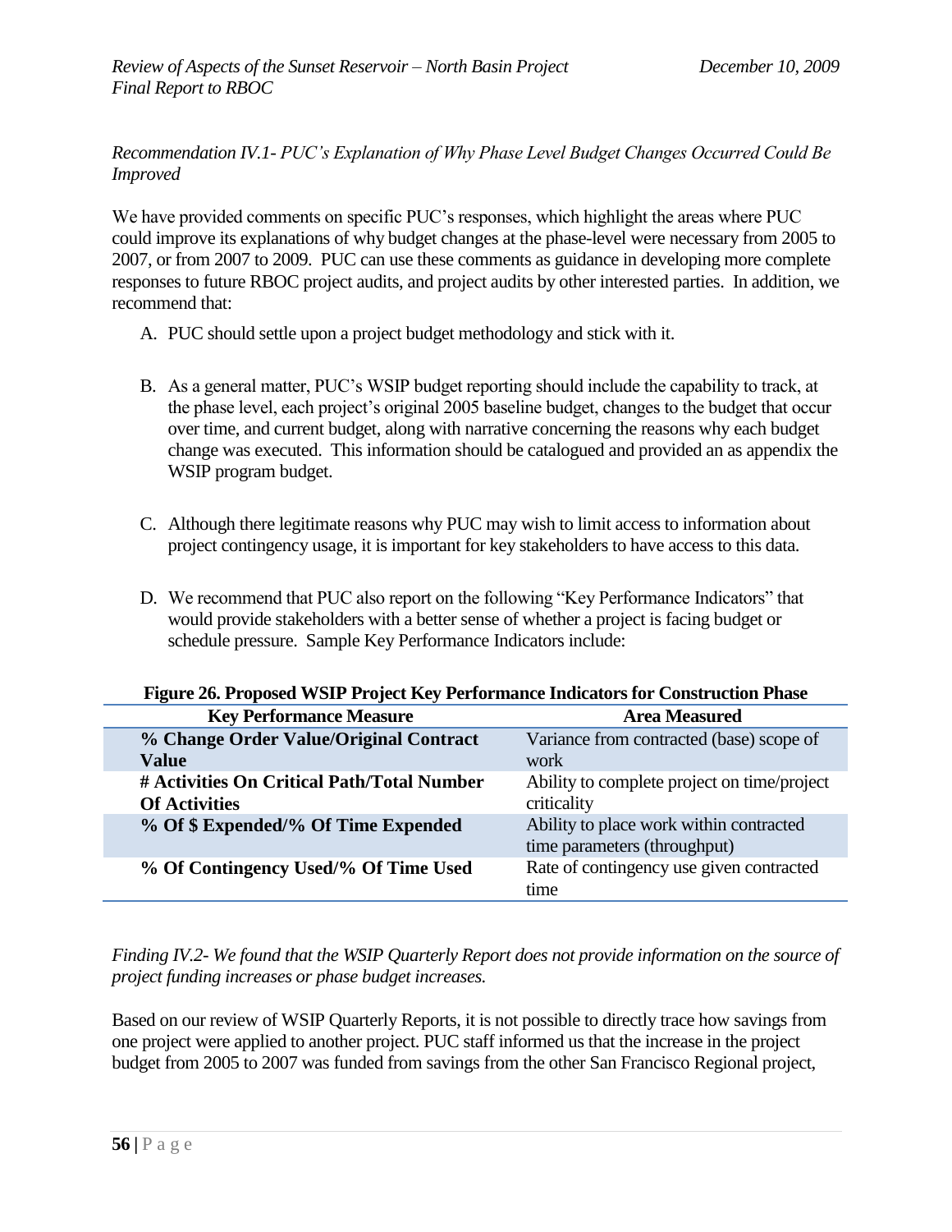*Recommendation IV.1- PUC's Explanation of Why Phase Level Budget Changes Occurred Could Be Improved*

We have provided comments on specific PUC's responses, which highlight the areas where PUC could improve its explanations of why budget changes at the phase-level were necessary from 2005 to 2007, or from 2007 to 2009. PUC can use these comments as guidance in developing more complete responses to future RBOC project audits, and project audits by other interested parties. In addition, we recommend that:

A. PUC should settle upon a project budget methodology and stick with it.

B. As a general matter, PUC's WSIP budget reporting should include the capability to track, at the phase level, each project's original 2005 baseline budget, changes to the budget that occur over time, and current budget, along with narrative concerning the reasons why each budget change was executed. This information should be catalogued and provided an as appendix the WSIP program budget.

C. Although there legitimate reasons why PUC may wish to limit access to information about project contingency usage, it is important for key stakeholders to have access to this data.

D. We recommend that PUC also report on the following "Key Performance Indicators" that would provide stakeholders with a better sense of whether a project is facing budget or schedule pressure. Sample Key Performance Indicators include:

**Figure 26. Proposed WSIP Project Key Performance Indicators for Construction Phase**

| Key Performance Measure | Area Measured |
|---|---|
| **% Change Order Value/Original Contract Value** | Variance from contracted (base) scope of work |
| **# Activities On Critical Path/Total Number Of Activities** | Ability to complete project on time/project criticality |
| **% Of $ Expended/% Of Time Expended** | Ability to place work within contracted time parameters (throughput) |
| **% Of Contingency Used/% Of Time Used** | Rate of contingency use given contracted time |

*Finding IV.2- We found that the WSIP Quarterly Report does not provide information on the source of project funding increases or phase budget increases.*

Based on our review of WSIP Quarterly Reports, it is not possible to directly trace how savings from one project were applied to another project. PUC staff informed us that the increase in the project budget from 2005 to 2007 was funded from savings from the other San Francisco Regional project,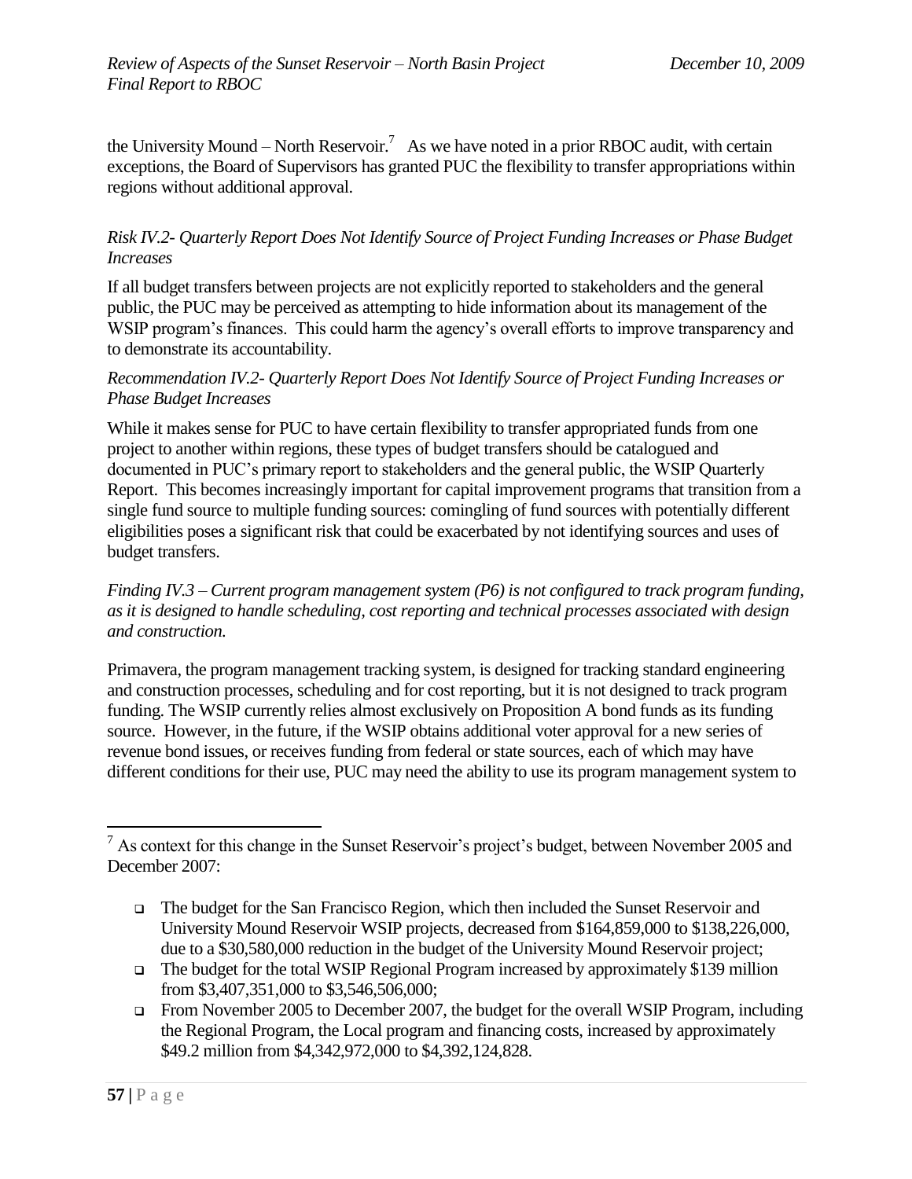the University Mound – North Reservoir.[7] As we have noted in a prior RBOC audit, with certain exceptions, the Board of Supervisors has granted PUC the flexibility to transfer appropriations within regions without additional approval.

*Risk IV.2- Quarterly Report Does Not Identify Source of Project Funding Increases or Phase Budget Increases*

If all budget transfers between projects are not explicitly reported to stakeholders and the general public, the PUC may be perceived as attempting to hide information about its management of the WSIP program's finances. This could harm the agency's overall efforts to improve transparency and to demonstrate its accountability.

*Recommendation IV.2- Quarterly Report Does Not Identify Source of Project Funding Increases or Phase Budget Increases*

While it makes sense for PUC to have certain flexibility to transfer appropriated funds from one project to another within regions, these types of budget transfers should be catalogued and documented in PUC's primary report to stakeholders and the general public, the WSIP Quarterly Report. This becomes increasingly important for capital improvement programs that transition from a single fund source to multiple funding sources: comingling of fund sources with potentially different eligibilities poses a significant risk that could be exacerbated by not identifying sources and uses of budget transfers.

*Finding IV.3 – Current program management system (P6) is not configured to track program funding, as it is designed to handle scheduling, cost reporting and technical processes associated with design and construction.*

Primavera, the program management tracking system, is designed for tracking standard engineering and construction processes, scheduling and for cost reporting, but it is not designed to track program funding. The WSIP currently relies almost exclusively on Proposition A bond funds as its funding source. However, in the future, if the WSIP obtains additional voter approval for a new series of revenue bond issues, or receives funding from federal or state sources, each of which may have different conditions for their use, PUC may need the ability to use its program management system to

---

[7] As context for this change in the Sunset Reservoir's project's budget, between November 2005 and December 2007:

- The budget for the San Francisco Region, which then included the Sunset Reservoir and University Mound Reservoir WSIP projects, decreased from $164,859,000 to $138,226,000, due to a $30,580,000 reduction in the budget of the University Mound Reservoir project;
- The budget for the total WSIP Regional Program increased by approximately $139 million from $3,407,351,000 to $3,546,506,000;
- From November 2005 to December 2007, the budget for the overall WSIP Program, including the Regional Program, the Local program and financing costs, increased by approximately $49.2 million from $4,342,972,000 to $4,392,124,828.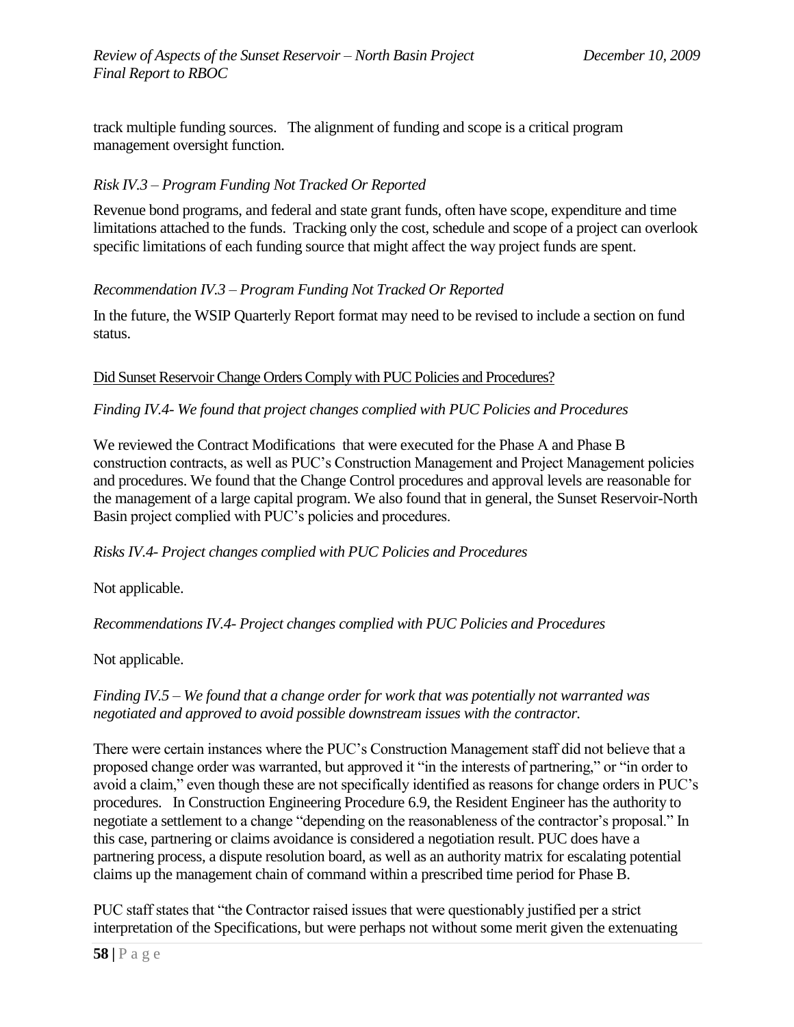track multiple funding sources. The alignment of funding and scope is a critical program management oversight function.

*Risk IV.3 – Program Funding Not Tracked Or Reported*

Revenue bond programs, and federal and state grant funds, often have scope, expenditure and time limitations attached to the funds. Tracking only the cost, schedule and scope of a project can overlook specific limitations of each funding source that might affect the way project funds are spent.

*Recommendation IV.3 – Program Funding Not Tracked Or Reported*

In the future, the WSIP Quarterly Report format may need to be revised to include a section on fund status.

<u>Did Sunset Reservoir Change Orders Comply with PUC Policies and Procedures?</u>

*Finding IV.4- We found that project changes complied with PUC Policies and Procedures*

We reviewed the Contract Modifications that were executed for the Phase A and Phase B construction contracts, as well as PUC's Construction Management and Project Management policies and procedures. We found that the Change Control procedures and approval levels are reasonable for the management of a large capital program. We also found that in general, the Sunset Reservoir-North Basin project complied with PUC's policies and procedures.

*Risks IV.4- Project changes complied with PUC Policies and Procedures*

Not applicable.

*Recommendations IV.4- Project changes complied with PUC Policies and Procedures*

Not applicable.

*Finding IV.5 – We found that a change order for work that was potentially not warranted was negotiated and approved to avoid possible downstream issues with the contractor.*

There were certain instances where the PUC's Construction Management staff did not believe that a proposed change order was warranted, but approved it "in the interests of partnering," or "in order to avoid a claim," even though these are not specifically identified as reasons for change orders in PUC's procedures. In Construction Engineering Procedure 6.9, the Resident Engineer has the authority to negotiate a settlement to a change "depending on the reasonableness of the contractor's proposal." In this case, partnering or claims avoidance is considered a negotiation result. PUC does have a partnering process, a dispute resolution board, as well as an authority matrix for escalating potential claims up the management chain of command within a prescribed time period for Phase B.

PUC staff states that "the Contractor raised issues that were questionably justified per a strict interpretation of the Specifications, but were perhaps not without some merit given the extenuating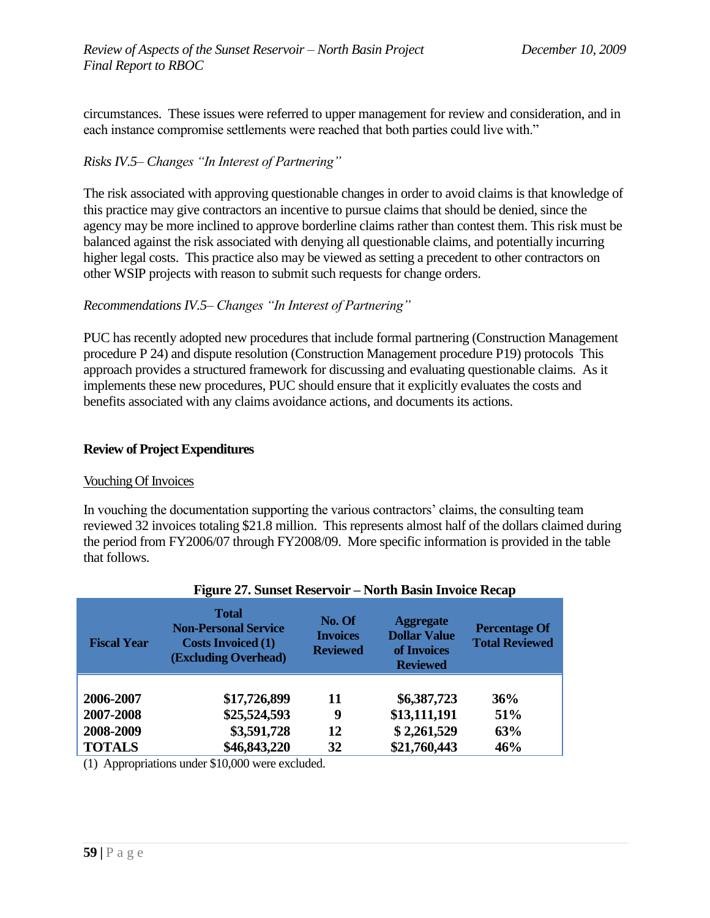circumstances. These issues were referred to upper management for review and consideration, and in each instance compromise settlements were reached that both parties could live with."

*Risks IV.5– Changes "In Interest of Partnering"*

The risk associated with approving questionable changes in order to avoid claims is that knowledge of this practice may give contractors an incentive to pursue claims that should be denied, since the agency may be more inclined to approve borderline claims rather than contest them. This risk must be balanced against the risk associated with denying all questionable claims, and potentially incurring higher legal costs. This practice also may be viewed as setting a precedent to other contractors on other WSIP projects with reason to submit such requests for change orders.

*Recommendations IV.5– Changes "In Interest of Partnering"*

PUC has recently adopted new procedures that include formal partnering (Construction Management procedure P 24) and dispute resolution (Construction Management procedure P19) protocols This approach provides a structured framework for discussing and evaluating questionable claims. As it implements these new procedures, PUC should ensure that it explicitly evaluates the costs and benefits associated with any claims avoidance actions, and documents its actions.

**Review of Project Expenditures**

Vouching Of Invoices

In vouching the documentation supporting the various contractors' claims, the consulting team reviewed 32 invoices totaling $21.8 million. This represents almost half of the dollars claimed during the period from FY2006/07 through FY2008/09. More specific information is provided in the table that follows.

**Figure 27. Sunset Reservoir – North Basin Invoice Recap**

| Fiscal Year | Total Non-Personal Service Costs Invoiced (1) (Excluding Overhead) | No. Of Invoices Reviewed | Aggregate Dollar Value of Invoices Reviewed | Percentage Of Total Reviewed |
|---|---|---|---|---|
| 2006-2007 | $17,726,899 | 11 | $6,387,723 | 36% |
| 2007-2008 | $25,524,593 | 9 | $13,111,191 | 51% |
| 2008-2009 | $3,591,728 | 12 | $ 2,261,529 | 63% |
| TOTALS | $46,843,220 | 32 | $21,760,443 | 46% |

(1) Appropriations under $10,000 were excluded.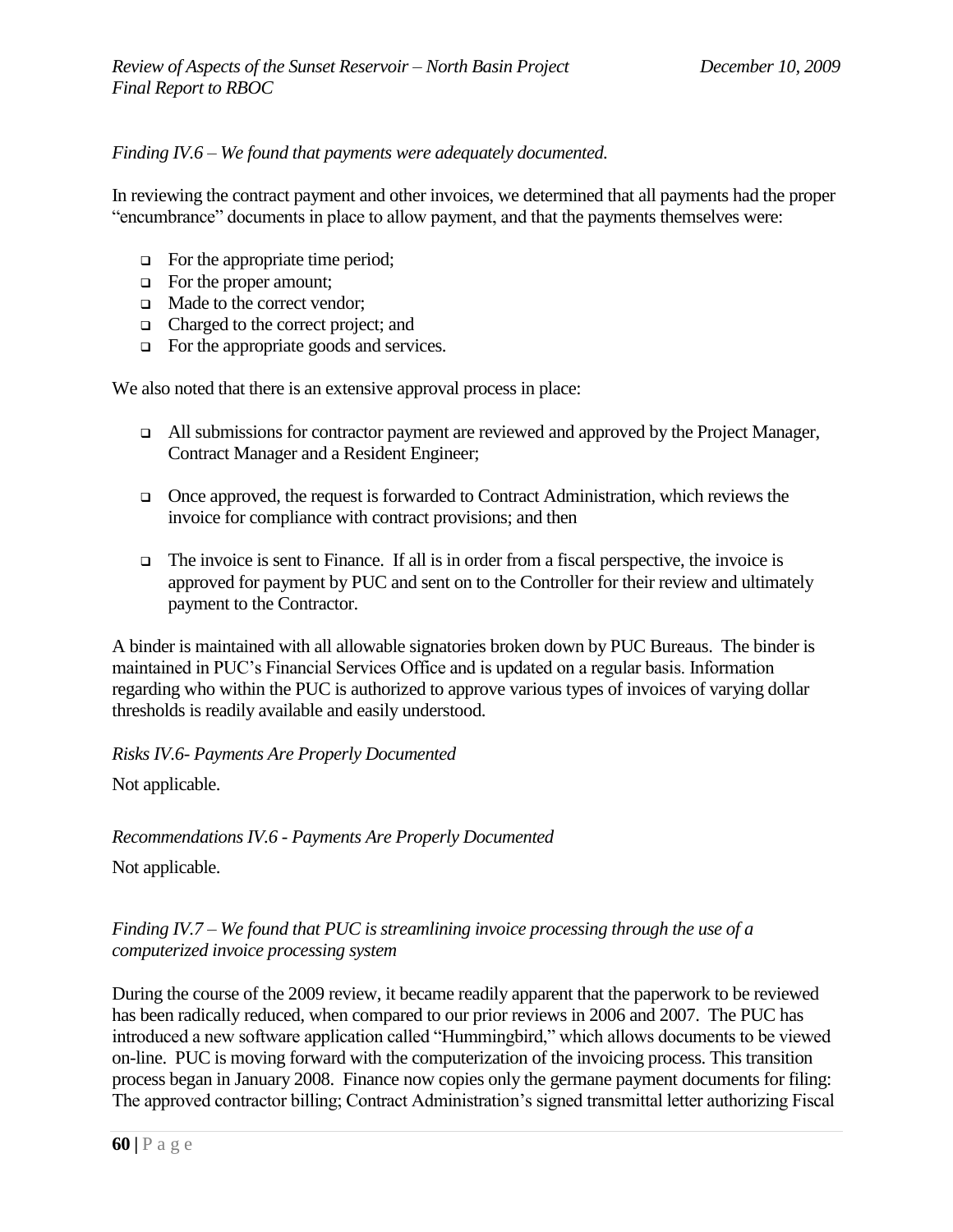*Finding IV.6 – We found that payments were adequately documented.*

In reviewing the contract payment and other invoices, we determined that all payments had the proper "encumbrance" documents in place to allow payment, and that the payments themselves were:

- For the appropriate time period;
- For the proper amount;
- Made to the correct vendor;
- Charged to the correct project; and
- For the appropriate goods and services.

We also noted that there is an extensive approval process in place:

- All submissions for contractor payment are reviewed and approved by the Project Manager, Contract Manager and a Resident Engineer;

- Once approved, the request is forwarded to Contract Administration, which reviews the invoice for compliance with contract provisions; and then

- The invoice is sent to Finance. If all is in order from a fiscal perspective, the invoice is approved for payment by PUC and sent on to the Controller for their review and ultimately payment to the Contractor.

A binder is maintained with all allowable signatories broken down by PUC Bureaus. The binder is maintained in PUC's Financial Services Office and is updated on a regular basis. Information regarding who within the PUC is authorized to approve various types of invoices of varying dollar thresholds is readily available and easily understood.

*Risks IV.6- Payments Are Properly Documented*

Not applicable.

*Recommendations IV.6 - Payments Are Properly Documented*

Not applicable.

*Finding IV.7 – We found that PUC is streamlining invoice processing through the use of a computerized invoice processing system*

During the course of the 2009 review, it became readily apparent that the paperwork to be reviewed has been radically reduced, when compared to our prior reviews in 2006 and 2007. The PUC has introduced a new software application called "Hummingbird," which allows documents to be viewed on-line. PUC is moving forward with the computerization of the invoicing process. This transition process began in January 2008. Finance now copies only the germane payment documents for filing: The approved contractor billing; Contract Administration's signed transmittal letter authorizing Fiscal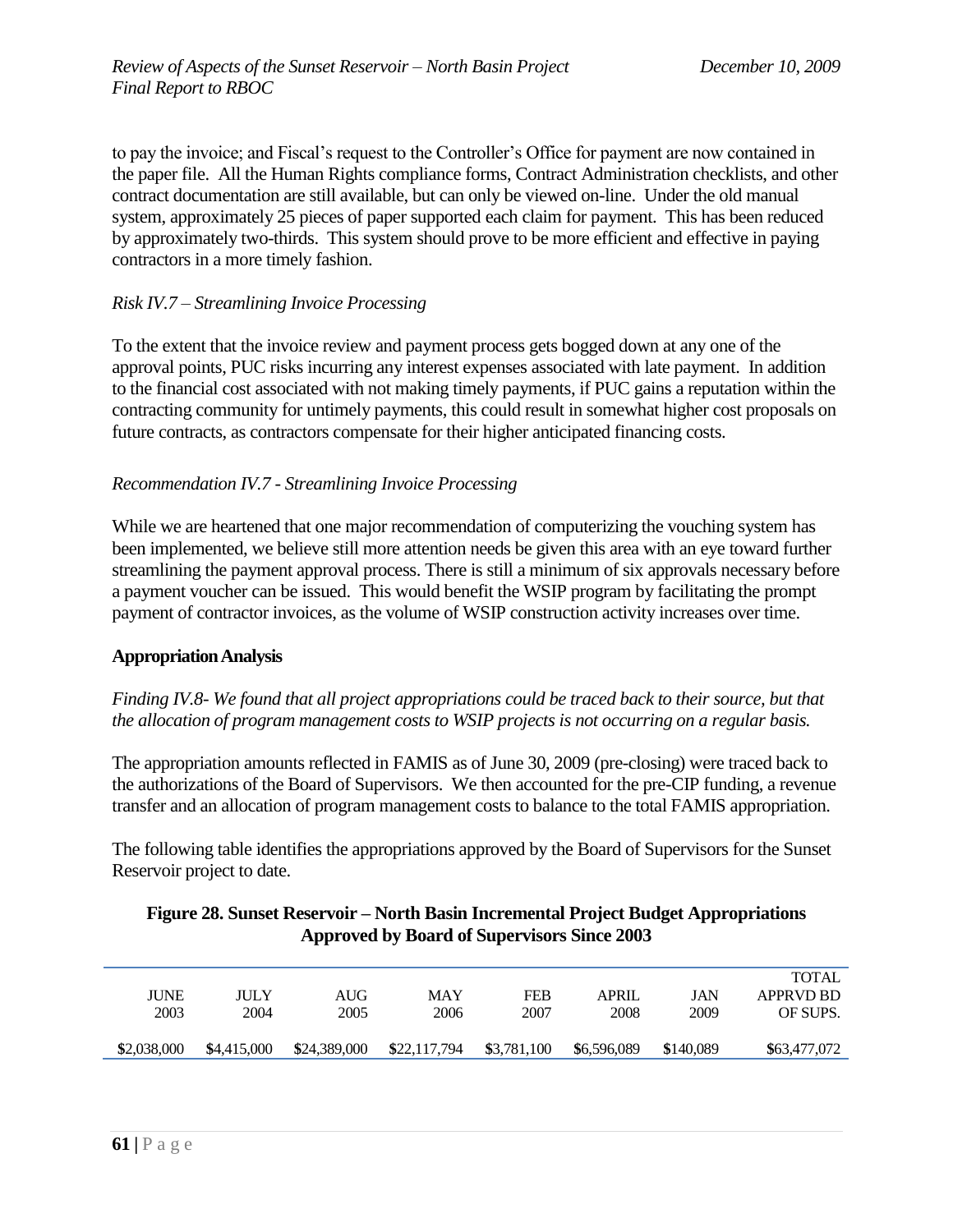to pay the invoice; and Fiscal's request to the Controller's Office for payment are now contained in the paper file. All the Human Rights compliance forms, Contract Administration checklists, and other contract documentation are still available, but can only be viewed on-line. Under the old manual system, approximately 25 pieces of paper supported each claim for payment. This has been reduced by approximately two-thirds. This system should prove to be more efficient and effective in paying contractors in a more timely fashion.

*Risk IV.7 – Streamlining Invoice Processing*

To the extent that the invoice review and payment process gets bogged down at any one of the approval points, PUC risks incurring any interest expenses associated with late payment. In addition to the financial cost associated with not making timely payments, if PUC gains a reputation within the contracting community for untimely payments, this could result in somewhat higher cost proposals on future contracts, as contractors compensate for their higher anticipated financing costs.

*Recommendation IV.7 - Streamlining Invoice Processing*

While we are heartened that one major recommendation of computerizing the vouching system has been implemented, we believe still more attention needs be given this area with an eye toward further streamlining the payment approval process. There is still a minimum of six approvals necessary before a payment voucher can be issued. This would benefit the WSIP program by facilitating the prompt payment of contractor invoices, as the volume of WSIP construction activity increases over time.

**Appropriation Analysis**

*Finding IV.8- We found that all project appropriations could be traced back to their source, but that the allocation of program management costs to WSIP projects is not occurring on a regular basis.*

The appropriation amounts reflected in FAMIS as of June 30, 2009 (pre-closing) were traced back to the authorizations of the Board of Supervisors. We then accounted for the pre-CIP funding, a revenue transfer and an allocation of program management costs to balance to the total FAMIS appropriation.

The following table identifies the appropriations approved by the Board of Supervisors for the Sunset Reservoir project to date.

**Figure 28. Sunset Reservoir – North Basin Incremental Project Budget Appropriations Approved by Board of Supervisors Since 2003**

| JUNE 2003 | JULY 2004 | AUG 2005 | MAY 2006 | FEB 2007 | APRIL 2008 | JAN 2009 | TOTAL APPRVD BD OF SUPS. |
|---|---|---|---|---|---|---|---|
| $2,038,000 | $4,415,000 | $24,389,000 | $22,117,794 | $3,781,100 | $6,596,089 | $140,089 | $63,477,072 |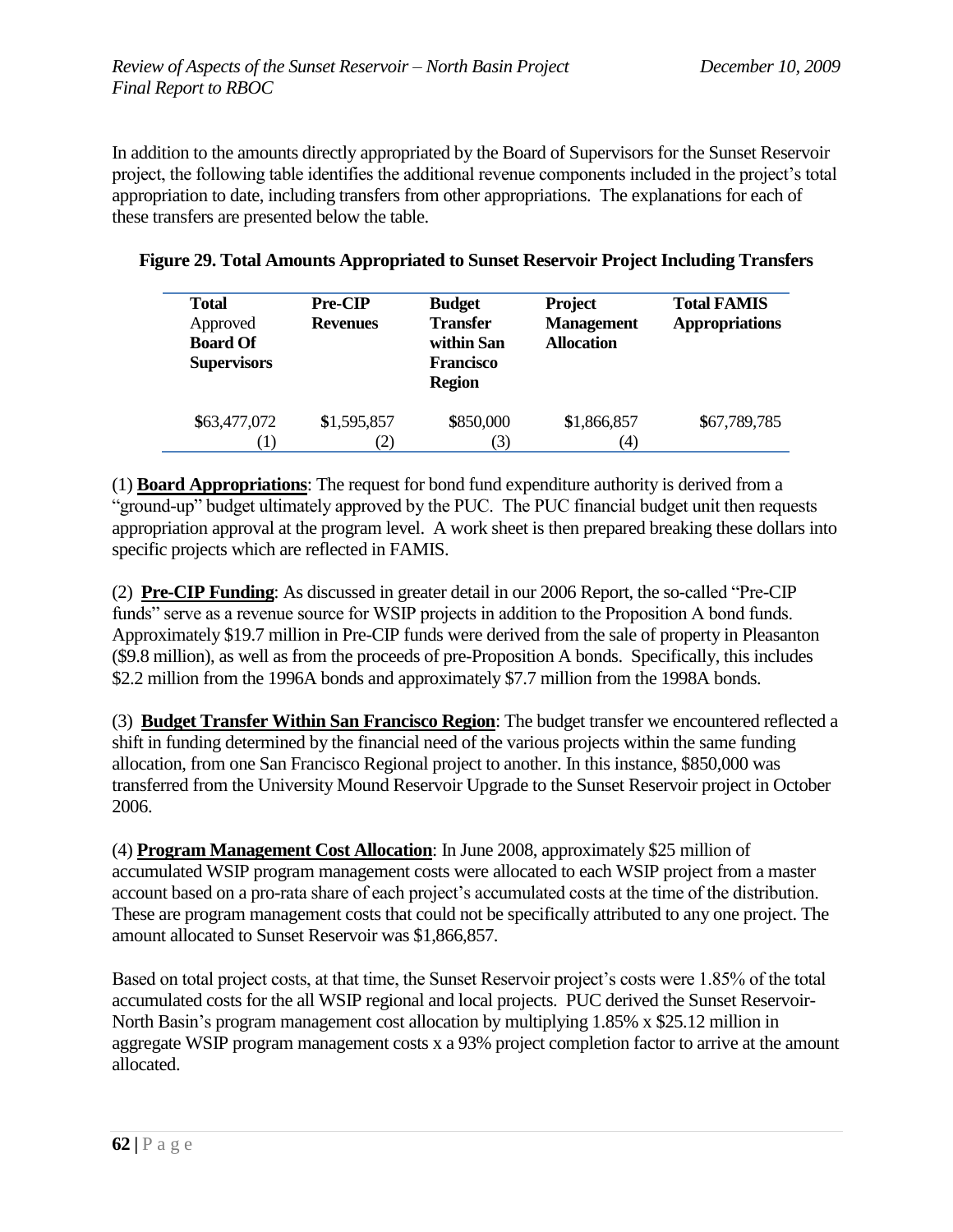In addition to the amounts directly appropriated by the Board of Supervisors for the Sunset Reservoir project, the following table identifies the additional revenue components included in the project's total appropriation to date, including transfers from other appropriations. The explanations for each of these transfers are presented below the table.

**Figure 29. Total Amounts Appropriated to Sunset Reservoir Project Including Transfers**

| **Total** Approved **Board Of Supervisors** | **Pre-CIP Revenues** | **Budget Transfer within San Francisco Region** | **Project Management Allocation** | **Total FAMIS Appropriations** |
|---|---|---|---|---|
| \$63,477,072 (1) | \$1,595,857 (2) | \$850,000 (3) | \$1,866,857 (4) | \$67,789,785 |

(1) **Board Appropriations**: The request for bond fund expenditure authority is derived from a "ground-up" budget ultimately approved by the PUC. The PUC financial budget unit then requests appropriation approval at the program level. A work sheet is then prepared breaking these dollars into specific projects which are reflected in FAMIS.

(2) **Pre-CIP Funding**: As discussed in greater detail in our 2006 Report, the so-called "Pre-CIP funds" serve as a revenue source for WSIP projects in addition to the Proposition A bond funds. Approximately \$19.7 million in Pre-CIP funds were derived from the sale of property in Pleasanton (\$9.8 million), as well as from the proceeds of pre-Proposition A bonds. Specifically, this includes \$2.2 million from the 1996A bonds and approximately \$7.7 million from the 1998A bonds.

(3) **Budget Transfer Within San Francisco Region**: The budget transfer we encountered reflected a shift in funding determined by the financial need of the various projects within the same funding allocation, from one San Francisco Regional project to another. In this instance, \$850,000 was transferred from the University Mound Reservoir Upgrade to the Sunset Reservoir project in October 2006.

(4) **Program Management Cost Allocation**: In June 2008, approximately \$25 million of accumulated WSIP program management costs were allocated to each WSIP project from a master account based on a pro-rata share of each project's accumulated costs at the time of the distribution. These are program management costs that could not be specifically attributed to any one project. The amount allocated to Sunset Reservoir was \$1,866,857.

Based on total project costs, at that time, the Sunset Reservoir project's costs were 1.85% of the total accumulated costs for the all WSIP regional and local projects. PUC derived the Sunset Reservoir-North Basin's program management cost allocation by multiplying 1.85% x \$25.12 million in aggregate WSIP program management costs x a 93% project completion factor to arrive at the amount allocated.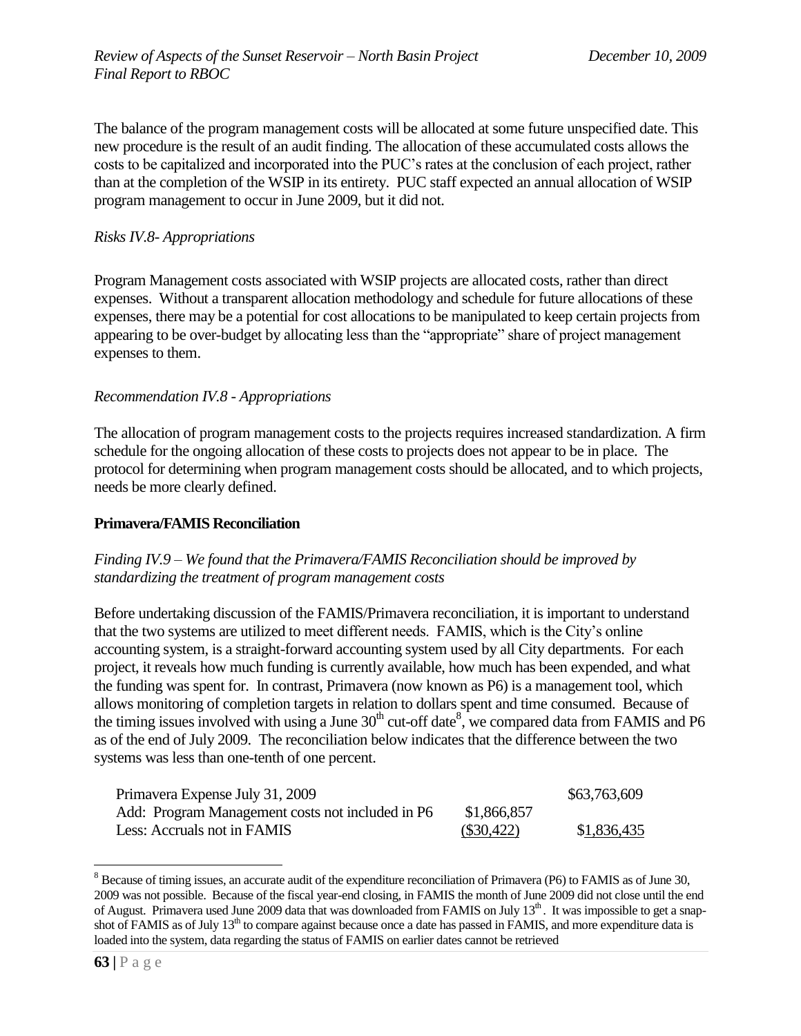The balance of the program management costs will be allocated at some future unspecified date. This new procedure is the result of an audit finding. The allocation of these accumulated costs allows the costs to be capitalized and incorporated into the PUC's rates at the conclusion of each project, rather than at the completion of the WSIP in its entirety. PUC staff expected an annual allocation of WSIP program management to occur in June 2009, but it did not.

*Risks IV.8- Appropriations*

Program Management costs associated with WSIP projects are allocated costs, rather than direct expenses. Without a transparent allocation methodology and schedule for future allocations of these expenses, there may be a potential for cost allocations to be manipulated to keep certain projects from appearing to be over-budget by allocating less than the "appropriate" share of project management expenses to them.

*Recommendation IV.8 - Appropriations*

The allocation of program management costs to the projects requires increased standardization. A firm schedule for the ongoing allocation of these costs to projects does not appear to be in place. The protocol for determining when program management costs should be allocated, and to which projects, needs be more clearly defined.

**Primavera/FAMIS Reconciliation**

*Finding IV.9 – We found that the Primavera/FAMIS Reconciliation should be improved by standardizing the treatment of program management costs*

Before undertaking discussion of the FAMIS/Primavera reconciliation, it is important to understand that the two systems are utilized to meet different needs. FAMIS, which is the City's online accounting system, is a straight-forward accounting system used by all City departments. For each project, it reveals how much funding is currently available, how much has been expended, and what the funding was spent for. In contrast, Primavera (now known as P6) is a management tool, which allows monitoring of completion targets in relation to dollars spent and time consumed. Because of the timing issues involved with using a June 30th cut-off date[8], we compared data from FAMIS and P6 as of the end of July 2009. The reconciliation below indicates that the difference between the two systems was less than one-tenth of one percent.

| | | |
|---|---|---|
| Primavera Expense July 31, 2009 | | \$63,763,609 |
| Add: Program Management costs not included in P6 | \$1,866,857 | |
| Less: Accruals not in FAMIS | (\$30,422) | \$1,836,435 |

[8] Because of timing issues, an accurate audit of the expenditure reconciliation of Primavera (P6) to FAMIS as of June 30, 2009 was not possible. Because of the fiscal year-end closing, in FAMIS the month of June 2009 did not close until the end of August. Primavera used June 2009 data that was downloaded from FAMIS on July 13th. It was impossible to get a snap-shot of FAMIS as of July 13th to compare against because once a date has passed in FAMIS, and more expenditure data is loaded into the system, data regarding the status of FAMIS on earlier dates cannot be retrieved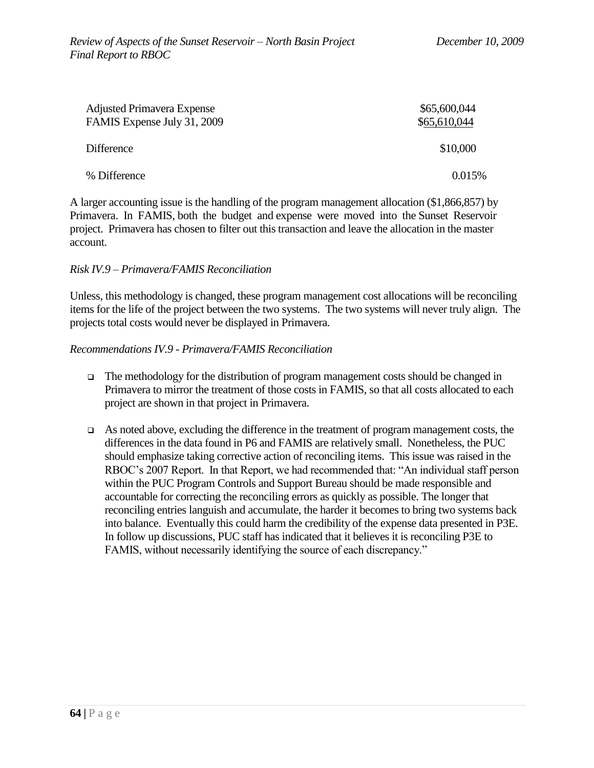| | |
|---|---|
| Adjusted Primavera Expense | \$65,600,044 |
| FAMIS Expense July 31, 2009 | \$65,610,044 |
| Difference | \$10,000 |
| % Difference | 0.015% |

A larger accounting issue is the handling of the program management allocation (\$1,866,857) by Primavera. In FAMIS, both the budget and expense were moved into the Sunset Reservoir project. Primavera has chosen to filter out this transaction and leave the allocation in the master account.

*Risk IV.9 – Primavera/FAMIS Reconciliation*

Unless, this methodology is changed, these program management cost allocations will be reconciling items for the life of the project between the two systems. The two systems will never truly align. The projects total costs would never be displayed in Primavera.

*Recommendations IV.9 - Primavera/FAMIS Reconciliation*

- The methodology for the distribution of program management costs should be changed in Primavera to mirror the treatment of those costs in FAMIS, so that all costs allocated to each project are shown in that project in Primavera.
- As noted above, excluding the difference in the treatment of program management costs, the differences in the data found in P6 and FAMIS are relatively small. Nonetheless, the PUC should emphasize taking corrective action of reconciling items. This issue was raised in the RBOC's 2007 Report. In that Report, we had recommended that: "An individual staff person within the PUC Program Controls and Support Bureau should be made responsible and accountable for correcting the reconciling errors as quickly as possible. The longer that reconciling entries languish and accumulate, the harder it becomes to bring two systems back into balance. Eventually this could harm the credibility of the expense data presented in P3E. In follow up discussions, PUC staff has indicated that it believes it is reconciling P3E to FAMIS, without necessarily identifying the source of each discrepancy."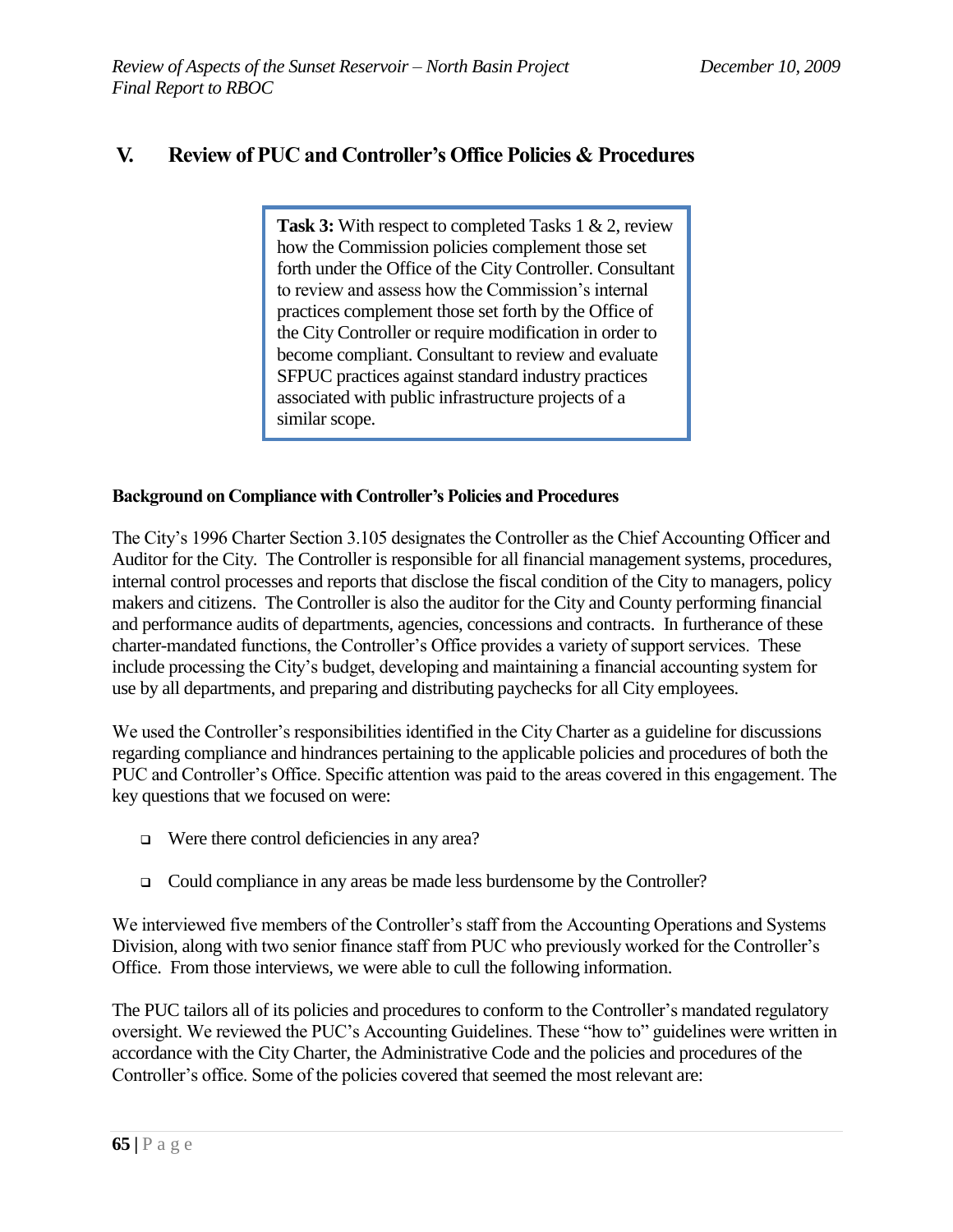## V. Review of PUC and Controller's Office Policies & Procedures

> **Task 3:** With respect to completed Tasks 1 & 2, review how the Commission policies complement those set forth under the Office of the City Controller. Consultant to review and assess how the Commission's internal practices complement those set forth by the Office of the City Controller or require modification in order to become compliant. Consultant to review and evaluate SFPUC practices against standard industry practices associated with public infrastructure projects of a similar scope.

**Background on Compliance with Controller's Policies and Procedures**

The City's 1996 Charter Section 3.105 designates the Controller as the Chief Accounting Officer and Auditor for the City. The Controller is responsible for all financial management systems, procedures, internal control processes and reports that disclose the fiscal condition of the City to managers, policy makers and citizens. The Controller is also the auditor for the City and County performing financial and performance audits of departments, agencies, concessions and contracts. In furtherance of these charter-mandated functions, the Controller's Office provides a variety of support services. These include processing the City's budget, developing and maintaining a financial accounting system for use by all departments, and preparing and distributing paychecks for all City employees.

We used the Controller's responsibilities identified in the City Charter as a guideline for discussions regarding compliance and hindrances pertaining to the applicable policies and procedures of both the PUC and Controller's Office. Specific attention was paid to the areas covered in this engagement. The key questions that we focused on were:

- Were there control deficiencies in any area?
- Could compliance in any areas be made less burdensome by the Controller?

We interviewed five members of the Controller's staff from the Accounting Operations and Systems Division, along with two senior finance staff from PUC who previously worked for the Controller's Office. From those interviews, we were able to cull the following information.

The PUC tailors all of its policies and procedures to conform to the Controller's mandated regulatory oversight. We reviewed the PUC's Accounting Guidelines. These "how to" guidelines were written in accordance with the City Charter, the Administrative Code and the policies and procedures of the Controller's office. Some of the policies covered that seemed the most relevant are: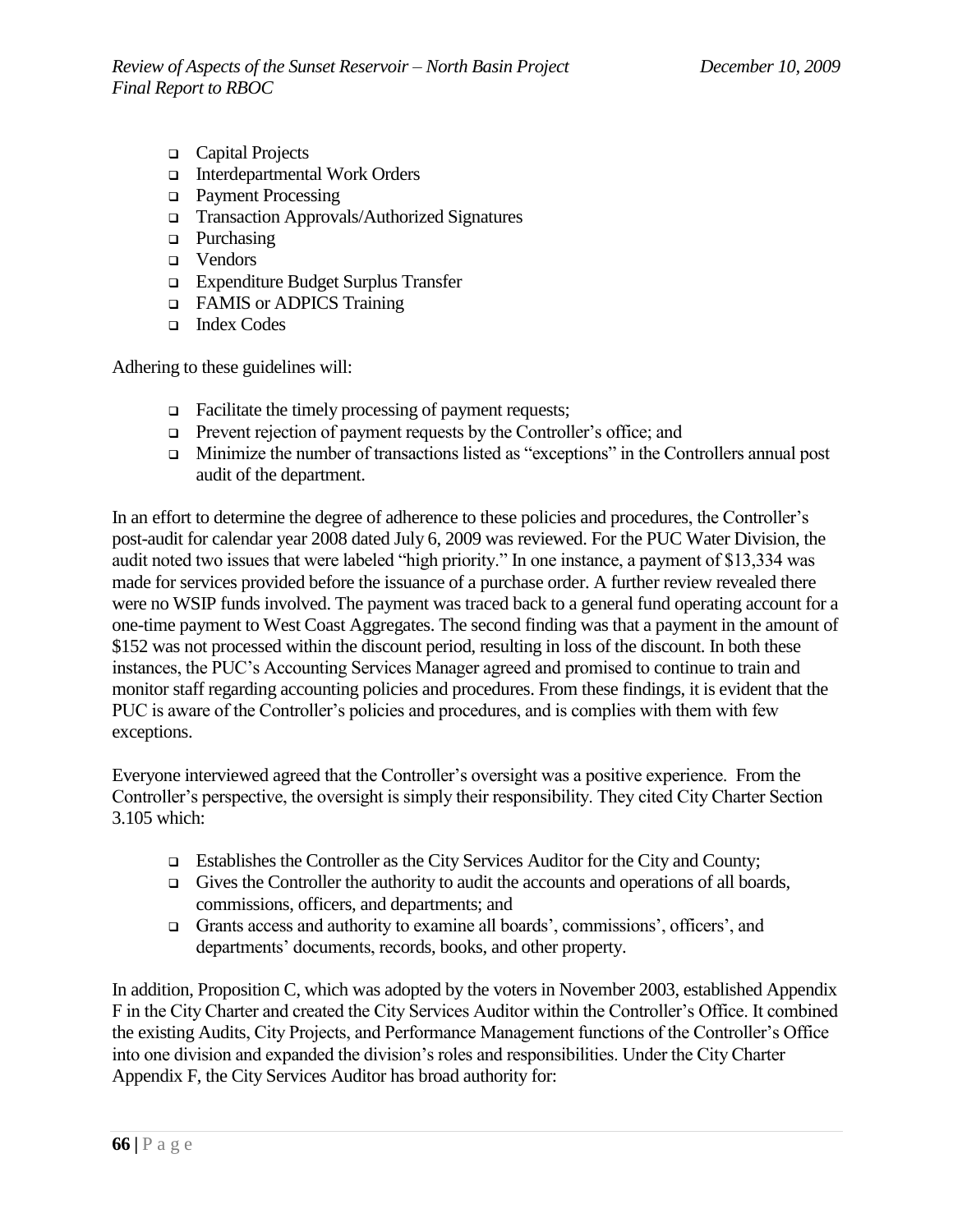- Capital Projects
- Interdepartmental Work Orders
- Payment Processing
- Transaction Approvals/Authorized Signatures
- Purchasing
- Vendors
- Expenditure Budget Surplus Transfer
- FAMIS or ADPICS Training
- Index Codes

Adhering to these guidelines will:

- Facilitate the timely processing of payment requests;
- Prevent rejection of payment requests by the Controller's office; and
- Minimize the number of transactions listed as "exceptions" in the Controllers annual post audit of the department.

In an effort to determine the degree of adherence to these policies and procedures, the Controller's post-audit for calendar year 2008 dated July 6, 2009 was reviewed. For the PUC Water Division, the audit noted two issues that were labeled "high priority." In one instance, a payment of $13,334 was made for services provided before the issuance of a purchase order. A further review revealed there were no WSIP funds involved. The payment was traced back to a general fund operating account for a one-time payment to West Coast Aggregates. The second finding was that a payment in the amount of $152 was not processed within the discount period, resulting in loss of the discount. In both these instances, the PUC's Accounting Services Manager agreed and promised to continue to train and monitor staff regarding accounting policies and procedures. From these findings, it is evident that the PUC is aware of the Controller's policies and procedures, and is complies with them with few exceptions.

Everyone interviewed agreed that the Controller's oversight was a positive experience. From the Controller's perspective, the oversight is simply their responsibility. They cited City Charter Section 3.105 which:

- Establishes the Controller as the City Services Auditor for the City and County;
- Gives the Controller the authority to audit the accounts and operations of all boards, commissions, officers, and departments; and
- Grants access and authority to examine all boards', commissions', officers', and departments' documents, records, books, and other property.

In addition, Proposition C, which was adopted by the voters in November 2003, established Appendix F in the City Charter and created the City Services Auditor within the Controller's Office. It combined the existing Audits, City Projects, and Performance Management functions of the Controller's Office into one division and expanded the division's roles and responsibilities. Under the City Charter Appendix F, the City Services Auditor has broad authority for: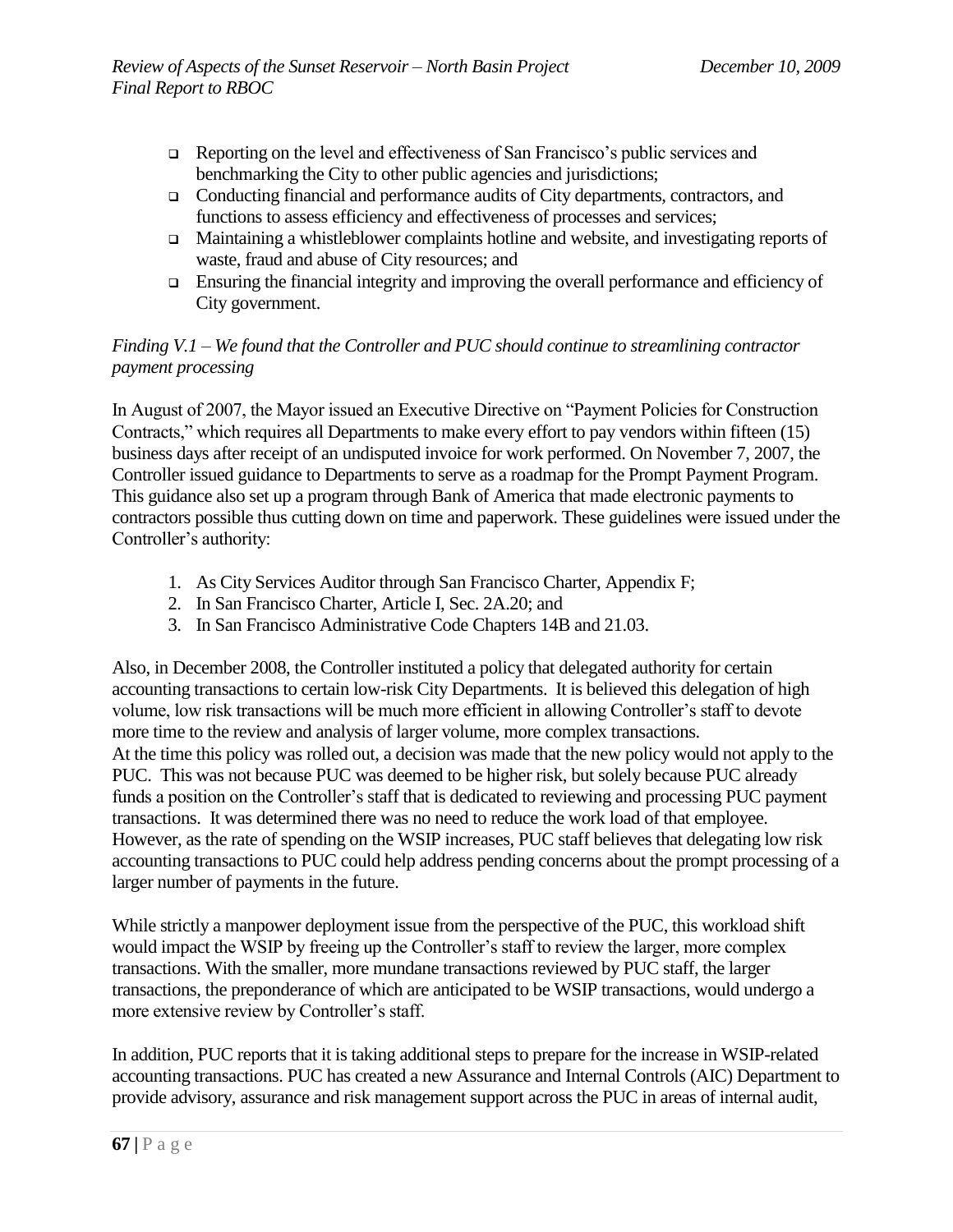- Reporting on the level and effectiveness of San Francisco's public services and benchmarking the City to other public agencies and jurisdictions;
- Conducting financial and performance audits of City departments, contractors, and functions to assess efficiency and effectiveness of processes and services;
- Maintaining a whistleblower complaints hotline and website, and investigating reports of waste, fraud and abuse of City resources; and
- Ensuring the financial integrity and improving the overall performance and efficiency of City government.

*Finding V.1 – We found that the Controller and PUC should continue to streamlining contractor payment processing*

In August of 2007, the Mayor issued an Executive Directive on "Payment Policies for Construction Contracts," which requires all Departments to make every effort to pay vendors within fifteen (15) business days after receipt of an undisputed invoice for work performed. On November 7, 2007, the Controller issued guidance to Departments to serve as a roadmap for the Prompt Payment Program. This guidance also set up a program through Bank of America that made electronic payments to contractors possible thus cutting down on time and paperwork. These guidelines were issued under the Controller's authority:

1. As City Services Auditor through San Francisco Charter, Appendix F;
2. In San Francisco Charter, Article I, Sec. 2A.20; and
3. In San Francisco Administrative Code Chapters 14B and 21.03.

Also, in December 2008, the Controller instituted a policy that delegated authority for certain accounting transactions to certain low-risk City Departments. It is believed this delegation of high volume, low risk transactions will be much more efficient in allowing Controller's staff to devote more time to the review and analysis of larger volume, more complex transactions.
At the time this policy was rolled out, a decision was made that the new policy would not apply to the PUC. This was not because PUC was deemed to be higher risk, but solely because PUC already funds a position on the Controller's staff that is dedicated to reviewing and processing PUC payment transactions. It was determined there was no need to reduce the work load of that employee. However, as the rate of spending on the WSIP increases, PUC staff believes that delegating low risk accounting transactions to PUC could help address pending concerns about the prompt processing of a larger number of payments in the future.

While strictly a manpower deployment issue from the perspective of the PUC, this workload shift would impact the WSIP by freeing up the Controller's staff to review the larger, more complex transactions. With the smaller, more mundane transactions reviewed by PUC staff, the larger transactions, the preponderance of which are anticipated to be WSIP transactions, would undergo a more extensive review by Controller's staff.

In addition, PUC reports that it is taking additional steps to prepare for the increase in WSIP-related accounting transactions. PUC has created a new Assurance and Internal Controls (AIC) Department to provide advisory, assurance and risk management support across the PUC in areas of internal audit,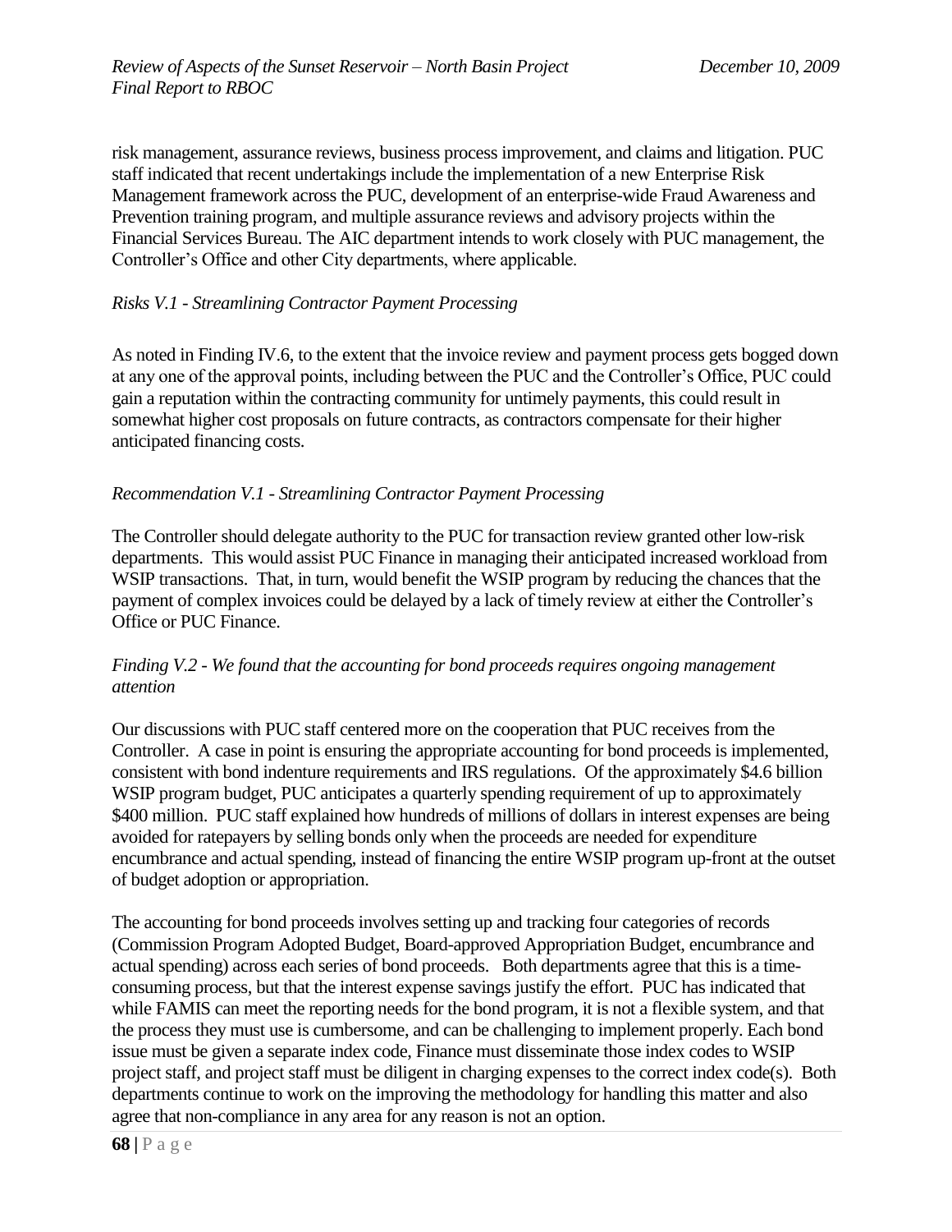risk management, assurance reviews, business process improvement, and claims and litigation. PUC staff indicated that recent undertakings include the implementation of a new Enterprise Risk Management framework across the PUC, development of an enterprise-wide Fraud Awareness and Prevention training program, and multiple assurance reviews and advisory projects within the Financial Services Bureau. The AIC department intends to work closely with PUC management, the Controller's Office and other City departments, where applicable.

*Risks V.1 - Streamlining Contractor Payment Processing*

As noted in Finding IV.6, to the extent that the invoice review and payment process gets bogged down at any one of the approval points, including between the PUC and the Controller's Office, PUC could gain a reputation within the contracting community for untimely payments, this could result in somewhat higher cost proposals on future contracts, as contractors compensate for their higher anticipated financing costs.

*Recommendation V.1 - Streamlining Contractor Payment Processing*

The Controller should delegate authority to the PUC for transaction review granted other low-risk departments. This would assist PUC Finance in managing their anticipated increased workload from WSIP transactions. That, in turn, would benefit the WSIP program by reducing the chances that the payment of complex invoices could be delayed by a lack of timely review at either the Controller's Office or PUC Finance.

*Finding V.2 - We found that the accounting for bond proceeds requires ongoing management attention*

Our discussions with PUC staff centered more on the cooperation that PUC receives from the Controller. A case in point is ensuring the appropriate accounting for bond proceeds is implemented, consistent with bond indenture requirements and IRS regulations. Of the approximately $4.6 billion WSIP program budget, PUC anticipates a quarterly spending requirement of up to approximately $400 million. PUC staff explained how hundreds of millions of dollars in interest expenses are being avoided for ratepayers by selling bonds only when the proceeds are needed for expenditure encumbrance and actual spending, instead of financing the entire WSIP program up-front at the outset of budget adoption or appropriation.

The accounting for bond proceeds involves setting up and tracking four categories of records (Commission Program Adopted Budget, Board-approved Appropriation Budget, encumbrance and actual spending) across each series of bond proceeds. Both departments agree that this is a time-consuming process, but that the interest expense savings justify the effort. PUC has indicated that while FAMIS can meet the reporting needs for the bond program, it is not a flexible system, and that the process they must use is cumbersome, and can be challenging to implement properly. Each bond issue must be given a separate index code, Finance must disseminate those index codes to WSIP project staff, and project staff must be diligent in charging expenses to the correct index code(s). Both departments continue to work on the improving the methodology for handling this matter and also agree that non-compliance in any area for any reason is not an option.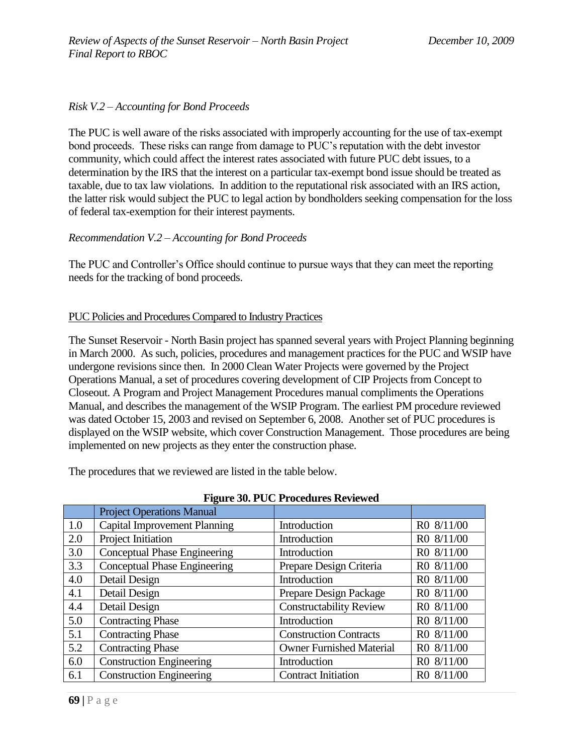*Risk V.2 – Accounting for Bond Proceeds*

The PUC is well aware of the risks associated with improperly accounting for the use of tax-exempt bond proceeds. These risks can range from damage to PUC's reputation with the debt investor community, which could affect the interest rates associated with future PUC debt issues, to a determination by the IRS that the interest on a particular tax-exempt bond issue should be treated as taxable, due to tax law violations. In addition to the reputational risk associated with an IRS action, the latter risk would subject the PUC to legal action by bondholders seeking compensation for the loss of federal tax-exemption for their interest payments.

*Recommendation V.2 – Accounting for Bond Proceeds*

The PUC and Controller's Office should continue to pursue ways that they can meet the reporting needs for the tracking of bond proceeds.

PUC Policies and Procedures Compared to Industry Practices

The Sunset Reservoir - North Basin project has spanned several years with Project Planning beginning in March 2000. As such, policies, procedures and management practices for the PUC and WSIP have undergone revisions since then. In 2000 Clean Water Projects were governed by the Project Operations Manual, a set of procedures covering development of CIP Projects from Concept to Closeout. A Program and Project Management Procedures manual compliments the Operations Manual, and describes the management of the WSIP Program. The earliest PM procedure reviewed was dated October 15, 2003 and revised on September 6, 2008. Another set of PUC procedures is displayed on the WSIP website, which cover Construction Management. Those procedures are being implemented on new projects as they enter the construction phase.

The procedures that we reviewed are listed in the table below.

**Figure 30. PUC Procedures Reviewed**

| | Project Operations Manual | | |
|---|---|---|---|
| 1.0 | Capital Improvement Planning | Introduction | R0 8/11/00 |
| 2.0 | Project Initiation | Introduction | R0 8/11/00 |
| 3.0 | Conceptual Phase Engineering | Introduction | R0 8/11/00 |
| 3.3 | Conceptual Phase Engineering | Prepare Design Criteria | R0 8/11/00 |
| 4.0 | Detail Design | Introduction | R0 8/11/00 |
| 4.1 | Detail Design | Prepare Design Package | R0 8/11/00 |
| 4.4 | Detail Design | Constructability Review | R0 8/11/00 |
| 5.0 | Contracting Phase | Introduction | R0 8/11/00 |
| 5.1 | Contracting Phase | Construction Contracts | R0 8/11/00 |
| 5.2 | Contracting Phase | Owner Furnished Material | R0 8/11/00 |
| 6.0 | Construction Engineering | Introduction | R0 8/11/00 |
| 6.1 | Construction Engineering | Contract Initiation | R0 8/11/00 |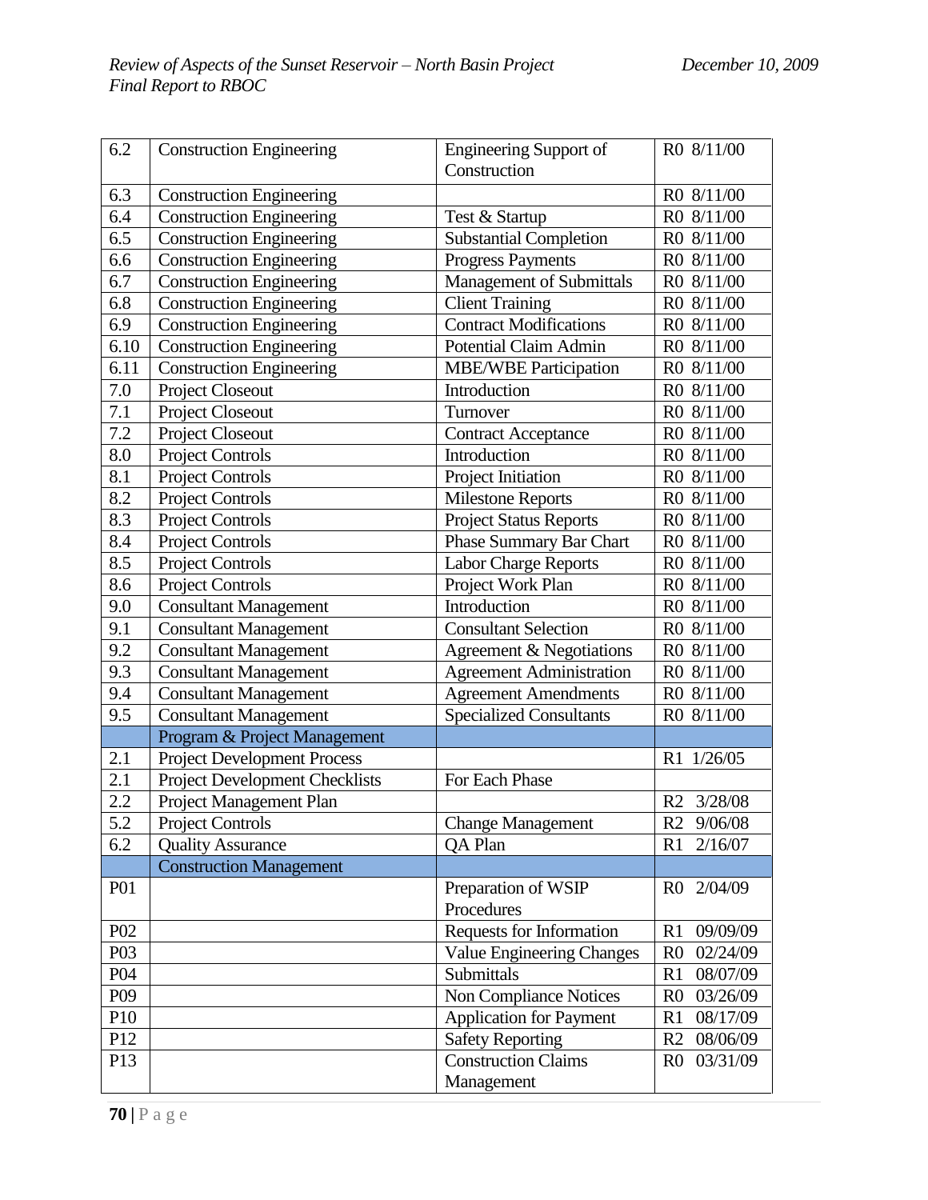| 6.2 | Construction Engineering | Engineering Support of Construction | R0 8/11/00 |
|---|---|---|---|
| 6.3 | Construction Engineering | | R0 8/11/00 |
| 6.4 | Construction Engineering | Test & Startup | R0 8/11/00 |
| 6.5 | Construction Engineering | Substantial Completion | R0 8/11/00 |
| 6.6 | Construction Engineering | Progress Payments | R0 8/11/00 |
| 6.7 | Construction Engineering | Management of Submittals | R0 8/11/00 |
| 6.8 | Construction Engineering | Client Training | R0 8/11/00 |
| 6.9 | Construction Engineering | Contract Modifications | R0 8/11/00 |
| 6.10 | Construction Engineering | Potential Claim Admin | R0 8/11/00 |
| 6.11 | Construction Engineering | MBE/WBE Participation | R0 8/11/00 |
| 7.0 | Project Closeout | Introduction | R0 8/11/00 |
| 7.1 | Project Closeout | Turnover | R0 8/11/00 |
| 7.2 | Project Closeout | Contract Acceptance | R0 8/11/00 |
| 8.0 | Project Controls | Introduction | R0 8/11/00 |
| 8.1 | Project Controls | Project Initiation | R0 8/11/00 |
| 8.2 | Project Controls | Milestone Reports | R0 8/11/00 |
| 8.3 | Project Controls | Project Status Reports | R0 8/11/00 |
| 8.4 | Project Controls | Phase Summary Bar Chart | R0 8/11/00 |
| 8.5 | Project Controls | Labor Charge Reports | R0 8/11/00 |
| 8.6 | Project Controls | Project Work Plan | R0 8/11/00 |
| 9.0 | Consultant Management | Introduction | R0 8/11/00 |
| 9.1 | Consultant Management | Consultant Selection | R0 8/11/00 |
| 9.2 | Consultant Management | Agreement & Negotiations | R0 8/11/00 |
| 9.3 | Consultant Management | Agreement Administration | R0 8/11/00 |
| 9.4 | Consultant Management | Agreement Amendments | R0 8/11/00 |
| 9.5 | Consultant Management | Specialized Consultants | R0 8/11/00 |
| | Program & Project Management | | |
| 2.1 | Project Development Process | | R1 1/26/05 |
| 2.1 | Project Development Checklists | For Each Phase | |
| 2.2 | Project Management Plan | | R2 3/28/08 |
| 5.2 | Project Controls | Change Management | R2 9/06/08 |
| 6.2 | Quality Assurance | QA Plan | R1 2/16/07 |
| | Construction Management | | |
| P01 | | Preparation of WSIP Procedures | R0 2/04/09 |
| P02 | | Requests for Information | R1 09/09/09 |
| P03 | | Value Engineering Changes | R0 02/24/09 |
| P04 | | Submittals | R1 08/07/09 |
| P09 | | Non Compliance Notices | R0 03/26/09 |
| P10 | | Application for Payment | R1 08/17/09 |
| P12 | | Safety Reporting | R2 08/06/09 |
| P13 | | Construction Claims Management | R0 03/31/09 |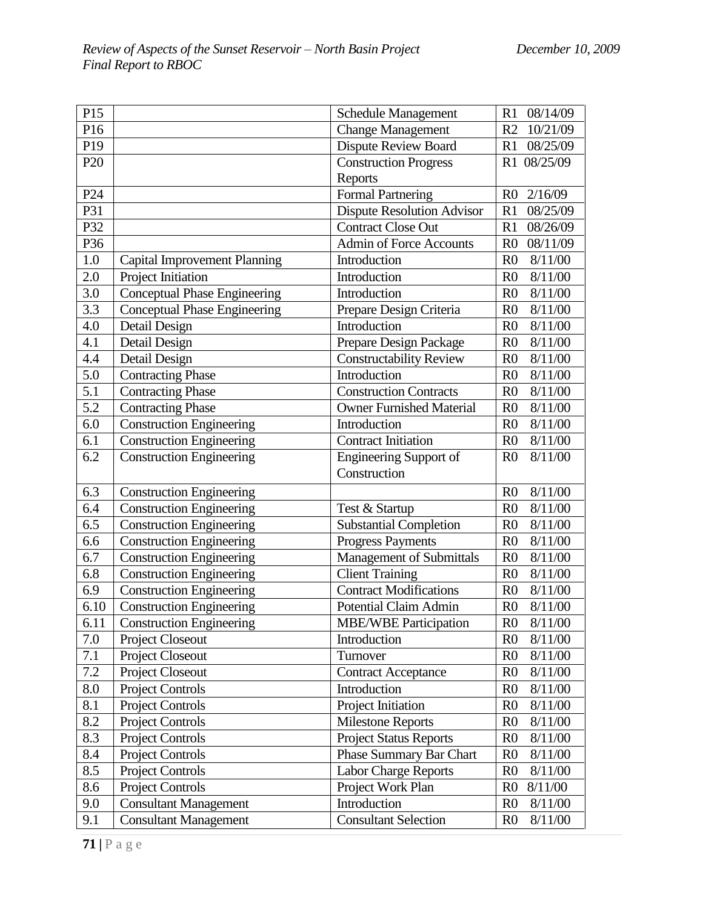| | | | |
|---|---|---|---|
| P15 | | Schedule Management | R1 08/14/09 |
| P16 | | Change Management | R2 10/21/09 |
| P19 | | Dispute Review Board | R1 08/25/09 |
| P20 | | Construction Progress Reports | R1 08/25/09 |
| P24 | | Formal Partnering | R0 2/16/09 |
| P31 | | Dispute Resolution Advisor | R1 08/25/09 |
| P32 | | Contract Close Out | R1 08/26/09 |
| P36 | | Admin of Force Accounts | R0 08/11/09 |
| 1.0 | Capital Improvement Planning | Introduction | R0 8/11/00 |
| 2.0 | Project Initiation | Introduction | R0 8/11/00 |
| 3.0 | Conceptual Phase Engineering | Introduction | R0 8/11/00 |
| 3.3 | Conceptual Phase Engineering | Prepare Design Criteria | R0 8/11/00 |
| 4.0 | Detail Design | Introduction | R0 8/11/00 |
| 4.1 | Detail Design | Prepare Design Package | R0 8/11/00 |
| 4.4 | Detail Design | Constructability Review | R0 8/11/00 |
| 5.0 | Contracting Phase | Introduction | R0 8/11/00 |
| 5.1 | Contracting Phase | Construction Contracts | R0 8/11/00 |
| 5.2 | Contracting Phase | Owner Furnished Material | R0 8/11/00 |
| 6.0 | Construction Engineering | Introduction | R0 8/11/00 |
| 6.1 | Construction Engineering | Contract Initiation | R0 8/11/00 |
| 6.2 | Construction Engineering | Engineering Support of Construction | R0 8/11/00 |
| 6.3 | Construction Engineering | | R0 8/11/00 |
| 6.4 | Construction Engineering | Test & Startup | R0 8/11/00 |
| 6.5 | Construction Engineering | Substantial Completion | R0 8/11/00 |
| 6.6 | Construction Engineering | Progress Payments | R0 8/11/00 |
| 6.7 | Construction Engineering | Management of Submittals | R0 8/11/00 |
| 6.8 | Construction Engineering | Client Training | R0 8/11/00 |
| 6.9 | Construction Engineering | Contract Modifications | R0 8/11/00 |
| 6.10 | Construction Engineering | Potential Claim Admin | R0 8/11/00 |
| 6.11 | Construction Engineering | MBE/WBE Participation | R0 8/11/00 |
| 7.0 | Project Closeout | Introduction | R0 8/11/00 |
| 7.1 | Project Closeout | Turnover | R0 8/11/00 |
| 7.2 | Project Closeout | Contract Acceptance | R0 8/11/00 |
| 8.0 | Project Controls | Introduction | R0 8/11/00 |
| 8.1 | Project Controls | Project Initiation | R0 8/11/00 |
| 8.2 | Project Controls | Milestone Reports | R0 8/11/00 |
| 8.3 | Project Controls | Project Status Reports | R0 8/11/00 |
| 8.4 | Project Controls | Phase Summary Bar Chart | R0 8/11/00 |
| 8.5 | Project Controls | Labor Charge Reports | R0 8/11/00 |
| 8.6 | Project Controls | Project Work Plan | R0 8/11/00 |
| 9.0 | Consultant Management | Introduction | R0 8/11/00 |
| 9.1 | Consultant Management | Consultant Selection | R0 8/11/00 |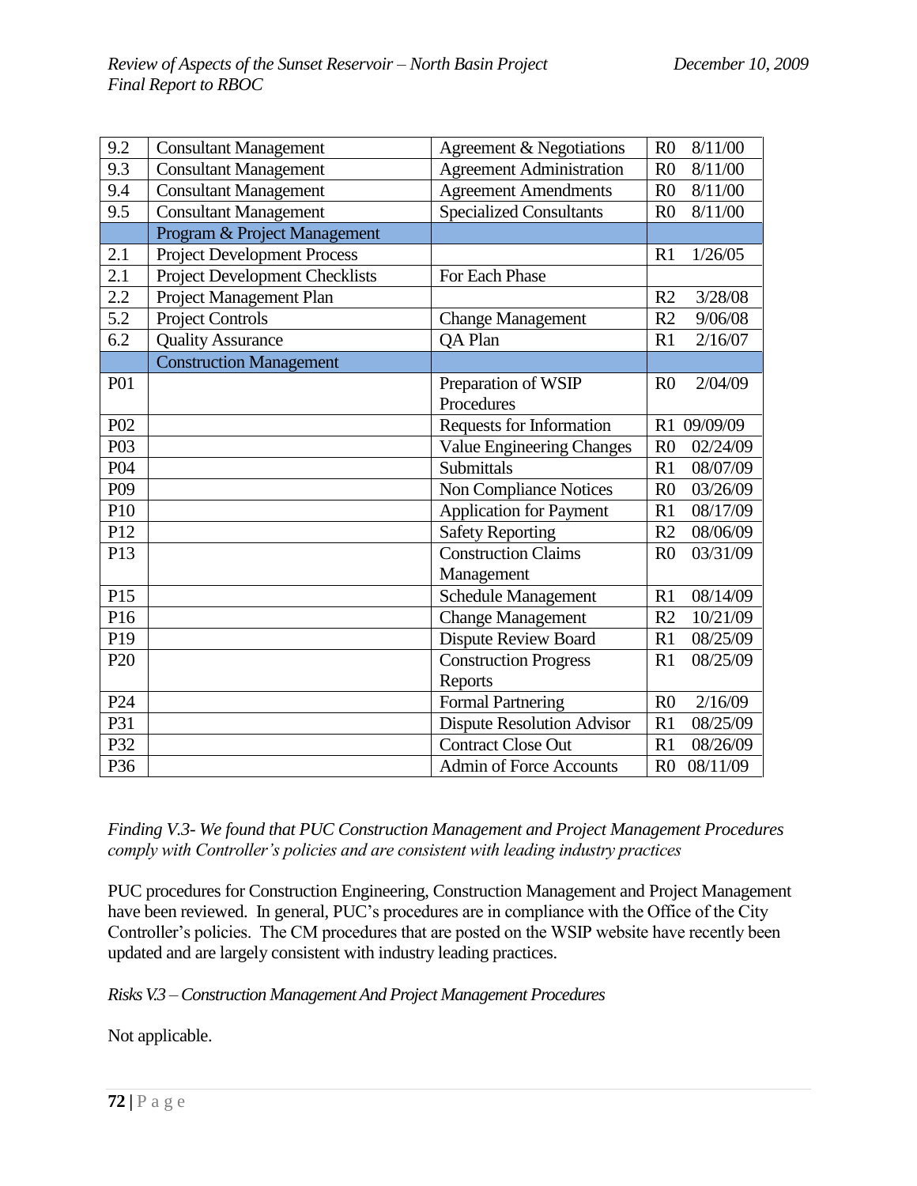| | | | |
|---|---|---|---|
| 9.2 | Consultant Management | Agreement & Negotiations | R0 8/11/00 |
| 9.3 | Consultant Management | Agreement Administration | R0 8/11/00 |
| 9.4 | Consultant Management | Agreement Amendments | R0 8/11/00 |
| 9.5 | Consultant Management | Specialized Consultants | R0 8/11/00 |
| | Program & Project Management | | |
| 2.1 | Project Development Process | | R1 1/26/05 |
| 2.1 | Project Development Checklists | For Each Phase | |
| 2.2 | Project Management Plan | | R2 3/28/08 |
| 5.2 | Project Controls | Change Management | R2 9/06/08 |
| 6.2 | Quality Assurance | QA Plan | R1 2/16/07 |
| | Construction Management | | |
| P01 | | Preparation of WSIP Procedures | R0 2/04/09 |
| P02 | | Requests for Information | R1 09/09/09 |
| P03 | | Value Engineering Changes | R0 02/24/09 |
| P04 | | Submittals | R1 08/07/09 |
| P09 | | Non Compliance Notices | R0 03/26/09 |
| P10 | | Application for Payment | R1 08/17/09 |
| P12 | | Safety Reporting | R2 08/06/09 |
| P13 | | Construction Claims Management | R0 03/31/09 |
| P15 | | Schedule Management | R1 08/14/09 |
| P16 | | Change Management | R2 10/21/09 |
| P19 | | Dispute Review Board | R1 08/25/09 |
| P20 | | Construction Progress Reports | R1 08/25/09 |
| P24 | | Formal Partnering | R0 2/16/09 |
| P31 | | Dispute Resolution Advisor | R1 08/25/09 |
| P32 | | Contract Close Out | R1 08/26/09 |
| P36 | | Admin of Force Accounts | R0 08/11/09 |

*Finding V.3- We found that PUC Construction Management and Project Management Procedures comply with Controller's policies and are consistent with leading industry practices*

PUC procedures for Construction Engineering, Construction Management and Project Management have been reviewed. In general, PUC's procedures are in compliance with the Office of the City Controller's policies. The CM procedures that are posted on the WSIP website have recently been updated and are largely consistent with industry leading practices.

*Risks V.3 – Construction Management And Project Management Procedures*

Not applicable.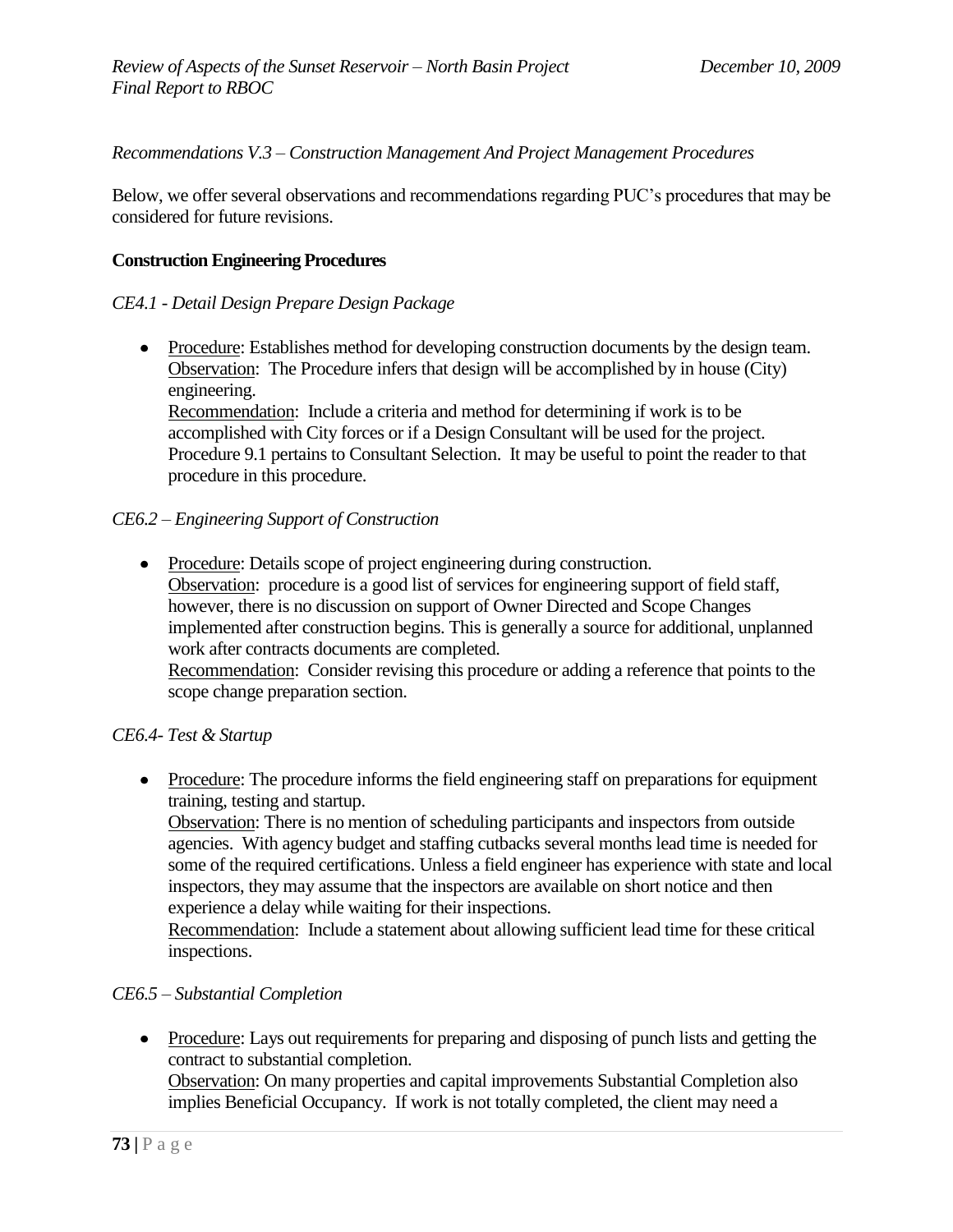*Recommendations V.3 – Construction Management And Project Management Procedures*

Below, we offer several observations and recommendations regarding PUC's procedures that may be considered for future revisions.

**Construction Engineering Procedures**

*CE4.1 - Detail Design Prepare Design Package*

- Procedure: Establishes method for developing construction documents by the design team.
  Observation: The Procedure infers that design will be accomplished by in house (City) engineering.
  Recommendation: Include a criteria and method for determining if work is to be accomplished with City forces or if a Design Consultant will be used for the project. Procedure 9.1 pertains to Consultant Selection. It may be useful to point the reader to that procedure in this procedure.

*CE6.2 – Engineering Support of Construction*

- Procedure: Details scope of project engineering during construction.
  Observation: procedure is a good list of services for engineering support of field staff, however, there is no discussion on support of Owner Directed and Scope Changes implemented after construction begins. This is generally a source for additional, unplanned work after contracts documents are completed.
  Recommendation: Consider revising this procedure or adding a reference that points to the scope change preparation section.

*CE6.4- Test & Startup*

- Procedure: The procedure informs the field engineering staff on preparations for equipment training, testing and startup.
  Observation: There is no mention of scheduling participants and inspectors from outside agencies. With agency budget and staffing cutbacks several months lead time is needed for some of the required certifications. Unless a field engineer has experience with state and local inspectors, they may assume that the inspectors are available on short notice and then experience a delay while waiting for their inspections.
  Recommendation: Include a statement about allowing sufficient lead time for these critical inspections.

*CE6.5 – Substantial Completion*

- Procedure: Lays out requirements for preparing and disposing of punch lists and getting the contract to substantial completion.
  Observation: On many properties and capital improvements Substantial Completion also implies Beneficial Occupancy. If work is not totally completed, the client may need a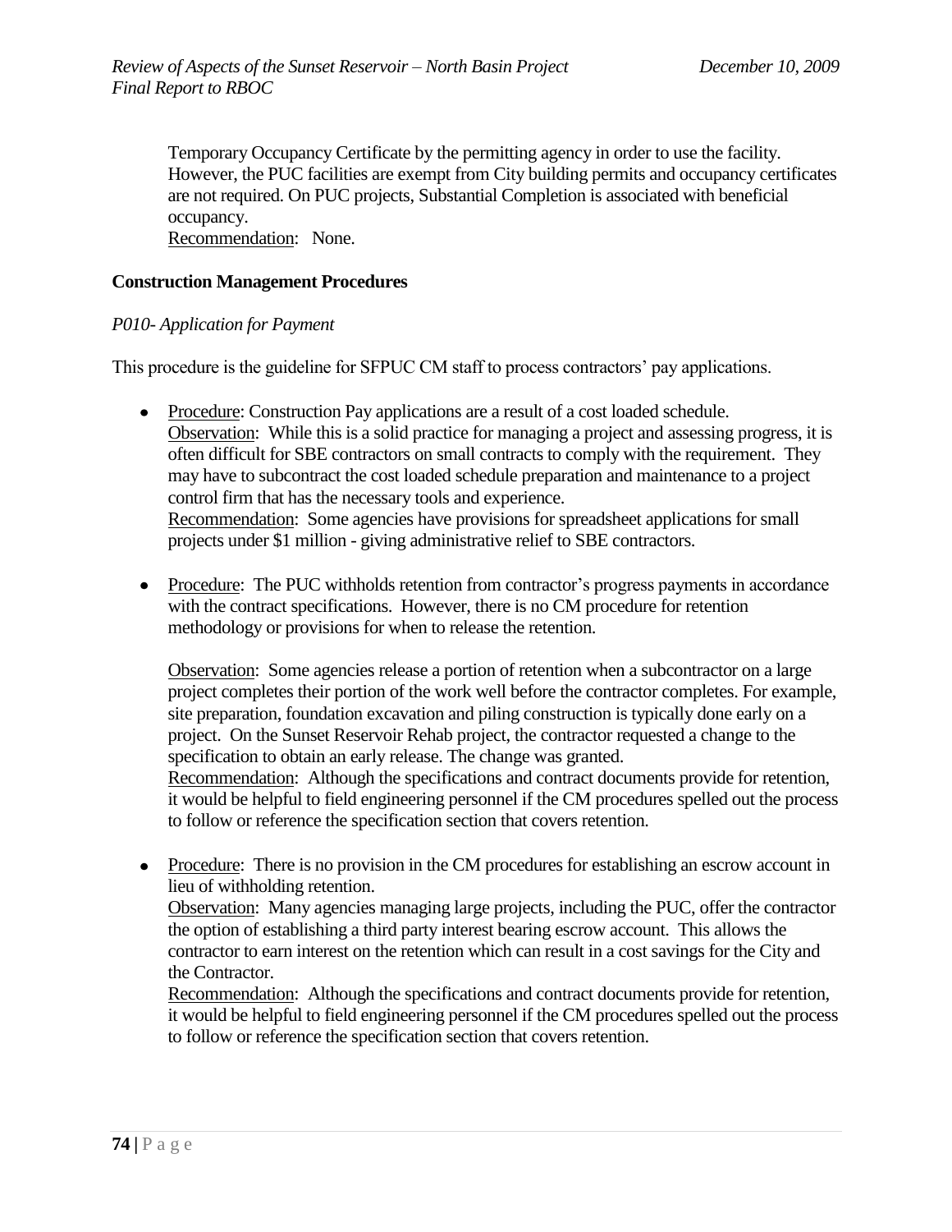Temporary Occupancy Certificate by the permitting agency in order to use the facility. However, the PUC facilities are exempt from City building permits and occupancy certificates are not required. On PUC projects, Substantial Completion is associated with beneficial occupancy.
Recommendation: None.

**Construction Management Procedures**

*P010- Application for Payment*

This procedure is the guideline for SFPUC CM staff to process contractors' pay applications.

- Procedure: Construction Pay applications are a result of a cost loaded schedule.
  Observation: While this is a solid practice for managing a project and assessing progress, it is often difficult for SBE contractors on small contracts to comply with the requirement. They may have to subcontract the cost loaded schedule preparation and maintenance to a project control firm that has the necessary tools and experience.
  Recommendation: Some agencies have provisions for spreadsheet applications for small projects under $1 million - giving administrative relief to SBE contractors.

- Procedure: The PUC withholds retention from contractor's progress payments in accordance with the contract specifications. However, there is no CM procedure for retention methodology or provisions for when to release the retention.

  Observation: Some agencies release a portion of retention when a subcontractor on a large project completes their portion of the work well before the contractor completes. For example, site preparation, foundation excavation and piling construction is typically done early on a project. On the Sunset Reservoir Rehab project, the contractor requested a change to the specification to obtain an early release. The change was granted.
  Recommendation: Although the specifications and contract documents provide for retention, it would be helpful to field engineering personnel if the CM procedures spelled out the process to follow or reference the specification section that covers retention.

- Procedure: There is no provision in the CM procedures for establishing an escrow account in lieu of withholding retention.
  Observation: Many agencies managing large projects, including the PUC, offer the contractor the option of establishing a third party interest bearing escrow account. This allows the contractor to earn interest on the retention which can result in a cost savings for the City and the Contractor.
  Recommendation: Although the specifications and contract documents provide for retention, it would be helpful to field engineering personnel if the CM procedures spelled out the process to follow or reference the specification section that covers retention.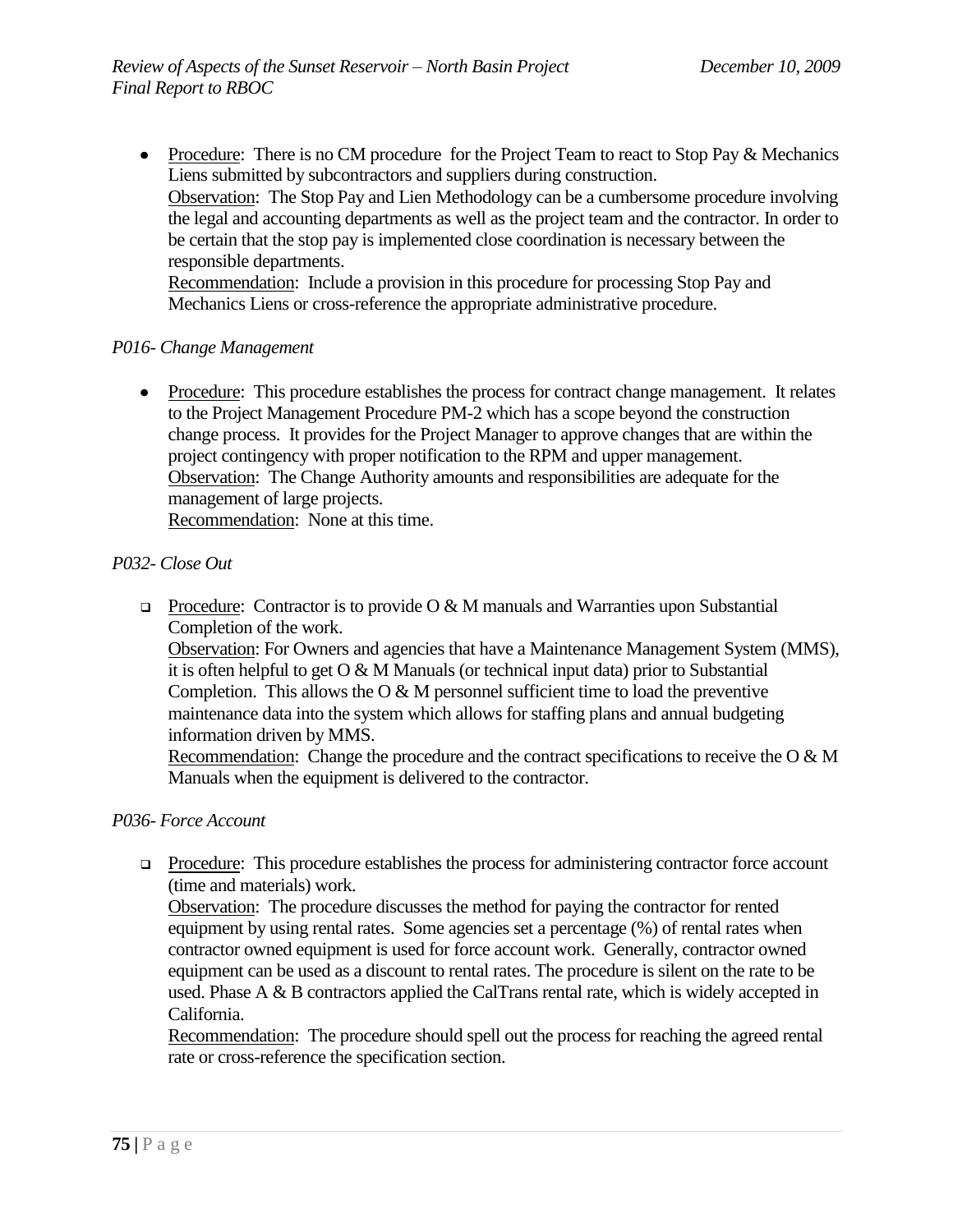- Procedure: There is no CM procedure for the Project Team to react to Stop Pay & Mechanics Liens submitted by subcontractors and suppliers during construction.
  Observation: The Stop Pay and Lien Methodology can be a cumbersome procedure involving the legal and accounting departments as well as the project team and the contractor. In order to be certain that the stop pay is implemented close coordination is necessary between the responsible departments.
  Recommendation: Include a provision in this procedure for processing Stop Pay and Mechanics Liens or cross-reference the appropriate administrative procedure.

*P016- Change Management*

- Procedure: This procedure establishes the process for contract change management. It relates to the Project Management Procedure PM-2 which has a scope beyond the construction change process. It provides for the Project Manager to approve changes that are within the project contingency with proper notification to the RPM and upper management.
  Observation: The Change Authority amounts and responsibilities are adequate for the management of large projects.
  Recommendation: None at this time.

*P032- Close Out*

- Procedure: Contractor is to provide O & M manuals and Warranties upon Substantial Completion of the work.
  Observation: For Owners and agencies that have a Maintenance Management System (MMS), it is often helpful to get O & M Manuals (or technical input data) prior to Substantial Completion. This allows the O & M personnel sufficient time to load the preventive maintenance data into the system which allows for staffing plans and annual budgeting information driven by MMS.
  Recommendation: Change the procedure and the contract specifications to receive the O & M Manuals when the equipment is delivered to the contractor.

*P036- Force Account*

- Procedure: This procedure establishes the process for administering contractor force account (time and materials) work.
  Observation: The procedure discusses the method for paying the contractor for rented equipment by using rental rates. Some agencies set a percentage (%) of rental rates when contractor owned equipment is used for force account work. Generally, contractor owned equipment can be used as a discount to rental rates. The procedure is silent on the rate to be used. Phase A & B contractors applied the CalTrans rental rate, which is widely accepted in California.
  Recommendation: The procedure should spell out the process for reaching the agreed rental rate or cross-reference the specification section.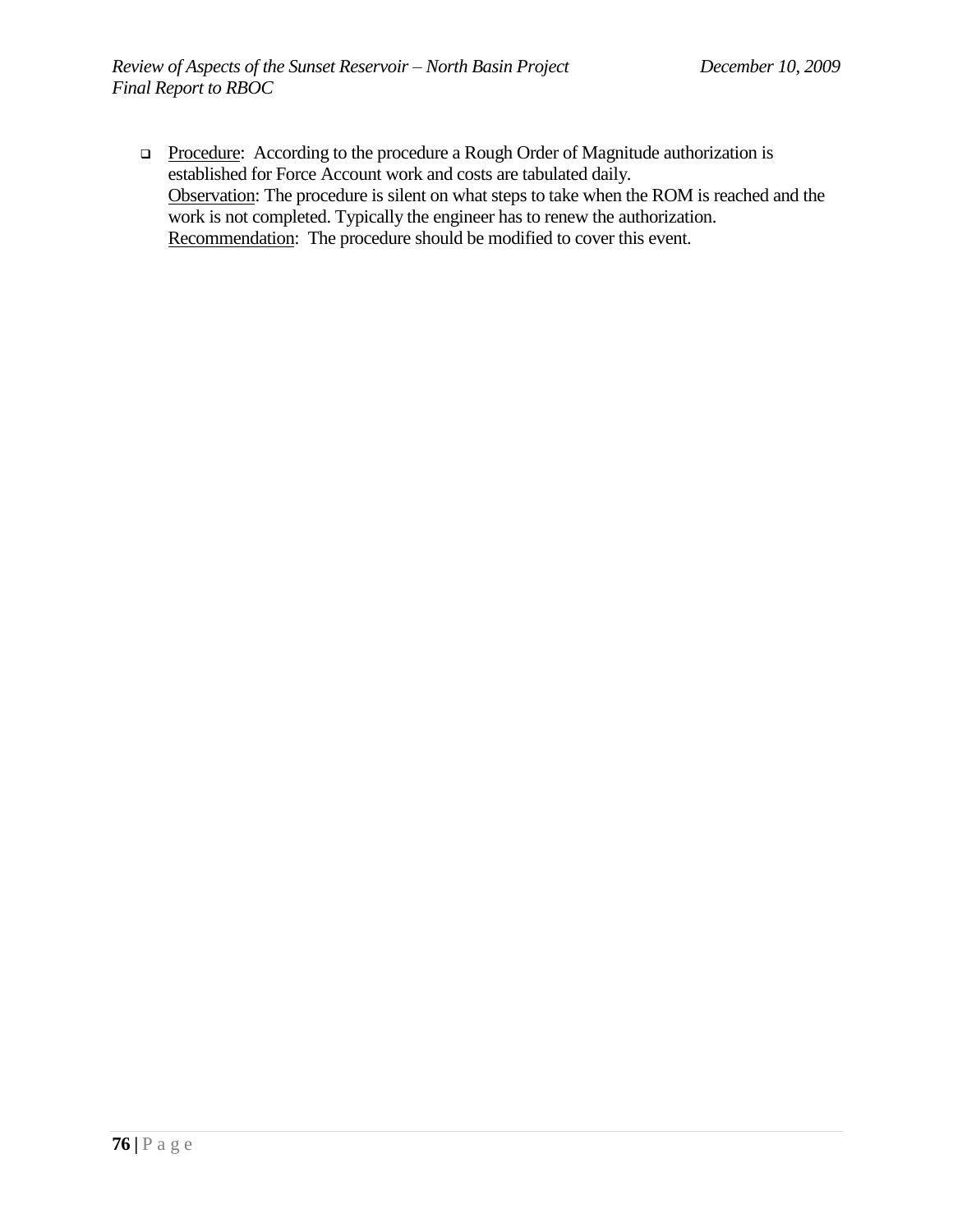- Procedure: According to the procedure a Rough Order of Magnitude authorization is established for Force Account work and costs are tabulated daily.
  Observation: The procedure is silent on what steps to take when the ROM is reached and the work is not completed. Typically the engineer has to renew the authorization.
  Recommendation: The procedure should be modified to cover this event.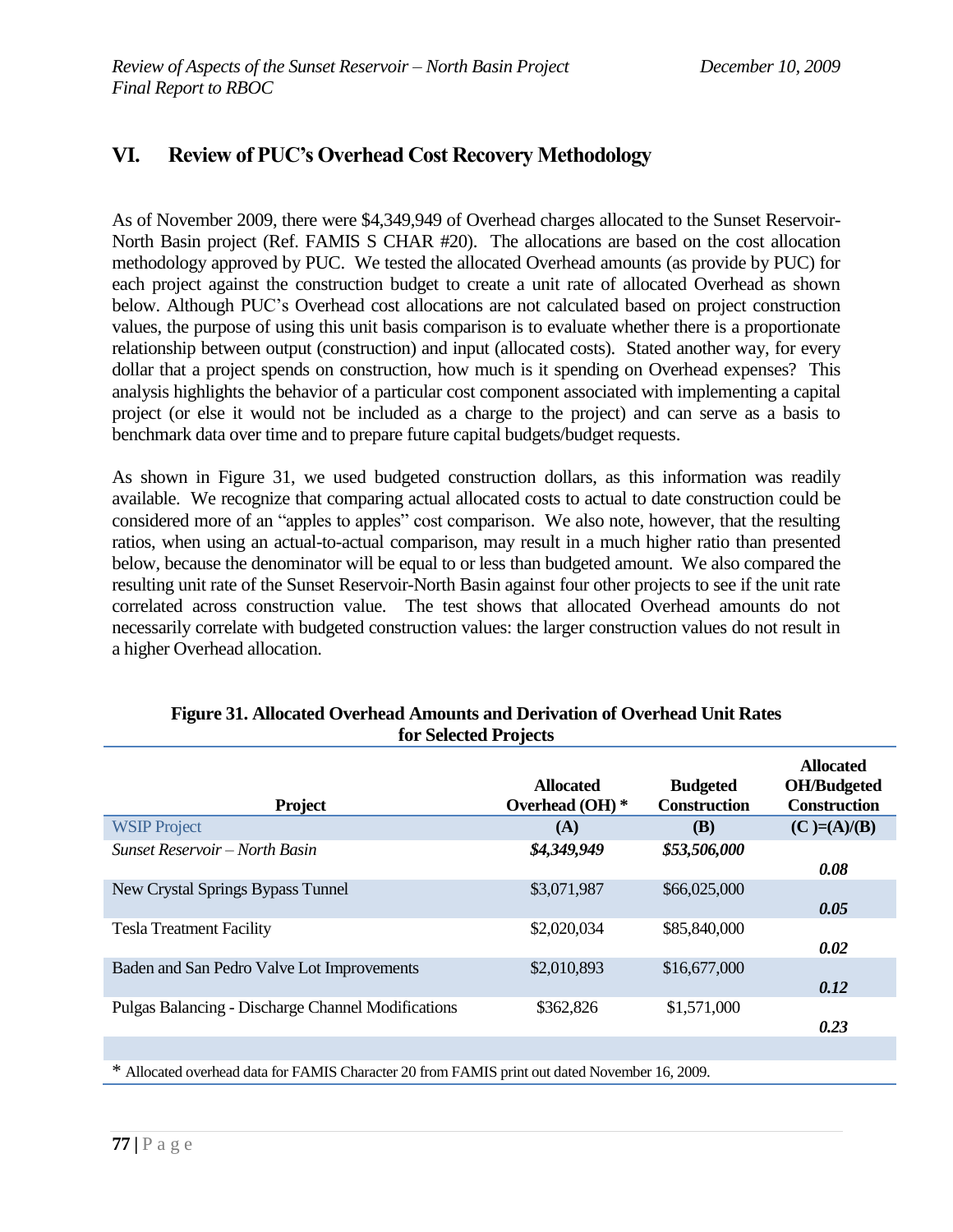## VI. Review of PUC's Overhead Cost Recovery Methodology

As of November 2009, there were $4,349,949 of Overhead charges allocated to the Sunset Reservoir-North Basin project (Ref. FAMIS S CHAR #20). The allocations are based on the cost allocation methodology approved by PUC. We tested the allocated Overhead amounts (as provide by PUC) for each project against the construction budget to create a unit rate of allocated Overhead as shown below. Although PUC's Overhead cost allocations are not calculated based on project construction values, the purpose of using this unit basis comparison is to evaluate whether there is a proportionate relationship between output (construction) and input (allocated costs). Stated another way, for every dollar that a project spends on construction, how much is it spending on Overhead expenses? This analysis highlights the behavior of a particular cost component associated with implementing a capital project (or else it would not be included as a charge to the project) and can serve as a basis to benchmark data over time and to prepare future capital budgets/budget requests.

As shown in Figure 31, we used budgeted construction dollars, as this information was readily available. We recognize that comparing actual allocated costs to actual to date construction could be considered more of an "apples to apples" cost comparison. We also note, however, that the resulting ratios, when using an actual-to-actual comparison, may result in a much higher ratio than presented below, because the denominator will be equal to or less than budgeted amount. We also compared the resulting unit rate of the Sunset Reservoir-North Basin against four other projects to see if the unit rate correlated across construction value. The test shows that allocated Overhead amounts do not necessarily correlate with budgeted construction values: the larger construction values do not result in a higher Overhead allocation.

**Figure 31. Allocated Overhead Amounts and Derivation of Overhead Unit Rates for Selected Projects**

| Project | Allocated Overhead (OH) * | Budgeted Construction | Allocated OH/Budgeted Construction |
|---|---|---|---|
| WSIP Project | (A) | (B) | (C )=(A)/(B) |
| *Sunset Reservoir – North Basin* | ***$4,349,949*** | ***$53,506,000*** | ***0.08*** |
| New Crystal Springs Bypass Tunnel | $3,071,987 | $66,025,000 | ***0.05*** |
| Tesla Treatment Facility | $2,020,034 | $85,840,000 | ***0.02*** |
| Baden and San Pedro Valve Lot Improvements | $2,010,893 | $16,677,000 | ***0.12*** |
| Pulgas Balancing - Discharge Channel Modifications | $362,826 | $1,571,000 | ***0.23*** |

* Allocated overhead data for FAMIS Character 20 from FAMIS print out dated November 16, 2009.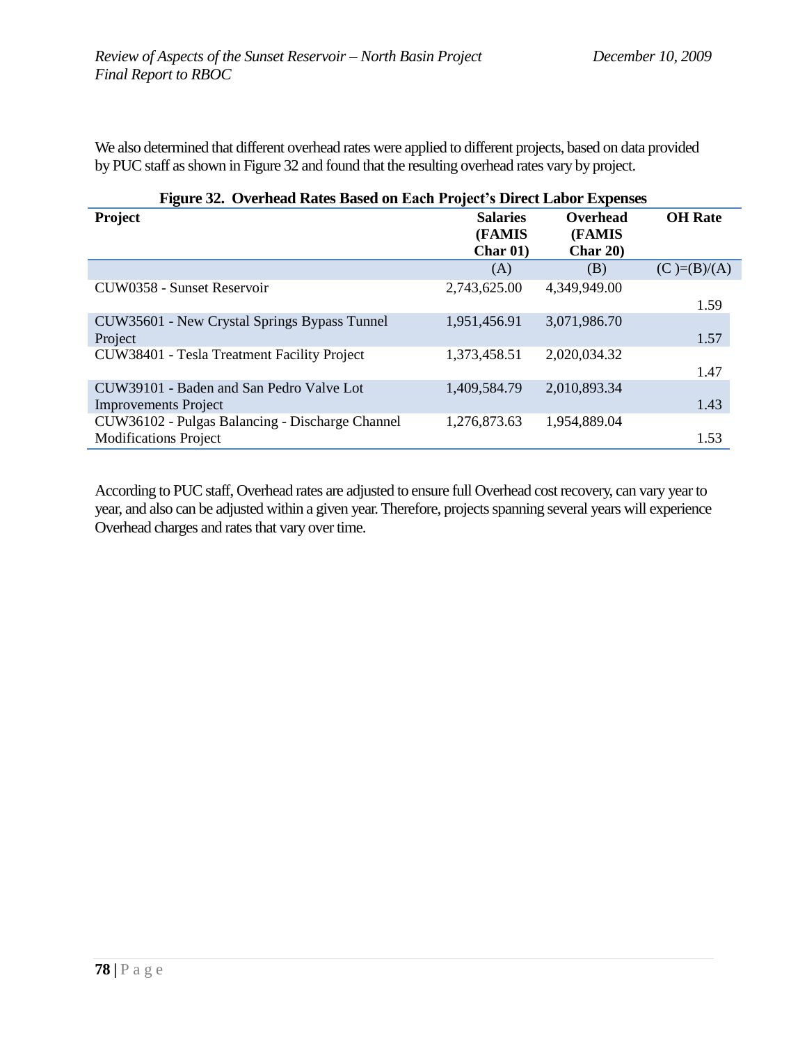We also determined that different overhead rates were applied to different projects, based on data provided by PUC staff as shown in Figure 32 and found that the resulting overhead rates vary by project.

**Figure 32. Overhead Rates Based on Each Project's Direct Labor Expenses**

| Project | Salaries (FAMIS Char 01) | Overhead (FAMIS Char 20) | OH Rate |
|---|---|---|---|
| | (A) | (B) | (C )=(B)/(A) |
| CUW0358 - Sunset Reservoir | 2,743,625.00 | 4,349,949.00 | 1.59 |
| CUW35601 - New Crystal Springs Bypass Tunnel Project | 1,951,456.91 | 3,071,986.70 | 1.57 |
| CUW38401 - Tesla Treatment Facility Project | 1,373,458.51 | 2,020,034.32 | 1.47 |
| CUW39101 - Baden and San Pedro Valve Lot Improvements Project | 1,409,584.79 | 2,010,893.34 | 1.43 |
| CUW36102 - Pulgas Balancing - Discharge Channel Modifications Project | 1,276,873.63 | 1,954,889.04 | 1.53 |

According to PUC staff, Overhead rates are adjusted to ensure full Overhead cost recovery, can vary year to year, and also can be adjusted within a given year. Therefore, projects spanning several years will experience Overhead charges and rates that vary over time.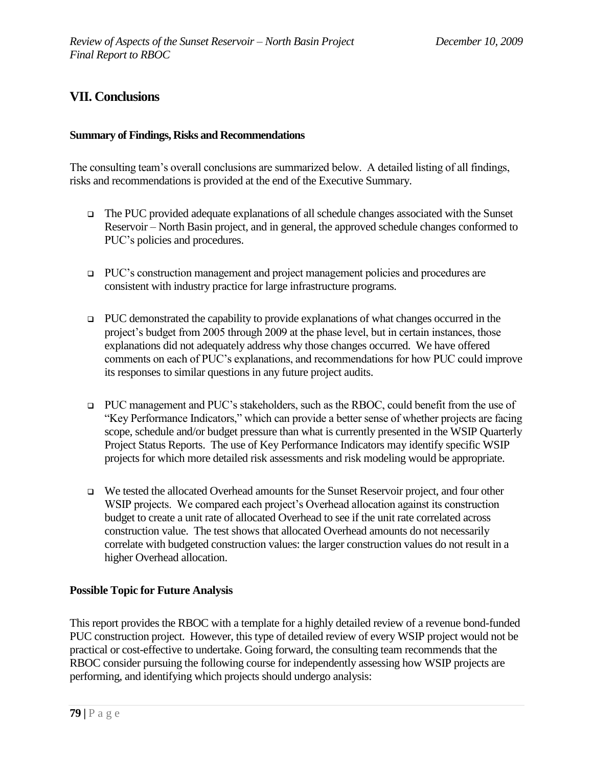## VII. Conclusions

### Summary of Findings, Risks and Recommendations

The consulting team's overall conclusions are summarized below. A detailed listing of all findings, risks and recommendations is provided at the end of the Executive Summary.

- The PUC provided adequate explanations of all schedule changes associated with the Sunset Reservoir – North Basin project, and in general, the approved schedule changes conformed to PUC's policies and procedures.
- PUC's construction management and project management policies and procedures are consistent with industry practice for large infrastructure programs.
- PUC demonstrated the capability to provide explanations of what changes occurred in the project's budget from 2005 through 2009 at the phase level, but in certain instances, those explanations did not adequately address why those changes occurred. We have offered comments on each of PUC's explanations, and recommendations for how PUC could improve its responses to similar questions in any future project audits.
- PUC management and PUC's stakeholders, such as the RBOC, could benefit from the use of "Key Performance Indicators," which can provide a better sense of whether projects are facing scope, schedule and/or budget pressure than what is currently presented in the WSIP Quarterly Project Status Reports. The use of Key Performance Indicators may identify specific WSIP projects for which more detailed risk assessments and risk modeling would be appropriate.
- We tested the allocated Overhead amounts for the Sunset Reservoir project, and four other WSIP projects. We compared each project's Overhead allocation against its construction budget to create a unit rate of allocated Overhead to see if the unit rate correlated across construction value. The test shows that allocated Overhead amounts do not necessarily correlate with budgeted construction values: the larger construction values do not result in a higher Overhead allocation.

### Possible Topic for Future Analysis

This report provides the RBOC with a template for a highly detailed review of a revenue bond-funded PUC construction project. However, this type of detailed review of every WSIP project would not be practical or cost-effective to undertake. Going forward, the consulting team recommends that the RBOC consider pursuing the following course for independently assessing how WSIP projects are performing, and identifying which projects should undergo analysis: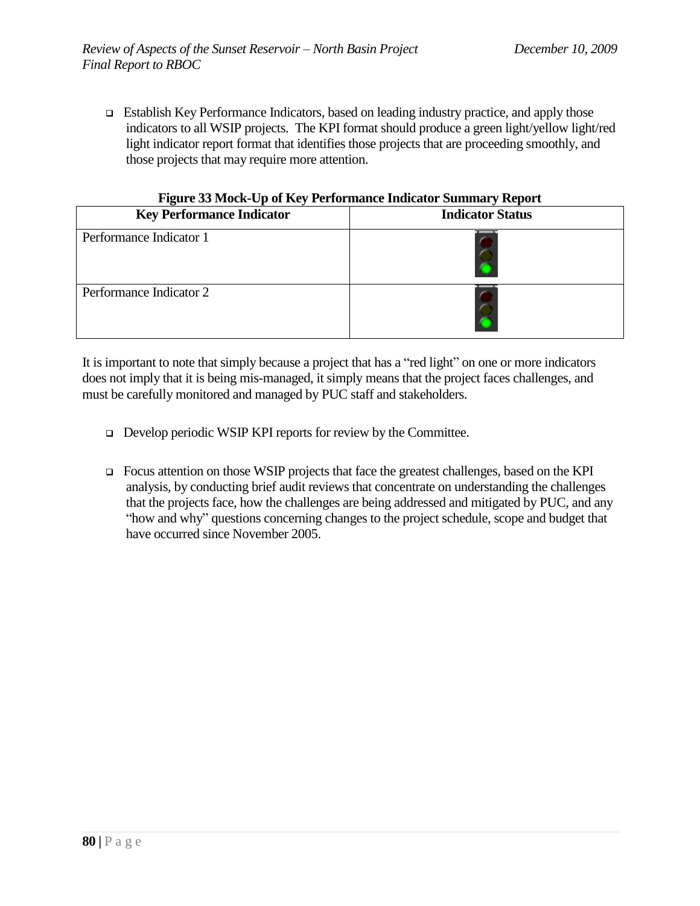- Establish Key Performance Indicators, based on leading industry practice, and apply those indicators to all WSIP projects. The KPI format should produce a green light/yellow light/red light indicator report format that identifies those projects that are proceeding smoothly, and those projects that may require more attention.

**Figure 33 Mock-Up of Key Performance Indicator Summary Report**

| Key Performance Indicator | Indicator Status |
| --- | --- |
| Performance Indicator 1 | |
| Performance Indicator 2 | |

It is important to note that simply because a project that has a "red light" on one or more indicators does not imply that it is being mis-managed, it simply means that the project faces challenges, and must be carefully monitored and managed by PUC staff and stakeholders.

- Develop periodic WSIP KPI reports for review by the Committee.

- Focus attention on those WSIP projects that face the greatest challenges, based on the KPI analysis, by conducting brief audit reviews that concentrate on understanding the challenges that the projects face, how the challenges are being addressed and mitigated by PUC, and any "how and why" questions concerning changes to the project schedule, scope and budget that have occurred since November 2005.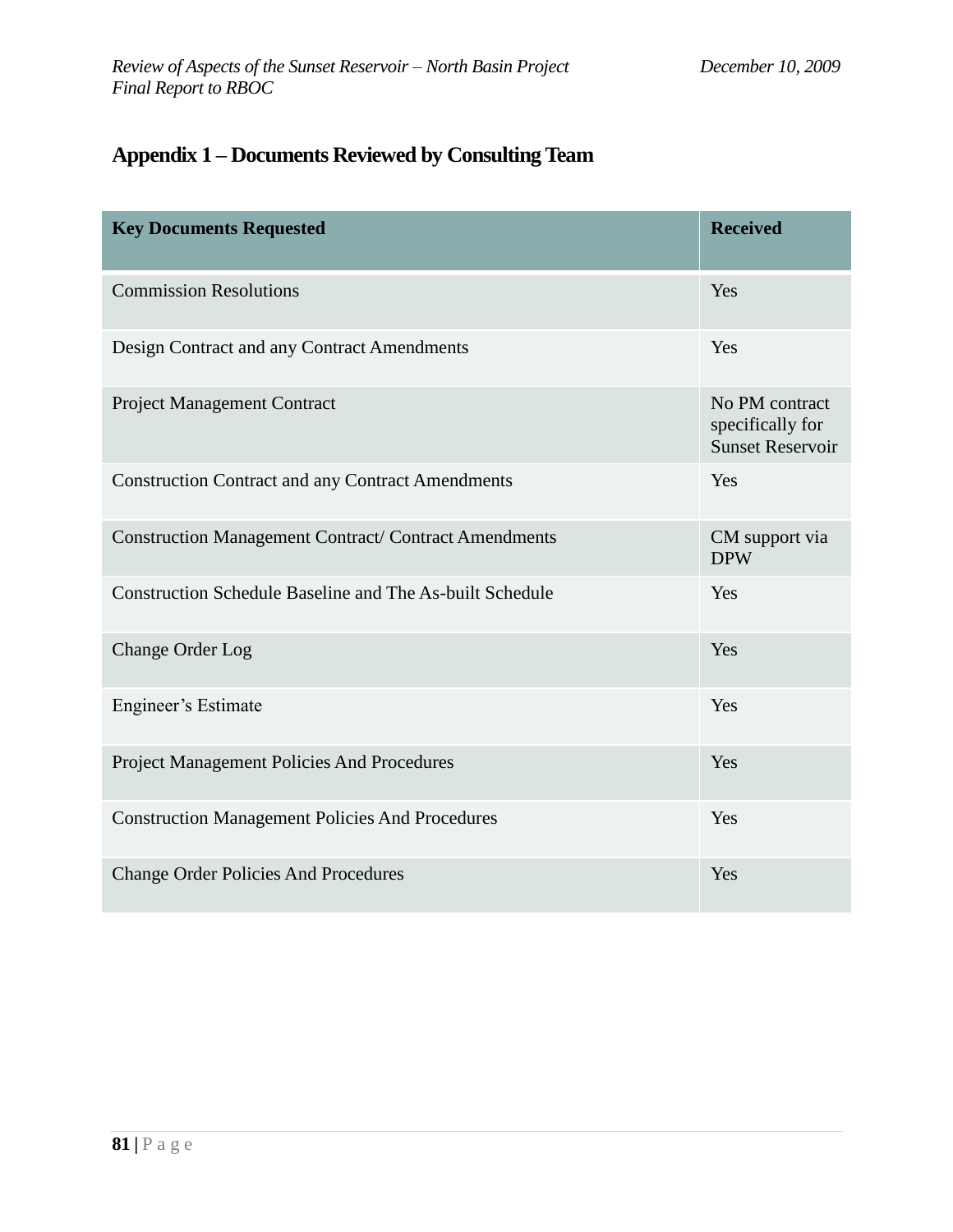## Appendix 1 – Documents Reviewed by Consulting Team

| Key Documents Requested | Received |
|---|---|
| Commission Resolutions | Yes |
| Design Contract and any Contract Amendments | Yes |
| Project Management Contract | No PM contract specifically for Sunset Reservoir |
| Construction Contract and any Contract Amendments | Yes |
| Construction Management Contract/ Contract Amendments | CM support via DPW |
| Construction Schedule Baseline and The As-built Schedule | Yes |
| Change Order Log | Yes |
| Engineer's Estimate | Yes |
| Project Management Policies And Procedures | Yes |
| Construction Management Policies And Procedures | Yes |
| Change Order Policies And Procedures | Yes |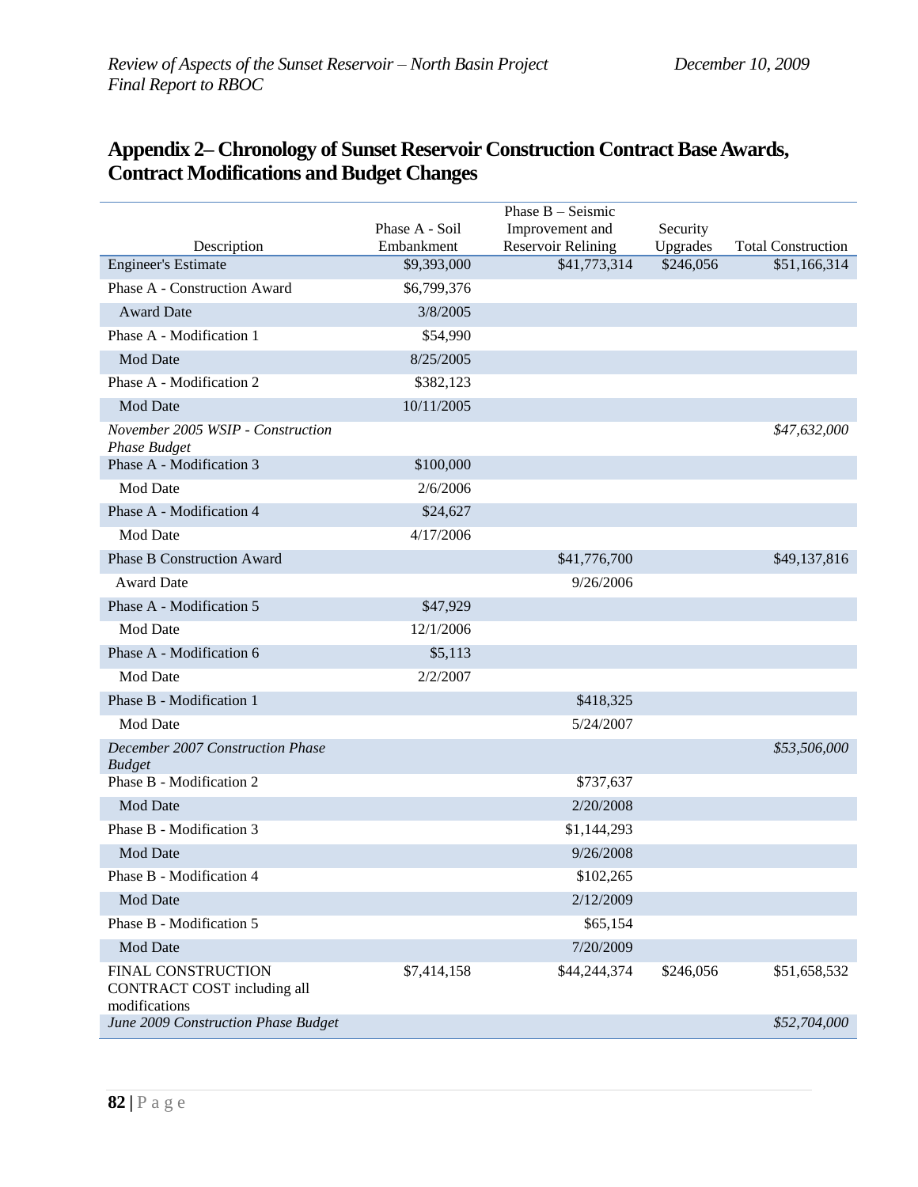## Appendix 2– Chronology of Sunset Reservoir Construction Contract Base Awards, Contract Modifications and Budget Changes

| Description | Phase A - Soil Embankment | Phase B – Seismic Improvement and Reservoir Relining | Security Upgrades | Total Construction |
|---|---|---|---|---|
| Engineer's Estimate | $9,393,000 | $41,773,314 | $246,056 | $51,166,314 |
| Phase A - Construction Award | $6,799,376 | | | |
| Award Date | 3/8/2005 | | | |
| Phase A - Modification 1 | $54,990 | | | |
| Mod Date | 8/25/2005 | | | |
| Phase A - Modification 2 | $382,123 | | | |
| Mod Date | 10/11/2005 | | | |
| *November 2005 WSIP - Construction Phase Budget* | | | | *$47,632,000* |
| Phase A - Modification 3 | $100,000 | | | |
| Mod Date | 2/6/2006 | | | |
| Phase A - Modification 4 | $24,627 | | | |
| Mod Date | 4/17/2006 | | | |
| Phase B Construction Award | | $41,776,700 | | $49,137,816 |
| Award Date | | 9/26/2006 | | |
| Phase A - Modification 5 | $47,929 | | | |
| Mod Date | 12/1/2006 | | | |
| Phase A - Modification 6 | $5,113 | | | |
| Mod Date | 2/2/2007 | | | |
| Phase B - Modification 1 | | $418,325 | | |
| Mod Date | | 5/24/2007 | | |
| *December 2007 Construction Phase Budget* | | | | *$53,506,000* |
| Phase B - Modification 2 | | $737,637 | | |
| Mod Date | | 2/20/2008 | | |
| Phase B - Modification 3 | | $1,144,293 | | |
| Mod Date | | 9/26/2008 | | |
| Phase B - Modification 4 | | $102,265 | | |
| Mod Date | | 2/12/2009 | | |
| Phase B - Modification 5 | | $65,154 | | |
| Mod Date | | 7/20/2009 | | |
| FINAL CONSTRUCTION CONTRACT COST including all modifications | $7,414,158 | $44,244,374 | $246,056 | $51,658,532 |
| *June 2009 Construction Phase Budget* | | | | *$52,704,000* |